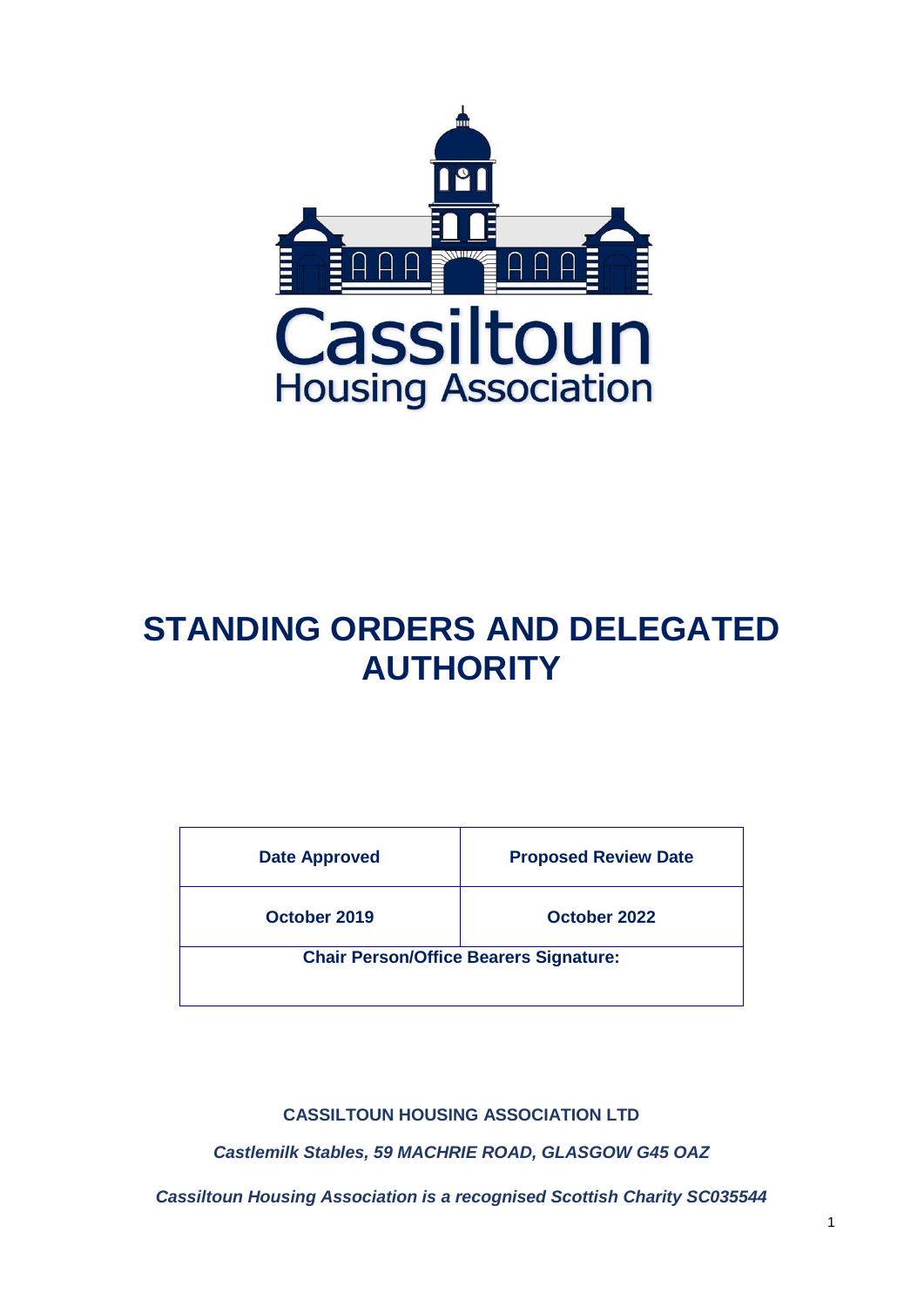Cassiltoun
Housing Association

# STANDING ORDERS AND DELEGATED AUTHORITY

| Date Approved | Proposed Review Date |
| --- | --- |
| October 2019 | October 2022 |
| Chair Person/Office Bearers Signature: | |

**CASSILTOUN HOUSING ASSOCIATION LTD**

***Castlemilk Stables, 59 MACHRIE ROAD, GLASGOW G45 OAZ***

***Cassiltoun Housing Association is a recognised Scottish Charity SC035544***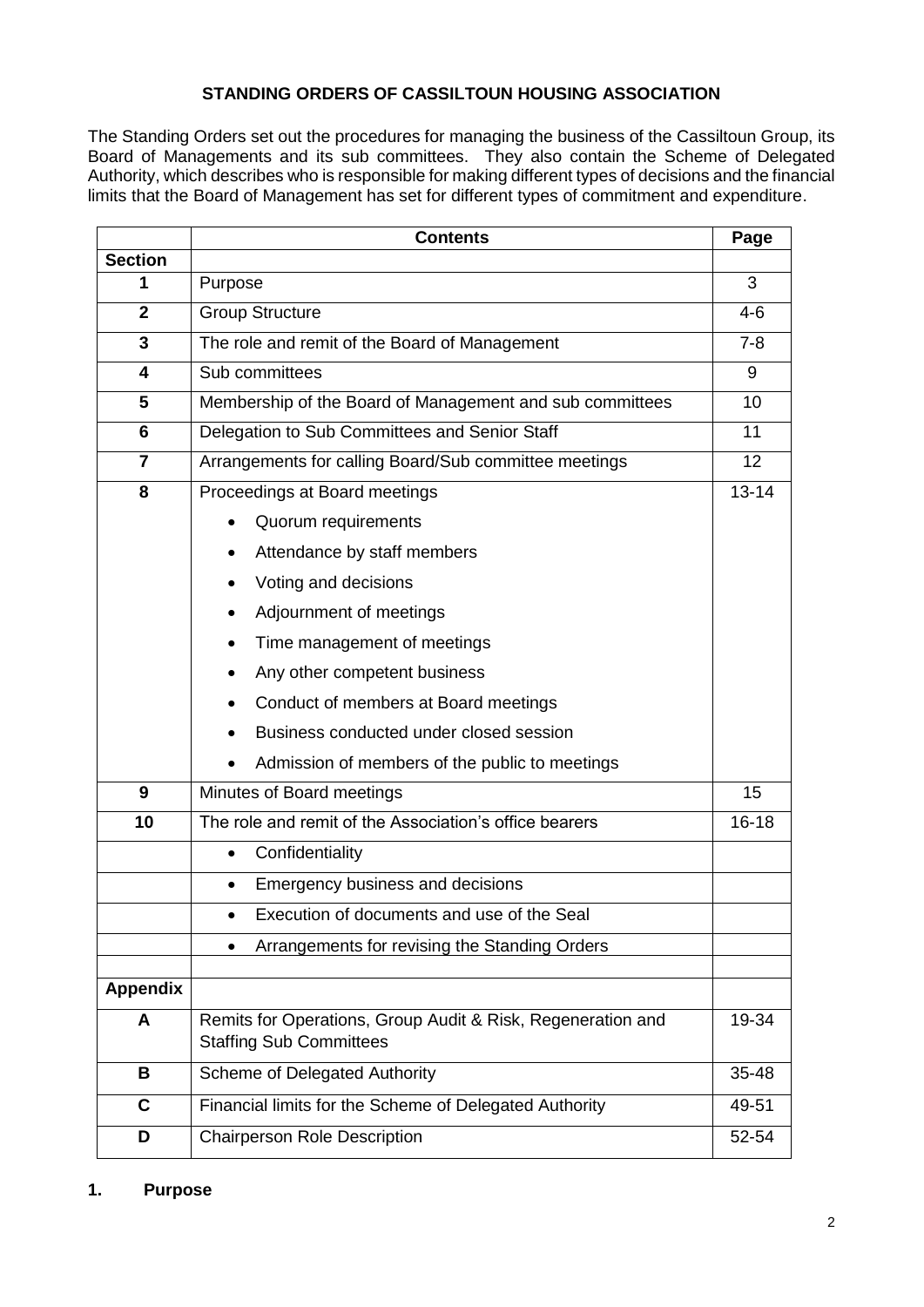# STANDING ORDERS OF CASSILTOUN HOUSING ASSOCIATION

The Standing Orders set out the procedures for managing the business of the Cassiltoun Group, its Board of Managements and its sub committees. They also contain the Scheme of Delegated Authority, which describes who is responsible for making different types of decisions and the financial limits that the Board of Management has set for different types of commitment and expenditure.

| | **Contents** | **Page** |
|---|---|---|
| **Section** | | |
| **1** | Purpose | 3 |
| **2** | Group Structure | 4-6 |
| **3** | The role and remit of the Board of Management | 7-8 |
| **4** | Sub committees | 9 |
| **5** | Membership of the Board of Management and sub committees | 10 |
| **6** | Delegation to Sub Committees and Senior Staff | 11 |
| **7** | Arrangements for calling Board/Sub committee meetings | 12 |
| **8** | Proceedings at Board meetings<br>• Quorum requirements<br>• Attendance by staff members<br>• Voting and decisions<br>• Adjournment of meetings<br>• Time management of meetings<br>• Any other competent business<br>• Conduct of members at Board meetings<br>• Business conducted under closed session<br>• Admission of members of the public to meetings | 13-14 |
| **9** | Minutes of Board meetings | 15 |
| **10** | The role and remit of the Association's office bearers | 16-18 |
| | • Confidentiality | |
| | • Emergency business and decisions | |
| | • Execution of documents and use of the Seal | |
| | • Arrangements for revising the Standing Orders | |
| | | |
| **Appendix** | | |
| **A** | Remits for Operations, Group Audit & Risk, Regeneration and Staffing Sub Committees | 19-34 |
| **B** | Scheme of Delegated Authority | 35-48 |
| **C** | Financial limits for the Scheme of Delegated Authority | 49-51 |
| **D** | Chairperson Role Description | 52-54 |

## 1. Purpose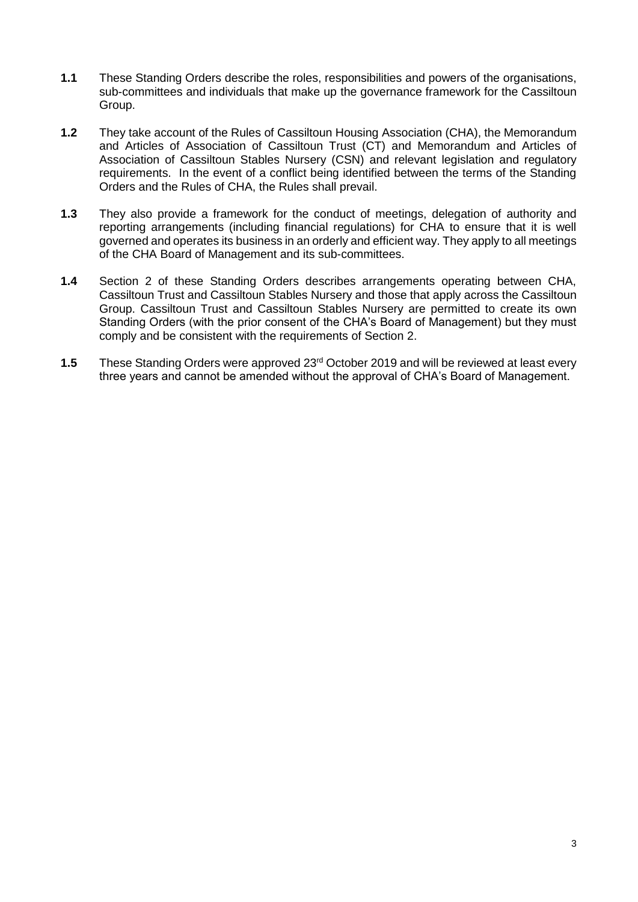**1.1** These Standing Orders describe the roles, responsibilities and powers of the organisations, sub-committees and individuals that make up the governance framework for the Cassiltoun Group.

**1.2** They take account of the Rules of Cassiltoun Housing Association (CHA), the Memorandum and Articles of Association of Cassiltoun Trust (CT) and Memorandum and Articles of Association of Cassiltoun Stables Nursery (CSN) and relevant legislation and regulatory requirements. In the event of a conflict being identified between the terms of the Standing Orders and the Rules of CHA, the Rules shall prevail.

**1.3** They also provide a framework for the conduct of meetings, delegation of authority and reporting arrangements (including financial regulations) for CHA to ensure that it is well governed and operates its business in an orderly and efficient way. They apply to all meetings of the CHA Board of Management and its sub-committees.

**1.4** Section 2 of these Standing Orders describes arrangements operating between CHA, Cassiltoun Trust and Cassiltoun Stables Nursery and those that apply across the Cassiltoun Group. Cassiltoun Trust and Cassiltoun Stables Nursery are permitted to create its own Standing Orders (with the prior consent of the CHA's Board of Management) but they must comply and be consistent with the requirements of Section 2.

**1.5** These Standing Orders were approved 23rd October 2019 and will be reviewed at least every three years and cannot be amended without the approval of CHA's Board of Management.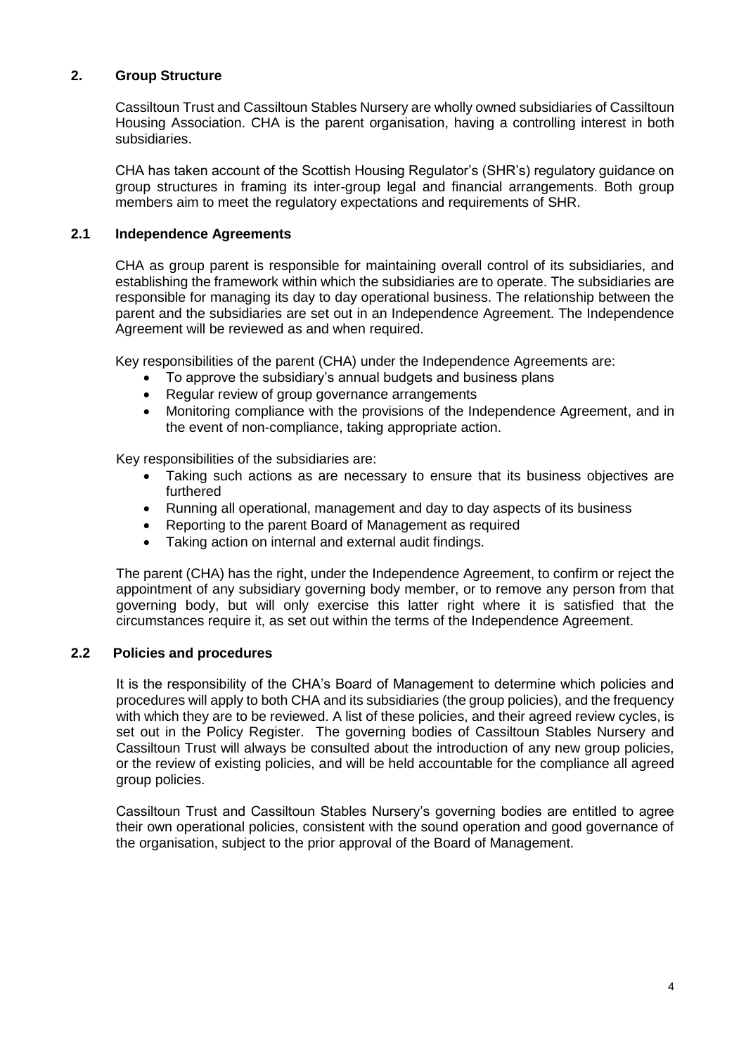## 2. Group Structure

Cassiltoun Trust and Cassiltoun Stables Nursery are wholly owned subsidiaries of Cassiltoun Housing Association. CHA is the parent organisation, having a controlling interest in both subsidiaries.

CHA has taken account of the Scottish Housing Regulator's (SHR's) regulatory guidance on group structures in framing its inter-group legal and financial arrangements. Both group members aim to meet the regulatory expectations and requirements of SHR.

### 2.1 Independence Agreements

CHA as group parent is responsible for maintaining overall control of its subsidiaries, and establishing the framework within which the subsidiaries are to operate. The subsidiaries are responsible for managing its day to day operational business. The relationship between the parent and the subsidiaries are set out in an Independence Agreement. The Independence Agreement will be reviewed as and when required.

Key responsibilities of the parent (CHA) under the Independence Agreements are:

- To approve the subsidiary's annual budgets and business plans
- Regular review of group governance arrangements
- Monitoring compliance with the provisions of the Independence Agreement, and in the event of non-compliance, taking appropriate action.

Key responsibilities of the subsidiaries are:

- Taking such actions as are necessary to ensure that its business objectives are furthered
- Running all operational, management and day to day aspects of its business
- Reporting to the parent Board of Management as required
- Taking action on internal and external audit findings.

The parent (CHA) has the right, under the Independence Agreement, to confirm or reject the appointment of any subsidiary governing body member, or to remove any person from that governing body, but will only exercise this latter right where it is satisfied that the circumstances require it, as set out within the terms of the Independence Agreement.

### 2.2 Policies and procedures

It is the responsibility of the CHA's Board of Management to determine which policies and procedures will apply to both CHA and its subsidiaries (the group policies), and the frequency with which they are to be reviewed. A list of these policies, and their agreed review cycles, is set out in the Policy Register. The governing bodies of Cassiltoun Stables Nursery and Cassiltoun Trust will always be consulted about the introduction of any new group policies, or the review of existing policies, and will be held accountable for the compliance all agreed group policies.

Cassiltoun Trust and Cassiltoun Stables Nursery's governing bodies are entitled to agree their own operational policies, consistent with the sound operation and good governance of the organisation, subject to the prior approval of the Board of Management.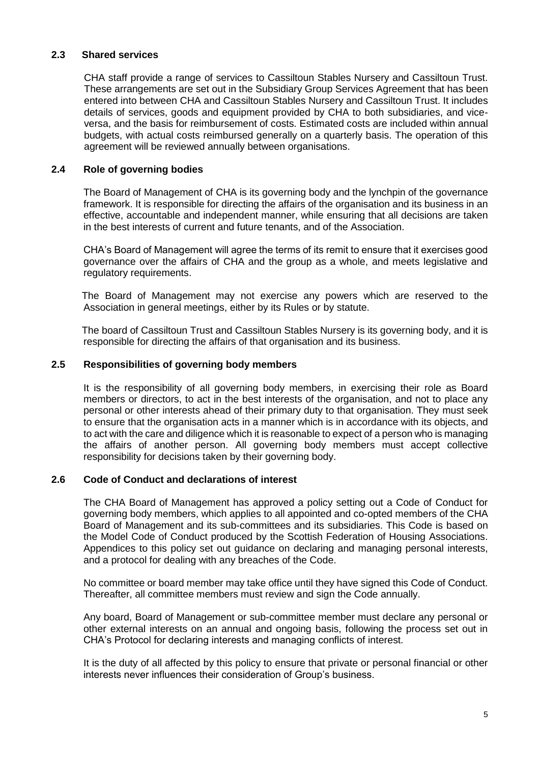### 2.3 Shared services

CHA staff provide a range of services to Cassiltoun Stables Nursery and Cassiltoun Trust. These arrangements are set out in the Subsidiary Group Services Agreement that has been entered into between CHA and Cassiltoun Stables Nursery and Cassiltoun Trust. It includes details of services, goods and equipment provided by CHA to both subsidiaries, and vice-versa, and the basis for reimbursement of costs. Estimated costs are included within annual budgets, with actual costs reimbursed generally on a quarterly basis. The operation of this agreement will be reviewed annually between organisations.

### 2.4 Role of governing bodies

The Board of Management of CHA is its governing body and the lynchpin of the governance framework. It is responsible for directing the affairs of the organisation and its business in an effective, accountable and independent manner, while ensuring that all decisions are taken in the best interests of current and future tenants, and of the Association.

CHA's Board of Management will agree the terms of its remit to ensure that it exercises good governance over the affairs of CHA and the group as a whole, and meets legislative and regulatory requirements.

The Board of Management may not exercise any powers which are reserved to the Association in general meetings, either by its Rules or by statute.

The board of Cassiltoun Trust and Cassiltoun Stables Nursery is its governing body, and it is responsible for directing the affairs of that organisation and its business.

### 2.5 Responsibilities of governing body members

It is the responsibility of all governing body members, in exercising their role as Board members or directors, to act in the best interests of the organisation, and not to place any personal or other interests ahead of their primary duty to that organisation. They must seek to ensure that the organisation acts in a manner which is in accordance with its objects, and to act with the care and diligence which it is reasonable to expect of a person who is managing the affairs of another person. All governing body members must accept collective responsibility for decisions taken by their governing body.

### 2.6 Code of Conduct and declarations of interest

The CHA Board of Management has approved a policy setting out a Code of Conduct for governing body members, which applies to all appointed and co-opted members of the CHA Board of Management and its sub-committees and its subsidiaries. This Code is based on the Model Code of Conduct produced by the Scottish Federation of Housing Associations. Appendices to this policy set out guidance on declaring and managing personal interests, and a protocol for dealing with any breaches of the Code.

No committee or board member may take office until they have signed this Code of Conduct. Thereafter, all committee members must review and sign the Code annually.

Any board, Board of Management or sub-committee member must declare any personal or other external interests on an annual and ongoing basis, following the process set out in CHA's Protocol for declaring interests and managing conflicts of interest.

It is the duty of all affected by this policy to ensure that private or personal financial or other interests never influences their consideration of Group's business.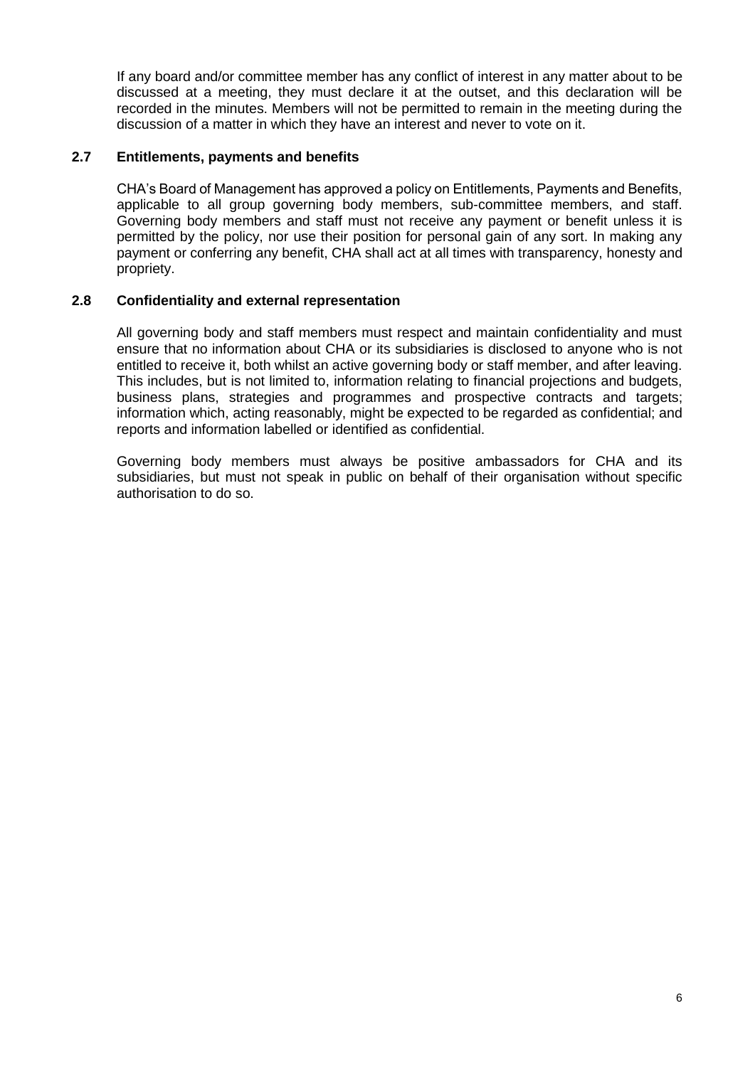If any board and/or committee member has any conflict of interest in any matter about to be discussed at a meeting, they must declare it at the outset, and this declaration will be recorded in the minutes. Members will not be permitted to remain in the meeting during the discussion of a matter in which they have an interest and never to vote on it.

### 2.7 Entitlements, payments and benefits

CHA's Board of Management has approved a policy on Entitlements, Payments and Benefits, applicable to all group governing body members, sub-committee members, and staff. Governing body members and staff must not receive any payment or benefit unless it is permitted by the policy, nor use their position for personal gain of any sort. In making any payment or conferring any benefit, CHA shall act at all times with transparency, honesty and propriety.

### 2.8 Confidentiality and external representation

All governing body and staff members must respect and maintain confidentiality and must ensure that no information about CHA or its subsidiaries is disclosed to anyone who is not entitled to receive it, both whilst an active governing body or staff member, and after leaving. This includes, but is not limited to, information relating to financial projections and budgets, business plans, strategies and programmes and prospective contracts and targets; information which, acting reasonably, might be expected to be regarded as confidential; and reports and information labelled or identified as confidential.

Governing body members must always be positive ambassadors for CHA and its subsidiaries, but must not speak in public on behalf of their organisation without specific authorisation to do so.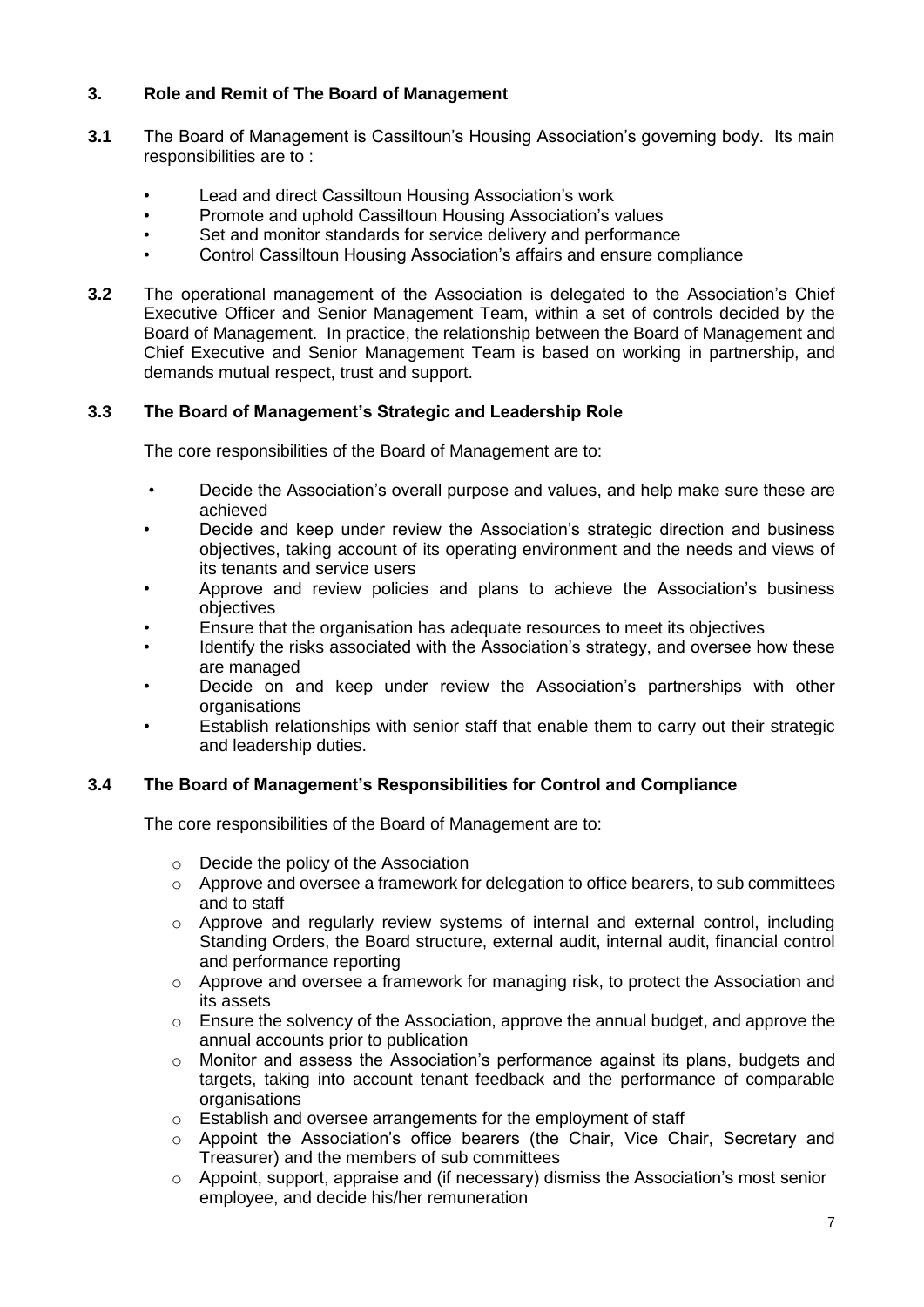## 3. Role and Remit of The Board of Management

**3.1** The Board of Management is Cassiltoun's Housing Association's governing body. Its main responsibilities are to :

- Lead and direct Cassiltoun Housing Association's work
- Promote and uphold Cassiltoun Housing Association's values
- Set and monitor standards for service delivery and performance
- Control Cassiltoun Housing Association's affairs and ensure compliance

**3.2** The operational management of the Association is delegated to the Association's Chief Executive Officer and Senior Management Team, within a set of controls decided by the Board of Management. In practice, the relationship between the Board of Management and Chief Executive and Senior Management Team is based on working in partnership, and demands mutual respect, trust and support.

### 3.3 The Board of Management's Strategic and Leadership Role

The core responsibilities of the Board of Management are to:

- Decide the Association's overall purpose and values, and help make sure these are achieved
- Decide and keep under review the Association's strategic direction and business objectives, taking account of its operating environment and the needs and views of its tenants and service users
- Approve and review policies and plans to achieve the Association's business objectives
- Ensure that the organisation has adequate resources to meet its objectives
- Identify the risks associated with the Association's strategy, and oversee how these are managed
- Decide on and keep under review the Association's partnerships with other organisations
- Establish relationships with senior staff that enable them to carry out their strategic and leadership duties.

### 3.4 The Board of Management's Responsibilities for Control and Compliance

The core responsibilities of the Board of Management are to:

- Decide the policy of the Association
- Approve and oversee a framework for delegation to office bearers, to sub committees and to staff
- Approve and regularly review systems of internal and external control, including Standing Orders, the Board structure, external audit, internal audit, financial control and performance reporting
- Approve and oversee a framework for managing risk, to protect the Association and its assets
- Ensure the solvency of the Association, approve the annual budget, and approve the annual accounts prior to publication
- Monitor and assess the Association's performance against its plans, budgets and targets, taking into account tenant feedback and the performance of comparable organisations
- Establish and oversee arrangements for the employment of staff
- Appoint the Association's office bearers (the Chair, Vice Chair, Secretary and Treasurer) and the members of sub committees
- Appoint, support, appraise and (if necessary) dismiss the Association's most senior employee, and decide his/her remuneration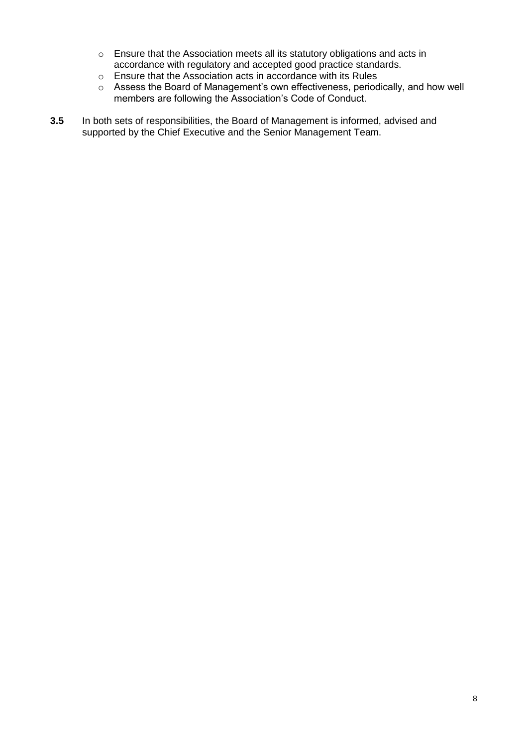- Ensure that the Association meets all its statutory obligations and acts in accordance with regulatory and accepted good practice standards.
- Ensure that the Association acts in accordance with its Rules
- Assess the Board of Management's own effectiveness, periodically, and how well members are following the Association's Code of Conduct.

**3.5** In both sets of responsibilities, the Board of Management is informed, advised and supported by the Chief Executive and the Senior Management Team.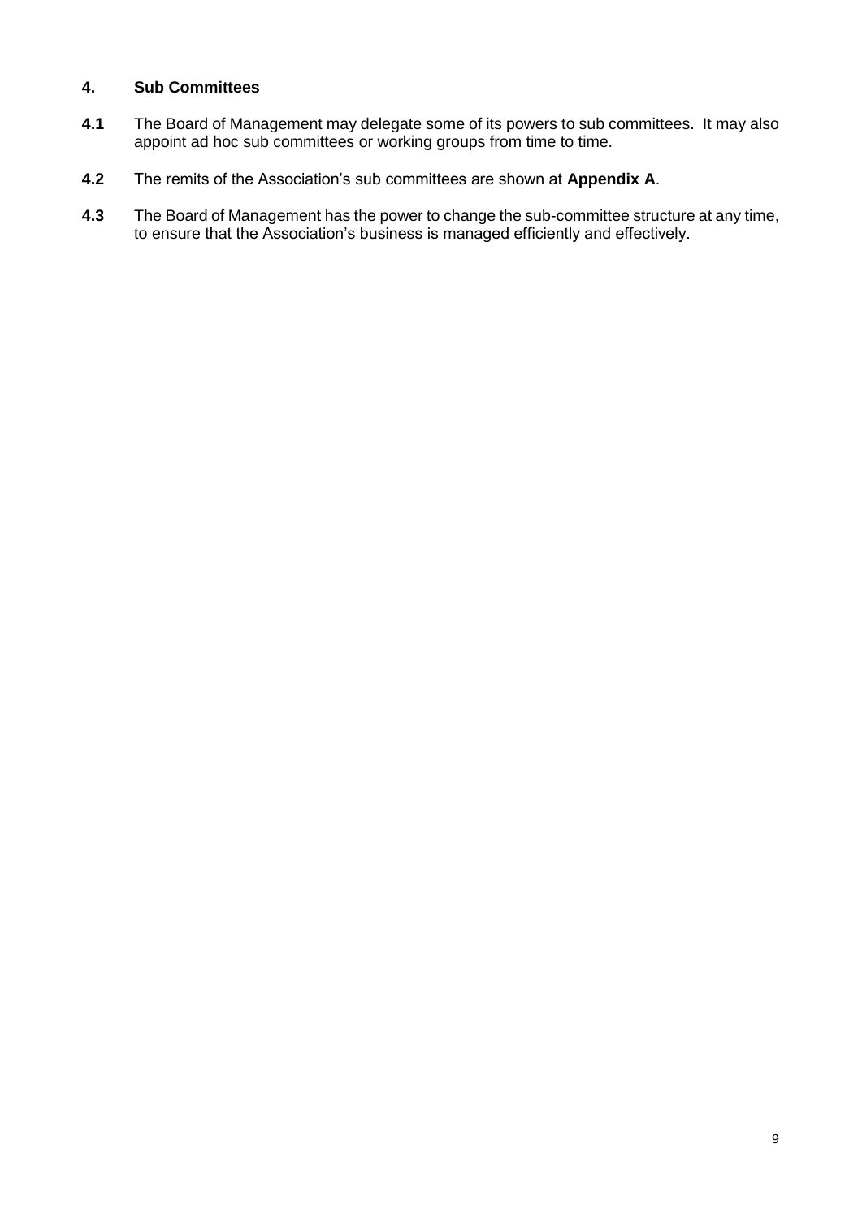## 4. Sub Committees

**4.1** The Board of Management may delegate some of its powers to sub committees. It may also appoint ad hoc sub committees or working groups from time to time.

**4.2** The remits of the Association's sub committees are shown at **Appendix A**.

**4.3** The Board of Management has the power to change the sub-committee structure at any time, to ensure that the Association's business is managed efficiently and effectively.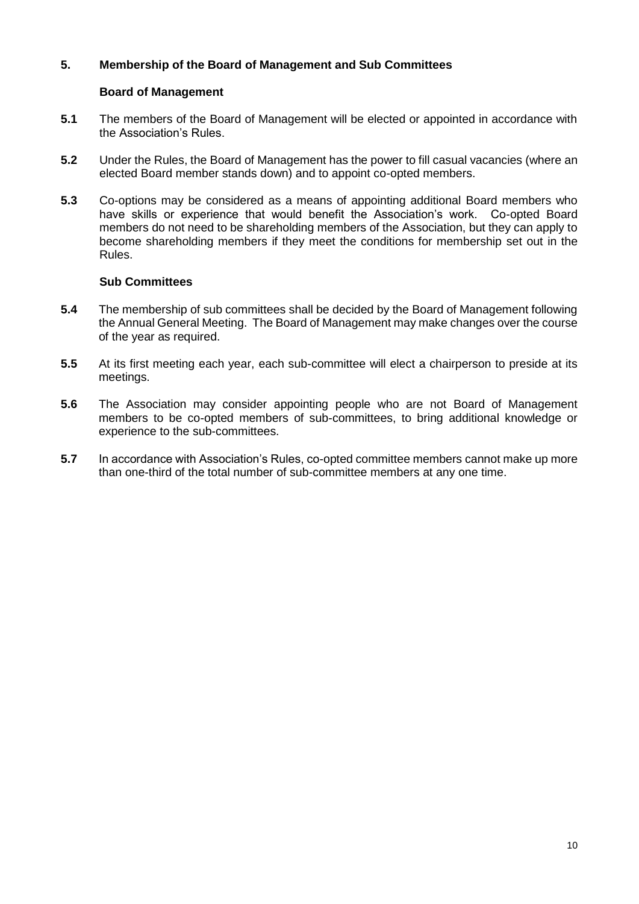## 5. Membership of the Board of Management and Sub Committees

### Board of Management

**5.1** The members of the Board of Management will be elected or appointed in accordance with the Association's Rules.

**5.2** Under the Rules, the Board of Management has the power to fill casual vacancies (where an elected Board member stands down) and to appoint co-opted members.

**5.3** Co-options may be considered as a means of appointing additional Board members who have skills or experience that would benefit the Association's work. Co-opted Board members do not need to be shareholding members of the Association, but they can apply to become shareholding members if they meet the conditions for membership set out in the Rules.

### Sub Committees

**5.4** The membership of sub committees shall be decided by the Board of Management following the Annual General Meeting. The Board of Management may make changes over the course of the year as required.

**5.5** At its first meeting each year, each sub-committee will elect a chairperson to preside at its meetings.

**5.6** The Association may consider appointing people who are not Board of Management members to be co-opted members of sub-committees, to bring additional knowledge or experience to the sub-committees.

**5.7** In accordance with Association's Rules, co-opted committee members cannot make up more than one-third of the total number of sub-committee members at any one time.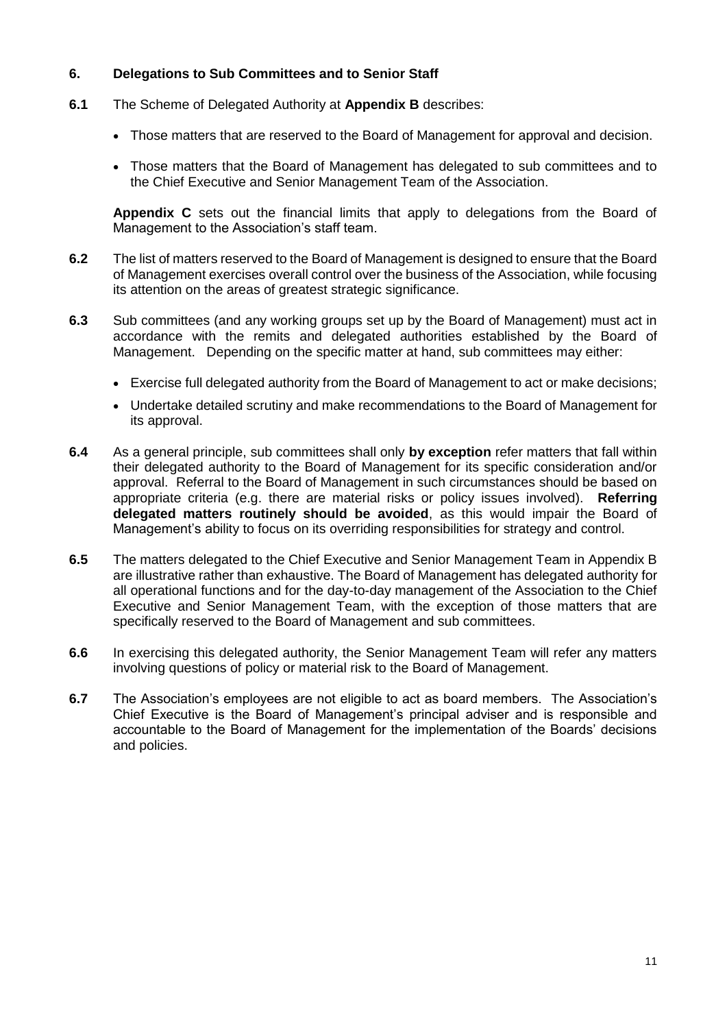## 6. Delegations to Sub Committees and to Senior Staff

**6.1** The Scheme of Delegated Authority at **Appendix B** describes:

- Those matters that are reserved to the Board of Management for approval and decision.
- Those matters that the Board of Management has delegated to sub committees and to the Chief Executive and Senior Management Team of the Association.

**Appendix C** sets out the financial limits that apply to delegations from the Board of Management to the Association's staff team.

**6.2** The list of matters reserved to the Board of Management is designed to ensure that the Board of Management exercises overall control over the business of the Association, while focusing its attention on the areas of greatest strategic significance.

**6.3** Sub committees (and any working groups set up by the Board of Management) must act in accordance with the remits and delegated authorities established by the Board of Management. Depending on the specific matter at hand, sub committees may either:

- Exercise full delegated authority from the Board of Management to act or make decisions;
- Undertake detailed scrutiny and make recommendations to the Board of Management for its approval.

**6.4** As a general principle, sub committees shall only **by exception** refer matters that fall within their delegated authority to the Board of Management for its specific consideration and/or approval. Referral to the Board of Management in such circumstances should be based on appropriate criteria (e.g. there are material risks or policy issues involved). **Referring delegated matters routinely should be avoided**, as this would impair the Board of Management's ability to focus on its overriding responsibilities for strategy and control.

**6.5** The matters delegated to the Chief Executive and Senior Management Team in Appendix B are illustrative rather than exhaustive. The Board of Management has delegated authority for all operational functions and for the day-to-day management of the Association to the Chief Executive and Senior Management Team, with the exception of those matters that are specifically reserved to the Board of Management and sub committees.

**6.6** In exercising this delegated authority, the Senior Management Team will refer any matters involving questions of policy or material risk to the Board of Management.

**6.7** The Association's employees are not eligible to act as board members. The Association's Chief Executive is the Board of Management's principal adviser and is responsible and accountable to the Board of Management for the implementation of the Boards' decisions and policies.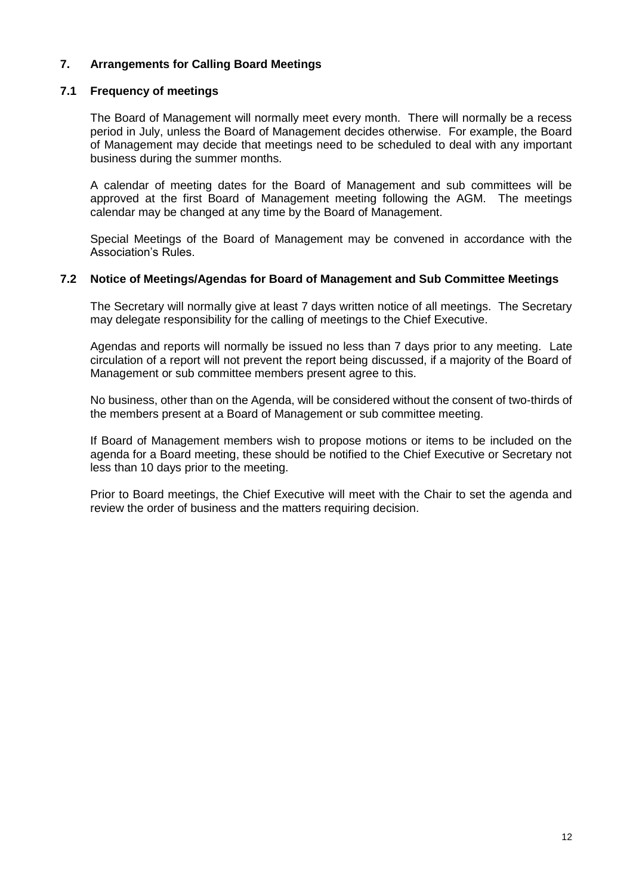## 7. Arrangements for Calling Board Meetings

### 7.1 Frequency of meetings

The Board of Management will normally meet every month. There will normally be a recess period in July, unless the Board of Management decides otherwise. For example, the Board of Management may decide that meetings need to be scheduled to deal with any important business during the summer months.

A calendar of meeting dates for the Board of Management and sub committees will be approved at the first Board of Management meeting following the AGM. The meetings calendar may be changed at any time by the Board of Management.

Special Meetings of the Board of Management may be convened in accordance with the Association's Rules.

### 7.2 Notice of Meetings/Agendas for Board of Management and Sub Committee Meetings

The Secretary will normally give at least 7 days written notice of all meetings. The Secretary may delegate responsibility for the calling of meetings to the Chief Executive.

Agendas and reports will normally be issued no less than 7 days prior to any meeting. Late circulation of a report will not prevent the report being discussed, if a majority of the Board of Management or sub committee members present agree to this.

No business, other than on the Agenda, will be considered without the consent of two-thirds of the members present at a Board of Management or sub committee meeting.

If Board of Management members wish to propose motions or items to be included on the agenda for a Board meeting, these should be notified to the Chief Executive or Secretary not less than 10 days prior to the meeting.

Prior to Board meetings, the Chief Executive will meet with the Chair to set the agenda and review the order of business and the matters requiring decision.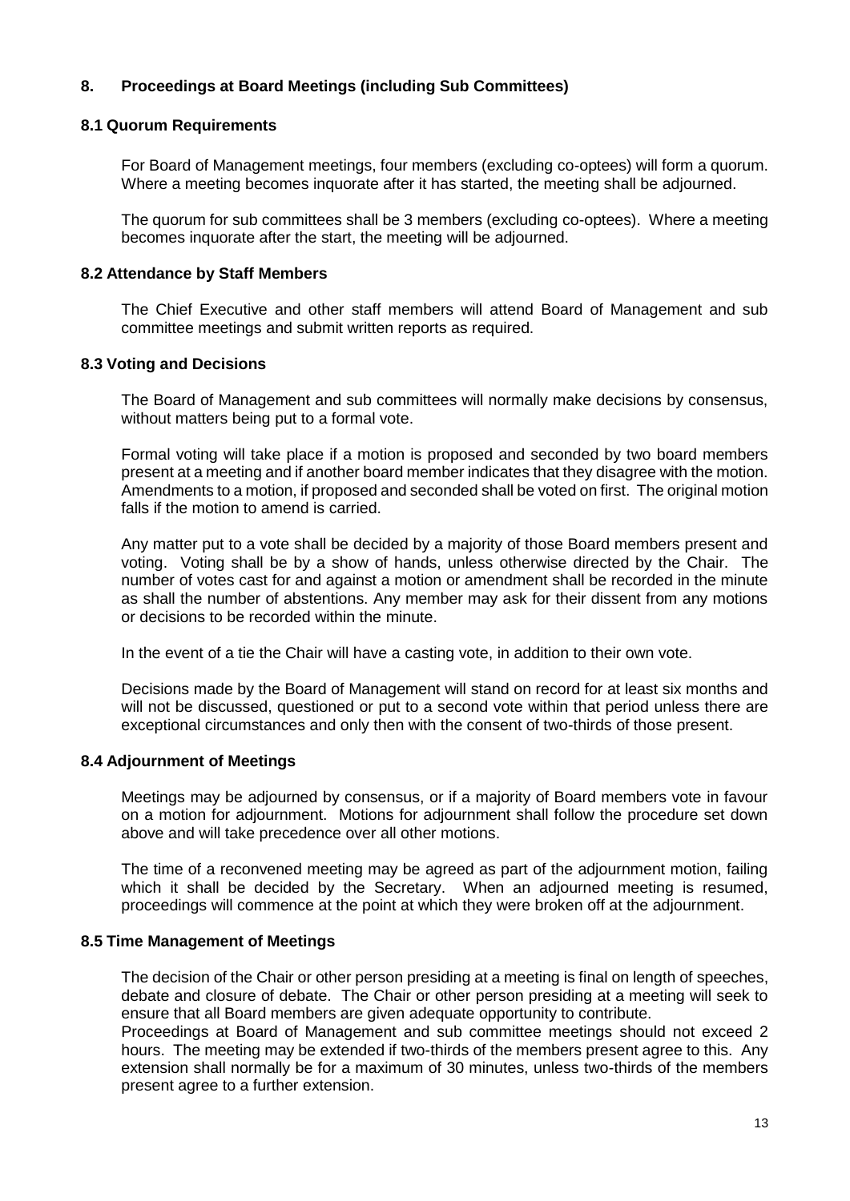## 8. Proceedings at Board Meetings (including Sub Committees)

### 8.1 Quorum Requirements

For Board of Management meetings, four members (excluding co-optees) will form a quorum. Where a meeting becomes inquorate after it has started, the meeting shall be adjourned.

The quorum for sub committees shall be 3 members (excluding co-optees). Where a meeting becomes inquorate after the start, the meeting will be adjourned.

### 8.2 Attendance by Staff Members

The Chief Executive and other staff members will attend Board of Management and sub committee meetings and submit written reports as required.

### 8.3 Voting and Decisions

The Board of Management and sub committees will normally make decisions by consensus, without matters being put to a formal vote.

Formal voting will take place if a motion is proposed and seconded by two board members present at a meeting and if another board member indicates that they disagree with the motion. Amendments to a motion, if proposed and seconded shall be voted on first. The original motion falls if the motion to amend is carried.

Any matter put to a vote shall be decided by a majority of those Board members present and voting. Voting shall be by a show of hands, unless otherwise directed by the Chair. The number of votes cast for and against a motion or amendment shall be recorded in the minute as shall the number of abstentions. Any member may ask for their dissent from any motions or decisions to be recorded within the minute.

In the event of a tie the Chair will have a casting vote, in addition to their own vote.

Decisions made by the Board of Management will stand on record for at least six months and will not be discussed, questioned or put to a second vote within that period unless there are exceptional circumstances and only then with the consent of two-thirds of those present.

### 8.4 Adjournment of Meetings

Meetings may be adjourned by consensus, or if a majority of Board members vote in favour on a motion for adjournment. Motions for adjournment shall follow the procedure set down above and will take precedence over all other motions.

The time of a reconvened meeting may be agreed as part of the adjournment motion, failing which it shall be decided by the Secretary. When an adjourned meeting is resumed, proceedings will commence at the point at which they were broken off at the adjournment.

### 8.5 Time Management of Meetings

The decision of the Chair or other person presiding at a meeting is final on length of speeches, debate and closure of debate. The Chair or other person presiding at a meeting will seek to ensure that all Board members are given adequate opportunity to contribute.

Proceedings at Board of Management and sub committee meetings should not exceed 2 hours. The meeting may be extended if two-thirds of the members present agree to this. Any extension shall normally be for a maximum of 30 minutes, unless two-thirds of the members present agree to a further extension.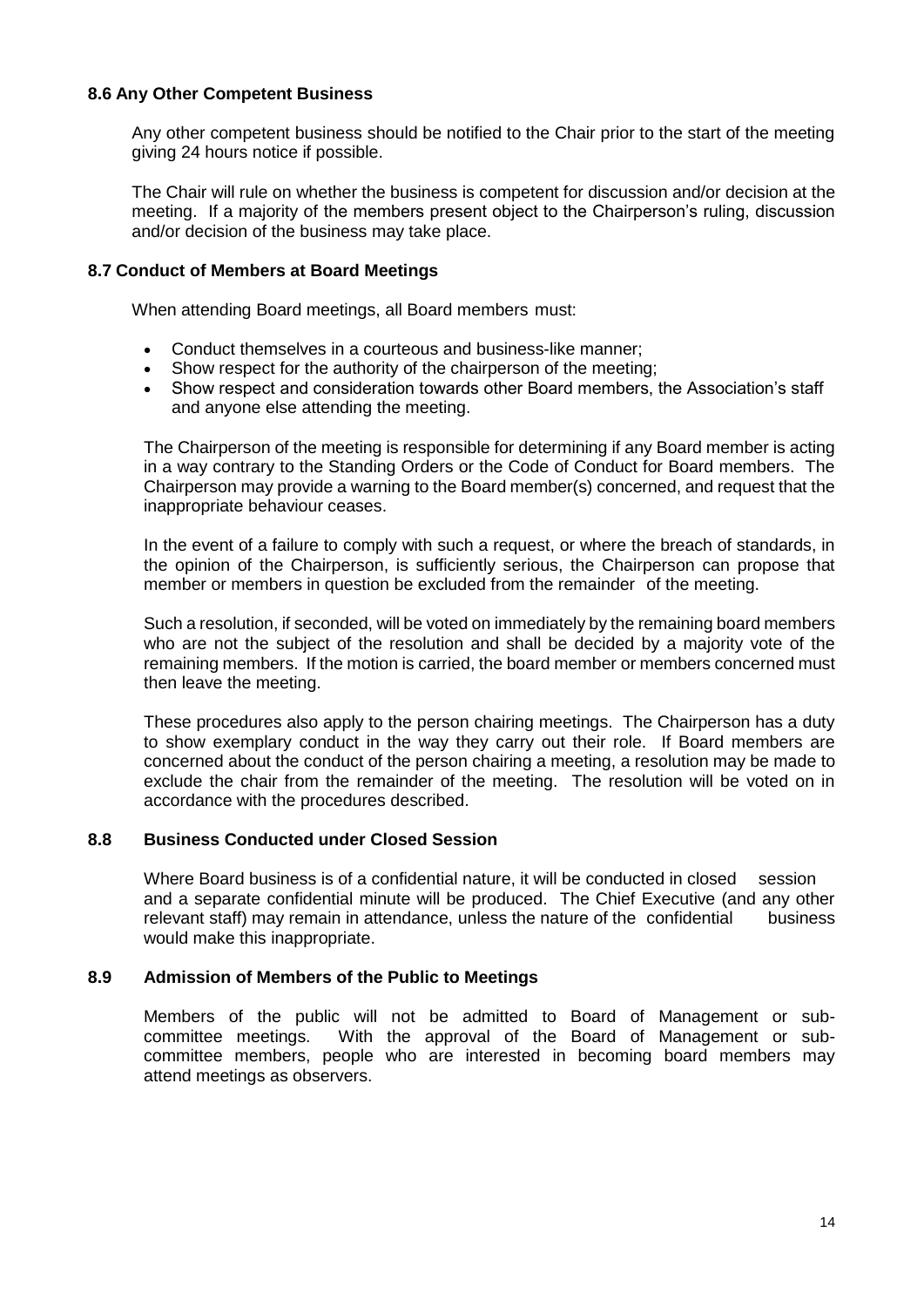### 8.6 Any Other Competent Business

Any other competent business should be notified to the Chair prior to the start of the meeting giving 24 hours notice if possible.

The Chair will rule on whether the business is competent for discussion and/or decision at the meeting. If a majority of the members present object to the Chairperson's ruling, discussion and/or decision of the business may take place.

### 8.7 Conduct of Members at Board Meetings

When attending Board meetings, all Board members must:

- Conduct themselves in a courteous and business-like manner;
- Show respect for the authority of the chairperson of the meeting;
- Show respect and consideration towards other Board members, the Association's staff and anyone else attending the meeting.

The Chairperson of the meeting is responsible for determining if any Board member is acting in a way contrary to the Standing Orders or the Code of Conduct for Board members. The Chairperson may provide a warning to the Board member(s) concerned, and request that the inappropriate behaviour ceases.

In the event of a failure to comply with such a request, or where the breach of standards, in the opinion of the Chairperson, is sufficiently serious, the Chairperson can propose that member or members in question be excluded from the remainder of the meeting.

Such a resolution, if seconded, will be voted on immediately by the remaining board members who are not the subject of the resolution and shall be decided by a majority vote of the remaining members. If the motion is carried, the board member or members concerned must then leave the meeting.

These procedures also apply to the person chairing meetings. The Chairperson has a duty to show exemplary conduct in the way they carry out their role. If Board members are concerned about the conduct of the person chairing a meeting, a resolution may be made to exclude the chair from the remainder of the meeting. The resolution will be voted on in accordance with the procedures described.

### 8.8 Business Conducted under Closed Session

Where Board business is of a confidential nature, it will be conducted in closed session and a separate confidential minute will be produced. The Chief Executive (and any other relevant staff) may remain in attendance, unless the nature of the confidential business would make this inappropriate.

### 8.9 Admission of Members of the Public to Meetings

Members of the public will not be admitted to Board of Management or sub-committee meetings. With the approval of the Board of Management or sub-committee members, people who are interested in becoming board members may attend meetings as observers.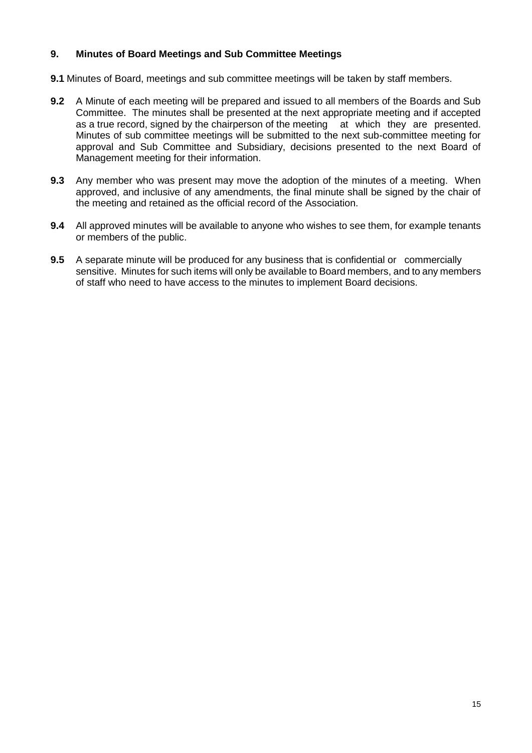## 9. Minutes of Board Meetings and Sub Committee Meetings

**9.1** Minutes of Board, meetings and sub committee meetings will be taken by staff members.

**9.2** A Minute of each meeting will be prepared and issued to all members of the Boards and Sub Committee. The minutes shall be presented at the next appropriate meeting and if accepted as a true record, signed by the chairperson of the meeting at which they are presented. Minutes of sub committee meetings will be submitted to the next sub-committee meeting for approval and Sub Committee and Subsidiary, decisions presented to the next Board of Management meeting for their information.

**9.3** Any member who was present may move the adoption of the minutes of a meeting. When approved, and inclusive of any amendments, the final minute shall be signed by the chair of the meeting and retained as the official record of the Association.

**9.4** All approved minutes will be available to anyone who wishes to see them, for example tenants or members of the public.

**9.5** A separate minute will be produced for any business that is confidential or commercially sensitive. Minutes for such items will only be available to Board members, and to any members of staff who need to have access to the minutes to implement Board decisions.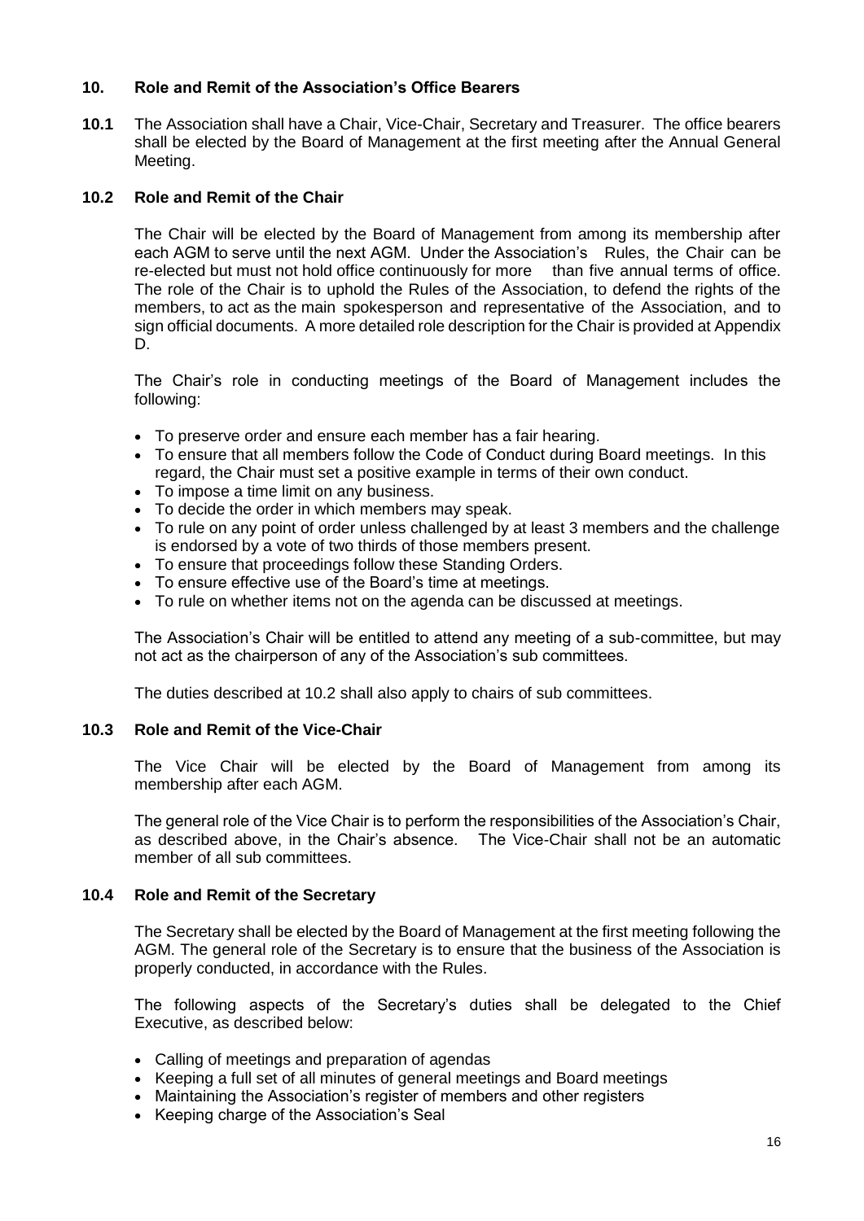## 10. Role and Remit of the Association's Office Bearers

**10.1** The Association shall have a Chair, Vice-Chair, Secretary and Treasurer. The office bearers shall be elected by the Board of Management at the first meeting after the Annual General Meeting.

### 10.2 Role and Remit of the Chair

The Chair will be elected by the Board of Management from among its membership after each AGM to serve until the next AGM. Under the Association's Rules, the Chair can be re-elected but must not hold office continuously for more than five annual terms of office. The role of the Chair is to uphold the Rules of the Association, to defend the rights of the members, to act as the main spokesperson and representative of the Association, and to sign official documents. A more detailed role description for the Chair is provided at Appendix D.

The Chair's role in conducting meetings of the Board of Management includes the following:

- To preserve order and ensure each member has a fair hearing.
- To ensure that all members follow the Code of Conduct during Board meetings. In this regard, the Chair must set a positive example in terms of their own conduct.
- To impose a time limit on any business.
- To decide the order in which members may speak.
- To rule on any point of order unless challenged by at least 3 members and the challenge is endorsed by a vote of two thirds of those members present.
- To ensure that proceedings follow these Standing Orders.
- To ensure effective use of the Board's time at meetings.
- To rule on whether items not on the agenda can be discussed at meetings.

The Association's Chair will be entitled to attend any meeting of a sub-committee, but may not act as the chairperson of any of the Association's sub committees.

The duties described at 10.2 shall also apply to chairs of sub committees.

### 10.3 Role and Remit of the Vice-Chair

The Vice Chair will be elected by the Board of Management from among its membership after each AGM.

The general role of the Vice Chair is to perform the responsibilities of the Association's Chair, as described above, in the Chair's absence. The Vice-Chair shall not be an automatic member of all sub committees.

### 10.4 Role and Remit of the Secretary

The Secretary shall be elected by the Board of Management at the first meeting following the AGM. The general role of the Secretary is to ensure that the business of the Association is properly conducted, in accordance with the Rules.

The following aspects of the Secretary's duties shall be delegated to the Chief Executive, as described below:

- Calling of meetings and preparation of agendas
- Keeping a full set of all minutes of general meetings and Board meetings
- Maintaining the Association's register of members and other registers
- Keeping charge of the Association's Seal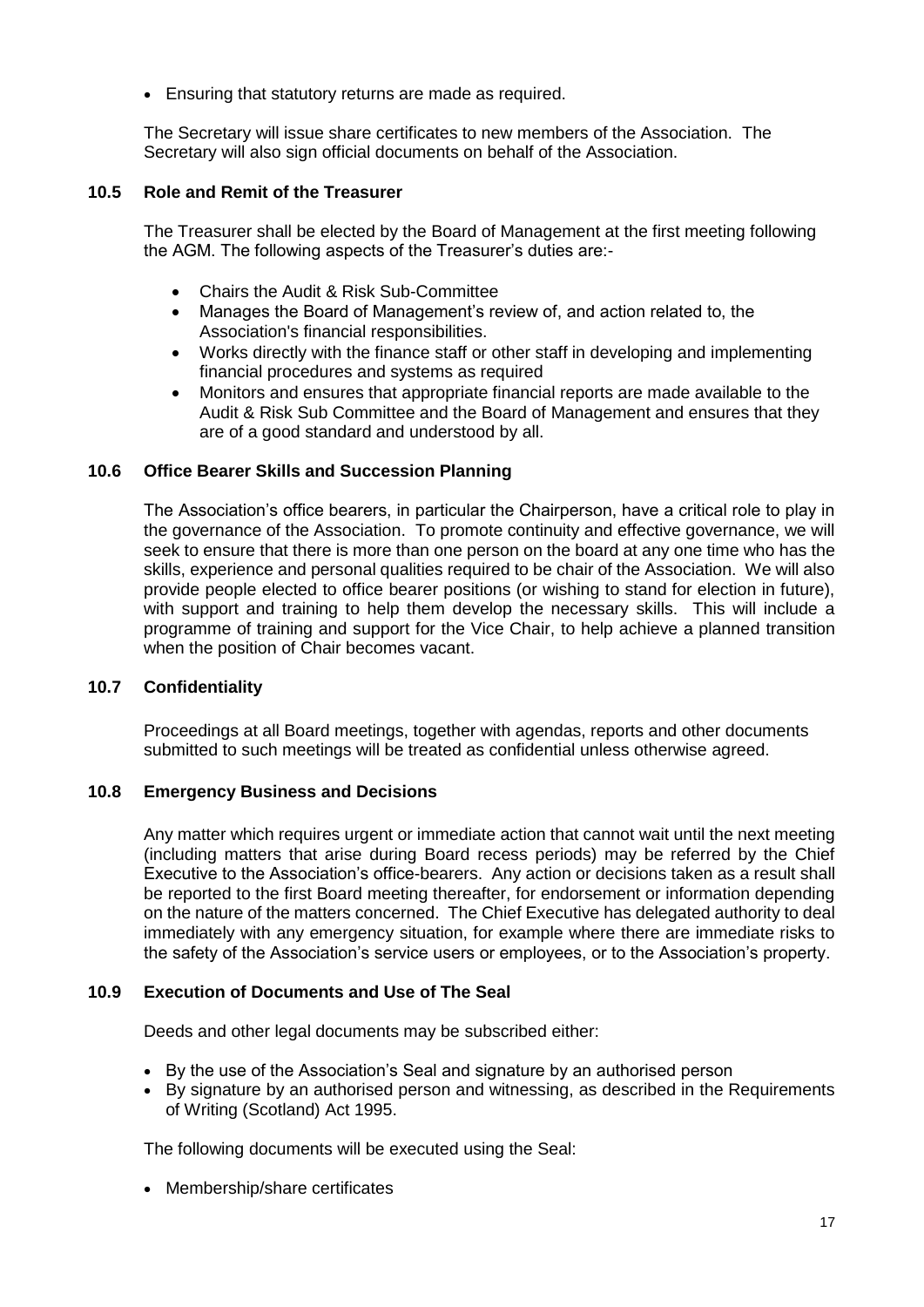- Ensuring that statutory returns are made as required.

The Secretary will issue share certificates to new members of the Association. The Secretary will also sign official documents on behalf of the Association.

### 10.5 Role and Remit of the Treasurer

The Treasurer shall be elected by the Board of Management at the first meeting following the AGM. The following aspects of the Treasurer's duties are:-

- Chairs the Audit & Risk Sub-Committee
- Manages the Board of Management's review of, and action related to, the Association's financial responsibilities.
- Works directly with the finance staff or other staff in developing and implementing financial procedures and systems as required
- Monitors and ensures that appropriate financial reports are made available to the Audit & Risk Sub Committee and the Board of Management and ensures that they are of a good standard and understood by all.

### 10.6 Office Bearer Skills and Succession Planning

The Association's office bearers, in particular the Chairperson, have a critical role to play in the governance of the Association. To promote continuity and effective governance, we will seek to ensure that there is more than one person on the board at any one time who has the skills, experience and personal qualities required to be chair of the Association. We will also provide people elected to office bearer positions (or wishing to stand for election in future), with support and training to help them develop the necessary skills. This will include a programme of training and support for the Vice Chair, to help achieve a planned transition when the position of Chair becomes vacant.

### 10.7 Confidentiality

Proceedings at all Board meetings, together with agendas, reports and other documents submitted to such meetings will be treated as confidential unless otherwise agreed.

### 10.8 Emergency Business and Decisions

Any matter which requires urgent or immediate action that cannot wait until the next meeting (including matters that arise during Board recess periods) may be referred by the Chief Executive to the Association's office-bearers. Any action or decisions taken as a result shall be reported to the first Board meeting thereafter, for endorsement or information depending on the nature of the matters concerned. The Chief Executive has delegated authority to deal immediately with any emergency situation, for example where there are immediate risks to the safety of the Association's service users or employees, or to the Association's property.

### 10.9 Execution of Documents and Use of The Seal

Deeds and other legal documents may be subscribed either:

- By the use of the Association's Seal and signature by an authorised person
- By signature by an authorised person and witnessing, as described in the Requirements of Writing (Scotland) Act 1995.

The following documents will be executed using the Seal:

- Membership/share certificates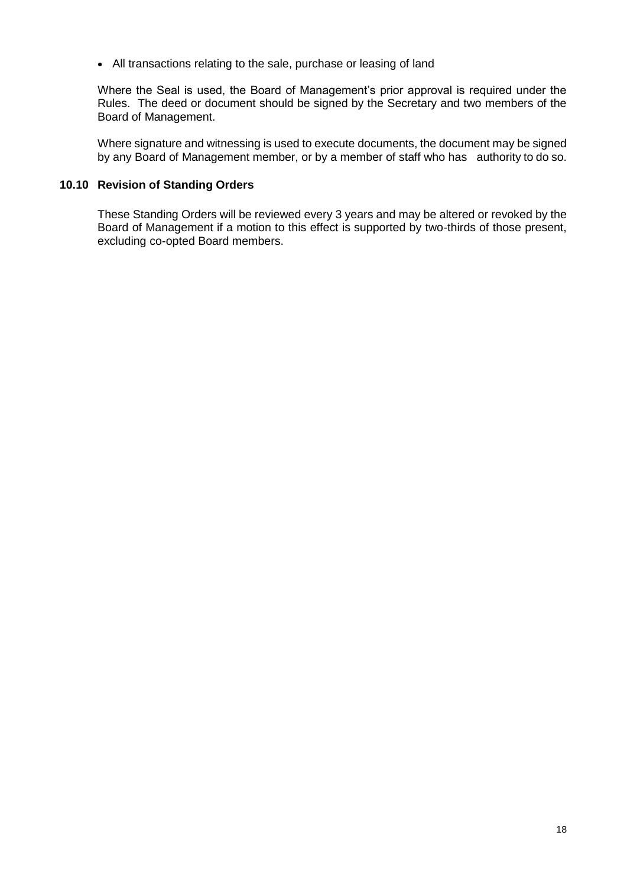- All transactions relating to the sale, purchase or leasing of land

Where the Seal is used, the Board of Management's prior approval is required under the Rules. The deed or document should be signed by the Secretary and two members of the Board of Management.

Where signature and witnessing is used to execute documents, the document may be signed by any Board of Management member, or by a member of staff who has authority to do so.

### 10.10 Revision of Standing Orders

These Standing Orders will be reviewed every 3 years and may be altered or revoked by the Board of Management if a motion to this effect is supported by two-thirds of those present, excluding co-opted Board members.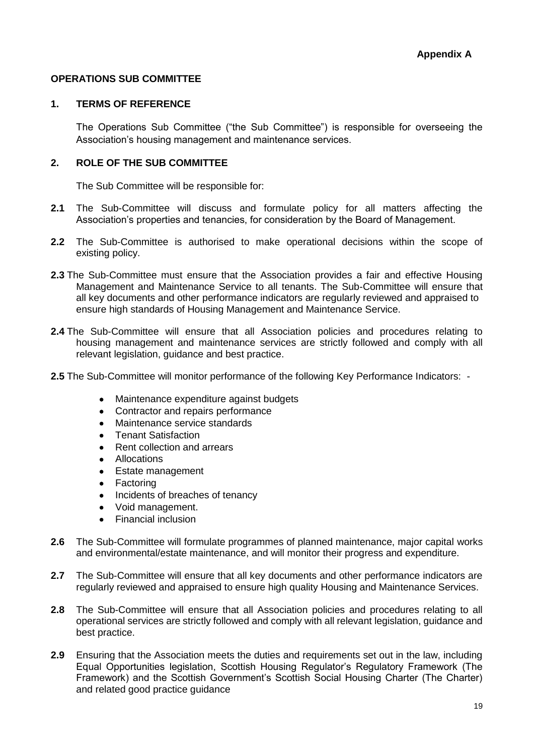**Appendix A**

## OPERATIONS SUB COMMITTEE

### 1. TERMS OF REFERENCE

The Operations Sub Committee ("the Sub Committee") is responsible for overseeing the Association's housing management and maintenance services.

### 2. ROLE OF THE SUB COMMITTEE

The Sub Committee will be responsible for:

**2.1** The Sub-Committee will discuss and formulate policy for all matters affecting the Association's properties and tenancies, for consideration by the Board of Management.

**2.2** The Sub-Committee is authorised to make operational decisions within the scope of existing policy.

**2.3** The Sub-Committee must ensure that the Association provides a fair and effective Housing Management and Maintenance Service to all tenants. The Sub-Committee will ensure that all key documents and other performance indicators are regularly reviewed and appraised to ensure high standards of Housing Management and Maintenance Service.

**2.4** The Sub-Committee will ensure that all Association policies and procedures relating to housing management and maintenance services are strictly followed and comply with all relevant legislation, guidance and best practice.

**2.5** The Sub-Committee will monitor performance of the following Key Performance Indicators: -

- Maintenance expenditure against budgets
- Contractor and repairs performance
- Maintenance service standards
- Tenant Satisfaction
- Rent collection and arrears
- Allocations
- Estate management
- Factoring
- Incidents of breaches of tenancy
- Void management.
- Financial inclusion

**2.6** The Sub-Committee will formulate programmes of planned maintenance, major capital works and environmental/estate maintenance, and will monitor their progress and expenditure.

**2.7** The Sub-Committee will ensure that all key documents and other performance indicators are regularly reviewed and appraised to ensure high quality Housing and Maintenance Services.

**2.8** The Sub-Committee will ensure that all Association policies and procedures relating to all operational services are strictly followed and comply with all relevant legislation, guidance and best practice.

**2.9** Ensuring that the Association meets the duties and requirements set out in the law, including Equal Opportunities legislation, Scottish Housing Regulator's Regulatory Framework (The Framework) and the Scottish Government's Scottish Social Housing Charter (The Charter) and related good practice guidance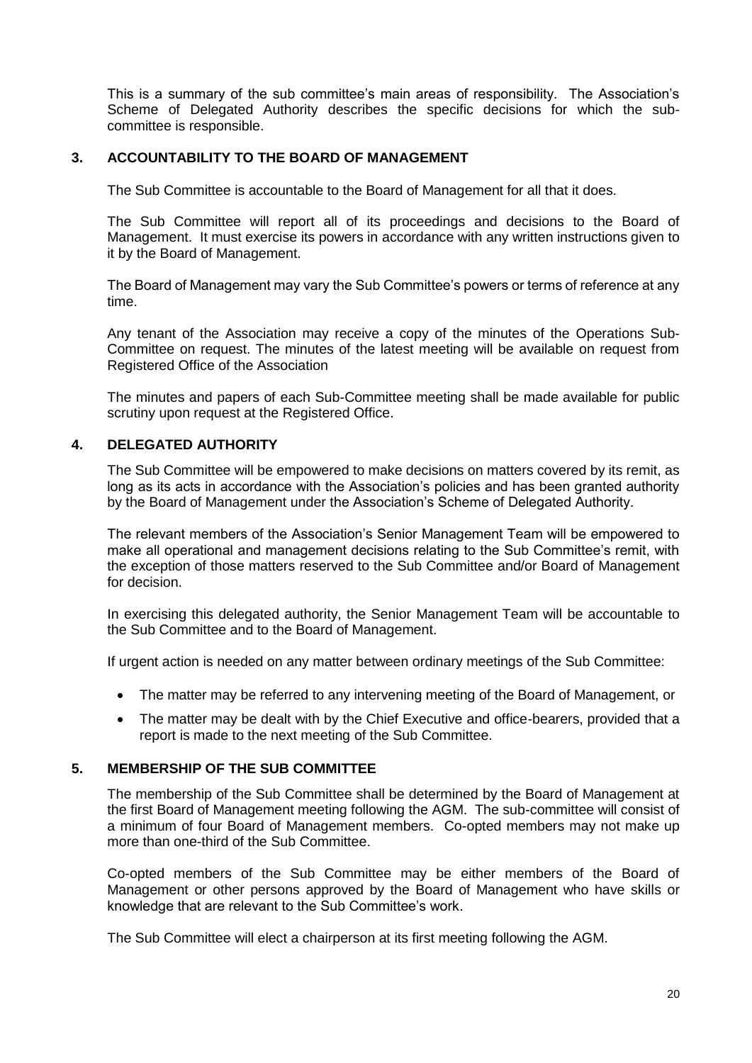This is a summary of the sub committee's main areas of responsibility. The Association's Scheme of Delegated Authority describes the specific decisions for which the sub-committee is responsible.

## 3. ACCOUNTABILITY TO THE BOARD OF MANAGEMENT

The Sub Committee is accountable to the Board of Management for all that it does.

The Sub Committee will report all of its proceedings and decisions to the Board of Management. It must exercise its powers in accordance with any written instructions given to it by the Board of Management.

The Board of Management may vary the Sub Committee's powers or terms of reference at any time.

Any tenant of the Association may receive a copy of the minutes of the Operations Sub-Committee on request. The minutes of the latest meeting will be available on request from Registered Office of the Association

The minutes and papers of each Sub-Committee meeting shall be made available for public scrutiny upon request at the Registered Office.

## 4. DELEGATED AUTHORITY

The Sub Committee will be empowered to make decisions on matters covered by its remit, as long as its acts in accordance with the Association's policies and has been granted authority by the Board of Management under the Association's Scheme of Delegated Authority.

The relevant members of the Association's Senior Management Team will be empowered to make all operational and management decisions relating to the Sub Committee's remit, with the exception of those matters reserved to the Sub Committee and/or Board of Management for decision.

In exercising this delegated authority, the Senior Management Team will be accountable to the Sub Committee and to the Board of Management.

If urgent action is needed on any matter between ordinary meetings of the Sub Committee:

- The matter may be referred to any intervening meeting of the Board of Management, or
- The matter may be dealt with by the Chief Executive and office-bearers, provided that a report is made to the next meeting of the Sub Committee.

## 5. MEMBERSHIP OF THE SUB COMMITTEE

The membership of the Sub Committee shall be determined by the Board of Management at the first Board of Management meeting following the AGM. The sub-committee will consist of a minimum of four Board of Management members. Co-opted members may not make up more than one-third of the Sub Committee.

Co-opted members of the Sub Committee may be either members of the Board of Management or other persons approved by the Board of Management who have skills or knowledge that are relevant to the Sub Committee's work.

The Sub Committee will elect a chairperson at its first meeting following the AGM.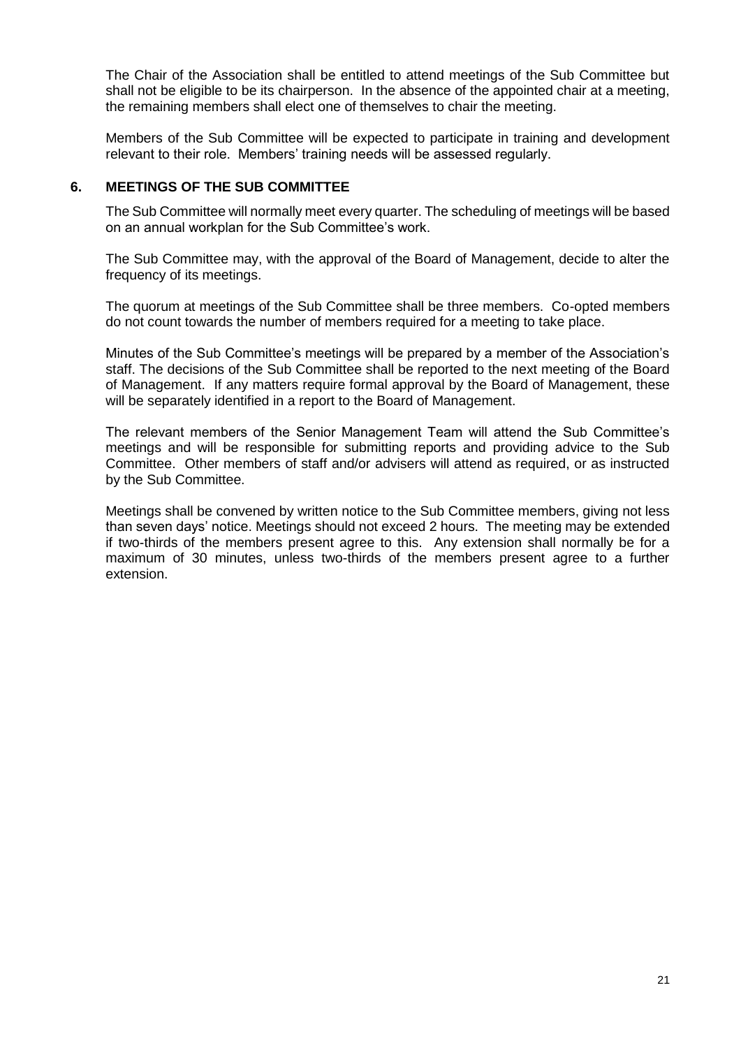The Chair of the Association shall be entitled to attend meetings of the Sub Committee but shall not be eligible to be its chairperson. In the absence of the appointed chair at a meeting, the remaining members shall elect one of themselves to chair the meeting.

Members of the Sub Committee will be expected to participate in training and development relevant to their role. Members' training needs will be assessed regularly.

## 6. MEETINGS OF THE SUB COMMITTEE

The Sub Committee will normally meet every quarter. The scheduling of meetings will be based on an annual workplan for the Sub Committee's work.

The Sub Committee may, with the approval of the Board of Management, decide to alter the frequency of its meetings.

The quorum at meetings of the Sub Committee shall be three members. Co-opted members do not count towards the number of members required for a meeting to take place.

Minutes of the Sub Committee's meetings will be prepared by a member of the Association's staff. The decisions of the Sub Committee shall be reported to the next meeting of the Board of Management. If any matters require formal approval by the Board of Management, these will be separately identified in a report to the Board of Management.

The relevant members of the Senior Management Team will attend the Sub Committee's meetings and will be responsible for submitting reports and providing advice to the Sub Committee. Other members of staff and/or advisers will attend as required, or as instructed by the Sub Committee.

Meetings shall be convened by written notice to the Sub Committee members, giving not less than seven days' notice. Meetings should not exceed 2 hours. The meeting may be extended if two-thirds of the members present agree to this. Any extension shall normally be for a maximum of 30 minutes, unless two-thirds of the members present agree to a further extension.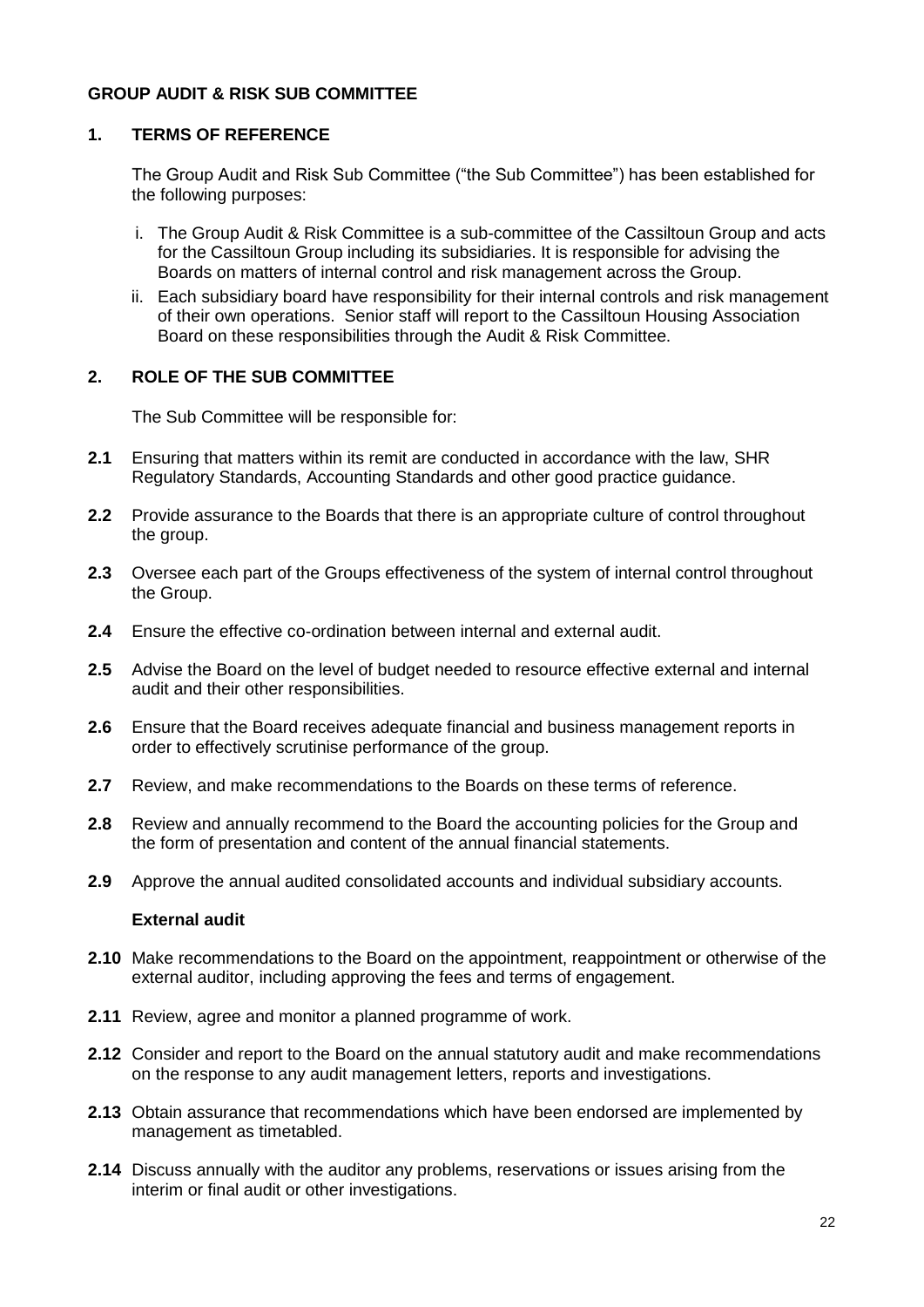**GROUP AUDIT & RISK SUB COMMITTEE**

**1. TERMS OF REFERENCE**

The Group Audit and Risk Sub Committee ("the Sub Committee") has been established for the following purposes:

i. The Group Audit & Risk Committee is a sub-committee of the Cassiltoun Group and acts for the Cassiltoun Group including its subsidiaries. It is responsible for advising the Boards on matters of internal control and risk management across the Group.
ii. Each subsidiary board have responsibility for their internal controls and risk management of their own operations. Senior staff will report to the Cassiltoun Housing Association Board on these responsibilities through the Audit & Risk Committee.

**2. ROLE OF THE SUB COMMITTEE**

The Sub Committee will be responsible for:

**2.1** Ensuring that matters within its remit are conducted in accordance with the law, SHR Regulatory Standards, Accounting Standards and other good practice guidance.

**2.2** Provide assurance to the Boards that there is an appropriate culture of control throughout the group.

**2.3** Oversee each part of the Groups effectiveness of the system of internal control throughout the Group.

**2.4** Ensure the effective co-ordination between internal and external audit.

**2.5** Advise the Board on the level of budget needed to resource effective external and internal audit and their other responsibilities.

**2.6** Ensure that the Board receives adequate financial and business management reports in order to effectively scrutinise performance of the group.

**2.7** Review, and make recommendations to the Boards on these terms of reference.

**2.8** Review and annually recommend to the Board the accounting policies for the Group and the form of presentation and content of the annual financial statements.

**2.9** Approve the annual audited consolidated accounts and individual subsidiary accounts.

**External audit**

**2.10** Make recommendations to the Board on the appointment, reappointment or otherwise of the external auditor, including approving the fees and terms of engagement.

**2.11** Review, agree and monitor a planned programme of work.

**2.12** Consider and report to the Board on the annual statutory audit and make recommendations on the response to any audit management letters, reports and investigations.

**2.13** Obtain assurance that recommendations which have been endorsed are implemented by management as timetabled.

**2.14** Discuss annually with the auditor any problems, reservations or issues arising from the interim or final audit or other investigations.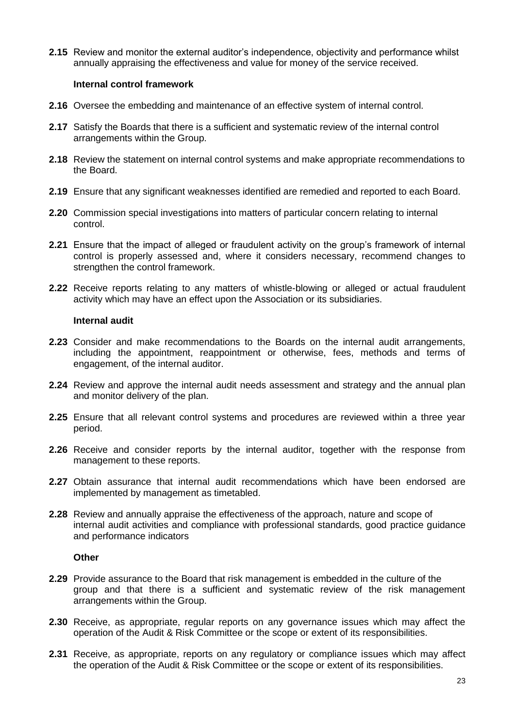**2.15** Review and monitor the external auditor's independence, objectivity and performance whilst annually appraising the effectiveness and value for money of the service received.

**Internal control framework**

**2.16** Oversee the embedding and maintenance of an effective system of internal control.

**2.17** Satisfy the Boards that there is a sufficient and systematic review of the internal control arrangements within the Group.

**2.18** Review the statement on internal control systems and make appropriate recommendations to the Board.

**2.19** Ensure that any significant weaknesses identified are remedied and reported to each Board.

**2.20** Commission special investigations into matters of particular concern relating to internal control.

**2.21** Ensure that the impact of alleged or fraudulent activity on the group's framework of internal control is properly assessed and, where it considers necessary, recommend changes to strengthen the control framework.

**2.22** Receive reports relating to any matters of whistle-blowing or alleged or actual fraudulent activity which may have an effect upon the Association or its subsidiaries.

**Internal audit**

**2.23** Consider and make recommendations to the Boards on the internal audit arrangements, including the appointment, reappointment or otherwise, fees, methods and terms of engagement, of the internal auditor.

**2.24** Review and approve the internal audit needs assessment and strategy and the annual plan and monitor delivery of the plan.

**2.25** Ensure that all relevant control systems and procedures are reviewed within a three year period.

**2.26** Receive and consider reports by the internal auditor, together with the response from management to these reports.

**2.27** Obtain assurance that internal audit recommendations which have been endorsed are implemented by management as timetabled.

**2.28** Review and annually appraise the effectiveness of the approach, nature and scope of internal audit activities and compliance with professional standards, good practice guidance and performance indicators

**Other**

**2.29** Provide assurance to the Board that risk management is embedded in the culture of the group and that there is a sufficient and systematic review of the risk management arrangements within the Group.

**2.30** Receive, as appropriate, regular reports on any governance issues which may affect the operation of the Audit & Risk Committee or the scope or extent of its responsibilities.

**2.31** Receive, as appropriate, reports on any regulatory or compliance issues which may affect the operation of the Audit & Risk Committee or the scope or extent of its responsibilities.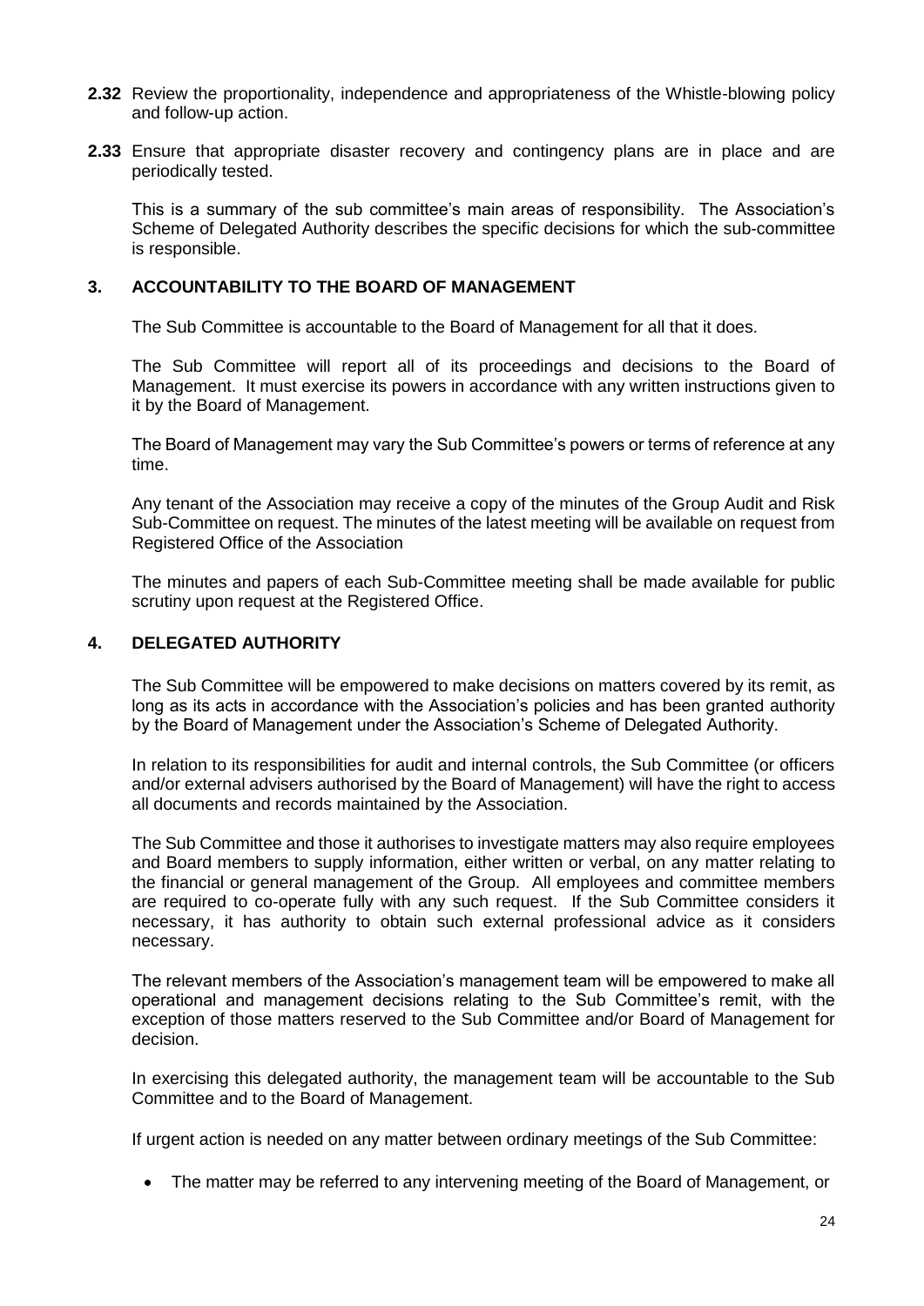**2.32** Review the proportionality, independence and appropriateness of the Whistle-blowing policy and follow-up action.

**2.33** Ensure that appropriate disaster recovery and contingency plans are in place and are periodically tested.

This is a summary of the sub committee's main areas of responsibility. The Association's Scheme of Delegated Authority describes the specific decisions for which the sub-committee is responsible.

## 3. ACCOUNTABILITY TO THE BOARD OF MANAGEMENT

The Sub Committee is accountable to the Board of Management for all that it does.

The Sub Committee will report all of its proceedings and decisions to the Board of Management. It must exercise its powers in accordance with any written instructions given to it by the Board of Management.

The Board of Management may vary the Sub Committee's powers or terms of reference at any time.

Any tenant of the Association may receive a copy of the minutes of the Group Audit and Risk Sub-Committee on request. The minutes of the latest meeting will be available on request from Registered Office of the Association

The minutes and papers of each Sub-Committee meeting shall be made available for public scrutiny upon request at the Registered Office.

## 4. DELEGATED AUTHORITY

The Sub Committee will be empowered to make decisions on matters covered by its remit, as long as its acts in accordance with the Association's policies and has been granted authority by the Board of Management under the Association's Scheme of Delegated Authority.

In relation to its responsibilities for audit and internal controls, the Sub Committee (or officers and/or external advisers authorised by the Board of Management) will have the right to access all documents and records maintained by the Association.

The Sub Committee and those it authorises to investigate matters may also require employees and Board members to supply information, either written or verbal, on any matter relating to the financial or general management of the Group. All employees and committee members are required to co-operate fully with any such request. If the Sub Committee considers it necessary, it has authority to obtain such external professional advice as it considers necessary.

The relevant members of the Association's management team will be empowered to make all operational and management decisions relating to the Sub Committee's remit, with the exception of those matters reserved to the Sub Committee and/or Board of Management for decision.

In exercising this delegated authority, the management team will be accountable to the Sub Committee and to the Board of Management.

If urgent action is needed on any matter between ordinary meetings of the Sub Committee:

- The matter may be referred to any intervening meeting of the Board of Management, or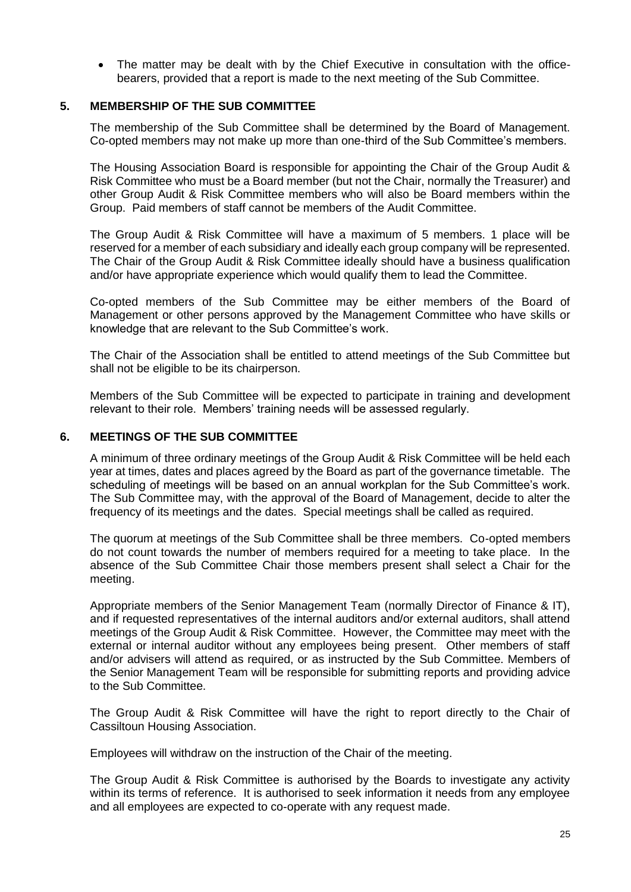- The matter may be dealt with by the Chief Executive in consultation with the office-bearers, provided that a report is made to the next meeting of the Sub Committee.

## 5. MEMBERSHIP OF THE SUB COMMITTEE

The membership of the Sub Committee shall be determined by the Board of Management. Co-opted members may not make up more than one-third of the Sub Committee's members.

The Housing Association Board is responsible for appointing the Chair of the Group Audit & Risk Committee who must be a Board member (but not the Chair, normally the Treasurer) and other Group Audit & Risk Committee members who will also be Board members within the Group. Paid members of staff cannot be members of the Audit Committee.

The Group Audit & Risk Committee will have a maximum of 5 members. 1 place will be reserved for a member of each subsidiary and ideally each group company will be represented. The Chair of the Group Audit & Risk Committee ideally should have a business qualification and/or have appropriate experience which would qualify them to lead the Committee.

Co-opted members of the Sub Committee may be either members of the Board of Management or other persons approved by the Management Committee who have skills or knowledge that are relevant to the Sub Committee's work.

The Chair of the Association shall be entitled to attend meetings of the Sub Committee but shall not be eligible to be its chairperson.

Members of the Sub Committee will be expected to participate in training and development relevant to their role. Members' training needs will be assessed regularly.

## 6. MEETINGS OF THE SUB COMMITTEE

A minimum of three ordinary meetings of the Group Audit & Risk Committee will be held each year at times, dates and places agreed by the Board as part of the governance timetable. The scheduling of meetings will be based on an annual workplan for the Sub Committee's work. The Sub Committee may, with the approval of the Board of Management, decide to alter the frequency of its meetings and the dates. Special meetings shall be called as required.

The quorum at meetings of the Sub Committee shall be three members. Co-opted members do not count towards the number of members required for a meeting to take place. In the absence of the Sub Committee Chair those members present shall select a Chair for the meeting.

Appropriate members of the Senior Management Team (normally Director of Finance & IT), and if requested representatives of the internal auditors and/or external auditors, shall attend meetings of the Group Audit & Risk Committee. However, the Committee may meet with the external or internal auditor without any employees being present. Other members of staff and/or advisers will attend as required, or as instructed by the Sub Committee. Members of the Senior Management Team will be responsible for submitting reports and providing advice to the Sub Committee.

The Group Audit & Risk Committee will have the right to report directly to the Chair of Cassiltoun Housing Association.

Employees will withdraw on the instruction of the Chair of the meeting.

The Group Audit & Risk Committee is authorised by the Boards to investigate any activity within its terms of reference. It is authorised to seek information it needs from any employee and all employees are expected to co-operate with any request made.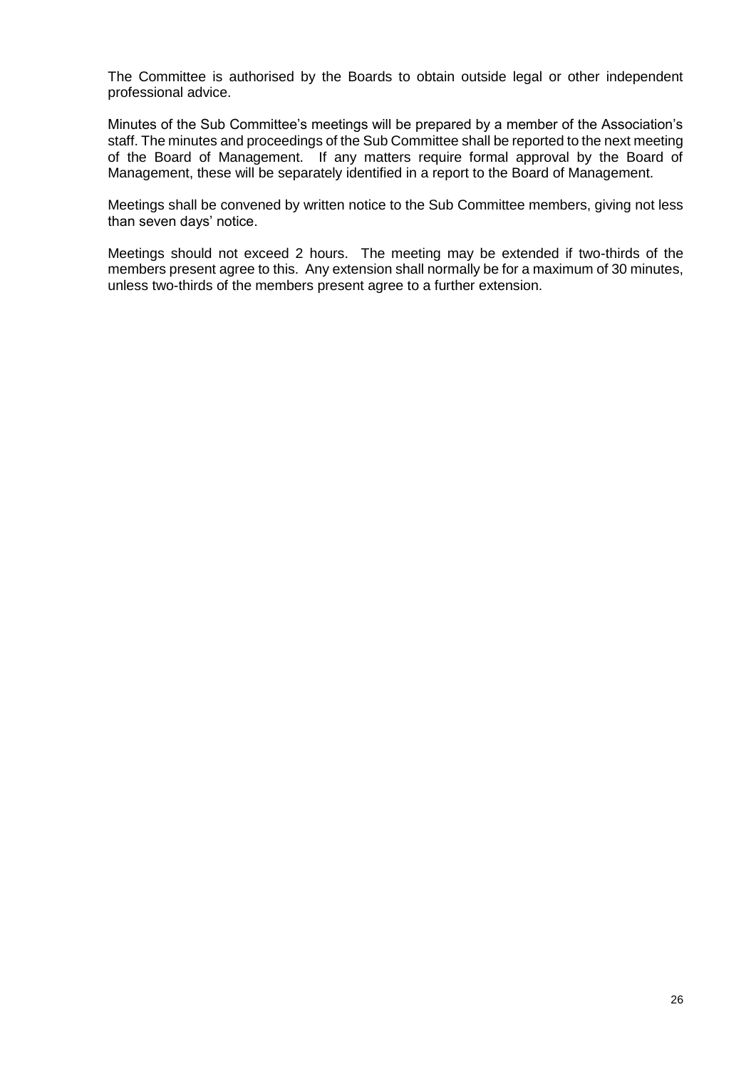The Committee is authorised by the Boards to obtain outside legal or other independent professional advice.

Minutes of the Sub Committee's meetings will be prepared by a member of the Association's staff. The minutes and proceedings of the Sub Committee shall be reported to the next meeting of the Board of Management. If any matters require formal approval by the Board of Management, these will be separately identified in a report to the Board of Management.

Meetings shall be convened by written notice to the Sub Committee members, giving not less than seven days' notice.

Meetings should not exceed 2 hours. The meeting may be extended if two-thirds of the members present agree to this. Any extension shall normally be for a maximum of 30 minutes, unless two-thirds of the members present agree to a further extension.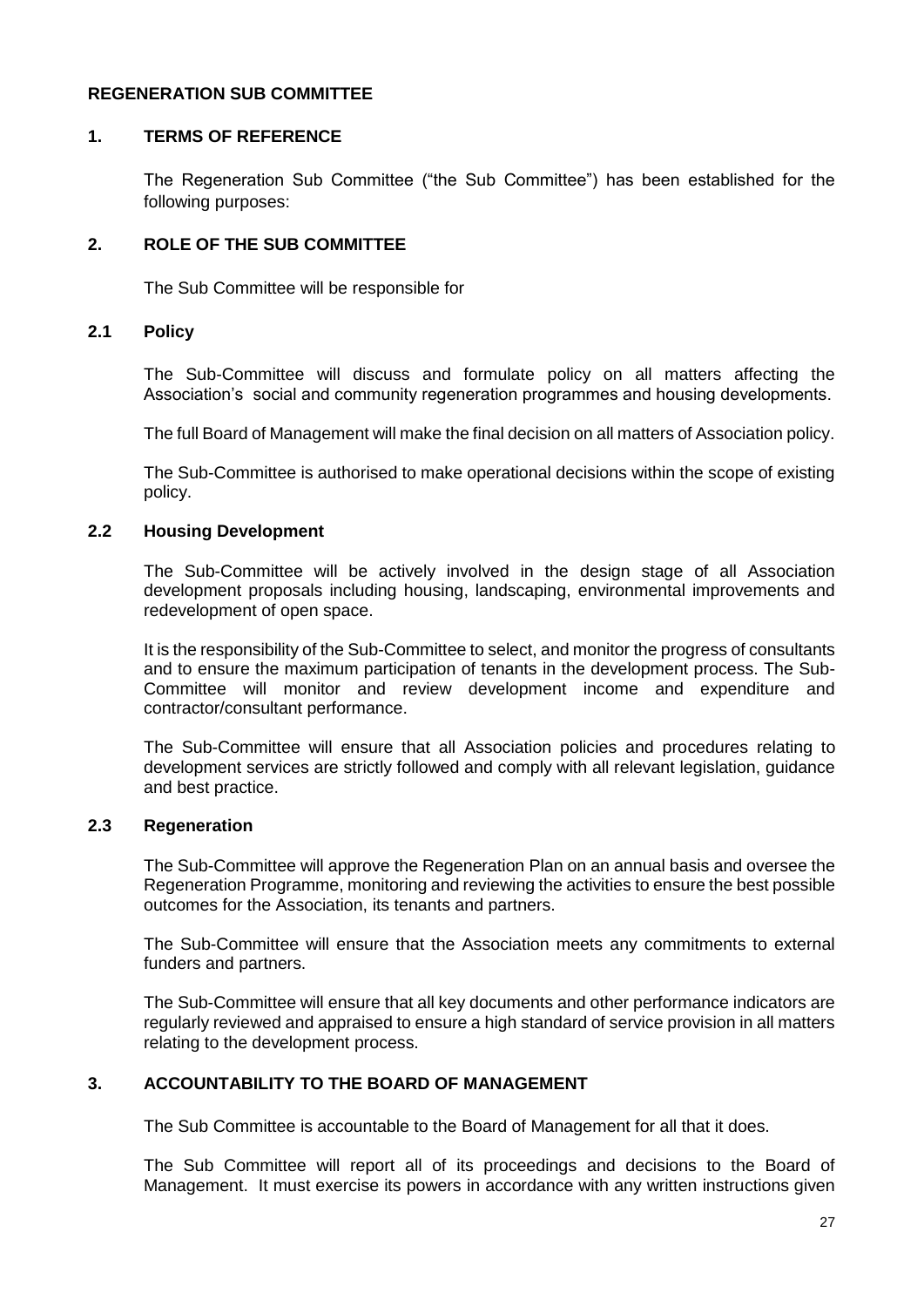# REGENERATION SUB COMMITTEE

## 1. TERMS OF REFERENCE

The Regeneration Sub Committee ("the Sub Committee") has been established for the following purposes:

## 2. ROLE OF THE SUB COMMITTEE

The Sub Committee will be responsible for

### 2.1 Policy

The Sub-Committee will discuss and formulate policy on all matters affecting the Association's social and community regeneration programmes and housing developments.

The full Board of Management will make the final decision on all matters of Association policy.

The Sub-Committee is authorised to make operational decisions within the scope of existing policy.

### 2.2 Housing Development

The Sub-Committee will be actively involved in the design stage of all Association development proposals including housing, landscaping, environmental improvements and redevelopment of open space.

It is the responsibility of the Sub-Committee to select, and monitor the progress of consultants and to ensure the maximum participation of tenants in the development process. The Sub-Committee will monitor and review development income and expenditure and contractor/consultant performance.

The Sub-Committee will ensure that all Association policies and procedures relating to development services are strictly followed and comply with all relevant legislation, guidance and best practice.

### 2.3 Regeneration

The Sub-Committee will approve the Regeneration Plan on an annual basis and oversee the Regeneration Programme, monitoring and reviewing the activities to ensure the best possible outcomes for the Association, its tenants and partners.

The Sub-Committee will ensure that the Association meets any commitments to external funders and partners.

The Sub-Committee will ensure that all key documents and other performance indicators are regularly reviewed and appraised to ensure a high standard of service provision in all matters relating to the development process.

## 3. ACCOUNTABILITY TO THE BOARD OF MANAGEMENT

The Sub Committee is accountable to the Board of Management for all that it does.

The Sub Committee will report all of its proceedings and decisions to the Board of Management. It must exercise its powers in accordance with any written instructions given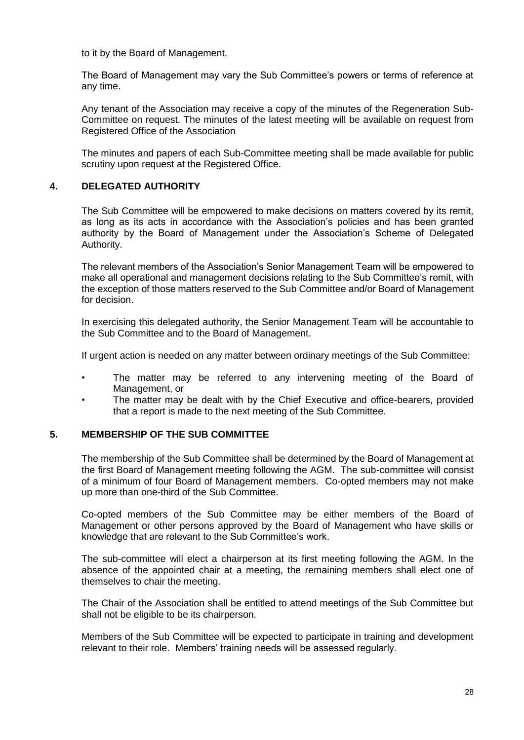to it by the Board of Management.

The Board of Management may vary the Sub Committee's powers or terms of reference at any time.

Any tenant of the Association may receive a copy of the minutes of the Regeneration Sub-Committee on request. The minutes of the latest meeting will be available on request from Registered Office of the Association

The minutes and papers of each Sub-Committee meeting shall be made available for public scrutiny upon request at the Registered Office.

## 4. DELEGATED AUTHORITY

The Sub Committee will be empowered to make decisions on matters covered by its remit, as long as its acts in accordance with the Association's policies and has been granted authority by the Board of Management under the Association's Scheme of Delegated Authority.

The relevant members of the Association's Senior Management Team will be empowered to make all operational and management decisions relating to the Sub Committee's remit, with the exception of those matters reserved to the Sub Committee and/or Board of Management for decision.

In exercising this delegated authority, the Senior Management Team will be accountable to the Sub Committee and to the Board of Management.

If urgent action is needed on any matter between ordinary meetings of the Sub Committee:

- The matter may be referred to any intervening meeting of the Board of Management, or
- The matter may be dealt with by the Chief Executive and office-bearers, provided that a report is made to the next meeting of the Sub Committee.

## 5. MEMBERSHIP OF THE SUB COMMITTEE

The membership of the Sub Committee shall be determined by the Board of Management at the first Board of Management meeting following the AGM. The sub-committee will consist of a minimum of four Board of Management members. Co-opted members may not make up more than one-third of the Sub Committee.

Co-opted members of the Sub Committee may be either members of the Board of Management or other persons approved by the Board of Management who have skills or knowledge that are relevant to the Sub Committee's work.

The sub-committee will elect a chairperson at its first meeting following the AGM. In the absence of the appointed chair at a meeting, the remaining members shall elect one of themselves to chair the meeting.

The Chair of the Association shall be entitled to attend meetings of the Sub Committee but shall not be eligible to be its chairperson.

Members of the Sub Committee will be expected to participate in training and development relevant to their role. Members' training needs will be assessed regularly.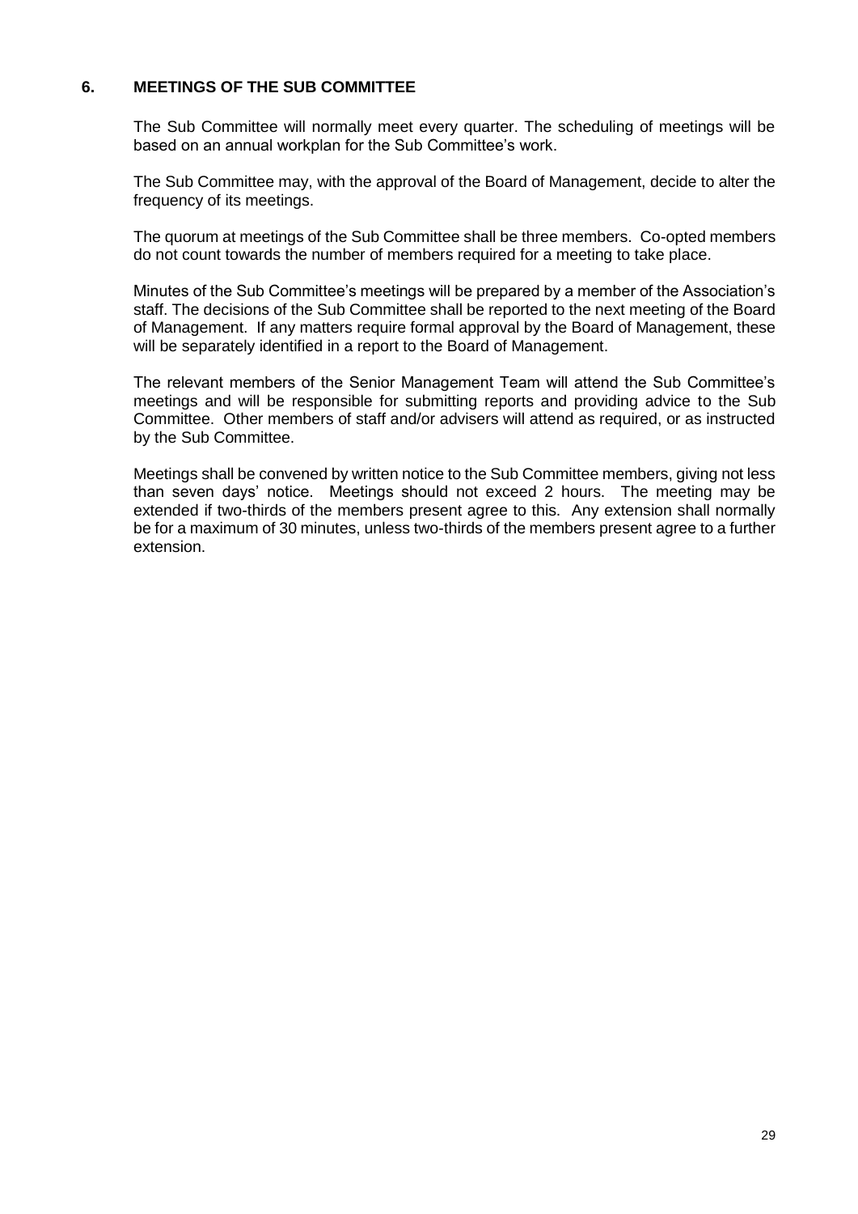## 6. MEETINGS OF THE SUB COMMITTEE

The Sub Committee will normally meet every quarter. The scheduling of meetings will be based on an annual workplan for the Sub Committee's work.

The Sub Committee may, with the approval of the Board of Management, decide to alter the frequency of its meetings.

The quorum at meetings of the Sub Committee shall be three members. Co-opted members do not count towards the number of members required for a meeting to take place.

Minutes of the Sub Committee's meetings will be prepared by a member of the Association's staff. The decisions of the Sub Committee shall be reported to the next meeting of the Board of Management. If any matters require formal approval by the Board of Management, these will be separately identified in a report to the Board of Management.

The relevant members of the Senior Management Team will attend the Sub Committee's meetings and will be responsible for submitting reports and providing advice to the Sub Committee. Other members of staff and/or advisers will attend as required, or as instructed by the Sub Committee.

Meetings shall be convened by written notice to the Sub Committee members, giving not less than seven days' notice. Meetings should not exceed 2 hours. The meeting may be extended if two-thirds of the members present agree to this. Any extension shall normally be for a maximum of 30 minutes, unless two-thirds of the members present agree to a further extension.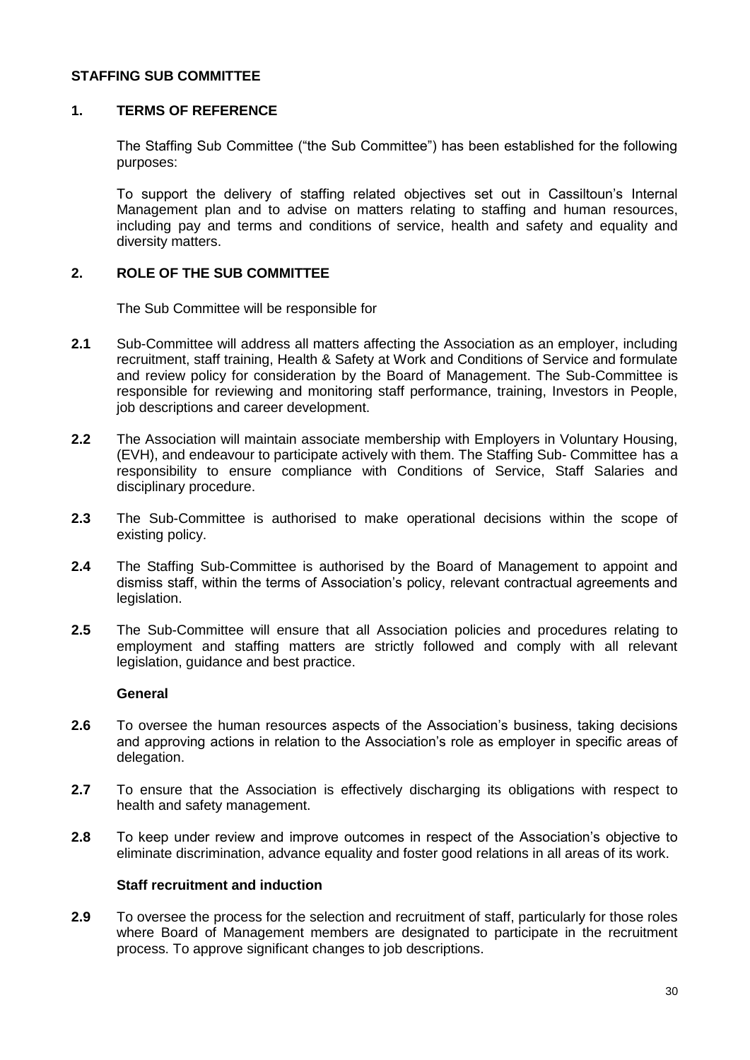## STAFFING SUB COMMITTEE

### 1. TERMS OF REFERENCE

The Staffing Sub Committee ("the Sub Committee") has been established for the following purposes:

To support the delivery of staffing related objectives set out in Cassiltoun's Internal Management plan and to advise on matters relating to staffing and human resources, including pay and terms and conditions of service, health and safety and equality and diversity matters.

### 2. ROLE OF THE SUB COMMITTEE

The Sub Committee will be responsible for

**2.1** Sub-Committee will address all matters affecting the Association as an employer, including recruitment, staff training, Health & Safety at Work and Conditions of Service and formulate and review policy for consideration by the Board of Management. The Sub-Committee is responsible for reviewing and monitoring staff performance, training, Investors in People, job descriptions and career development.

**2.2** The Association will maintain associate membership with Employers in Voluntary Housing, (EVH), and endeavour to participate actively with them. The Staffing Sub- Committee has a responsibility to ensure compliance with Conditions of Service, Staff Salaries and disciplinary procedure.

**2.3** The Sub-Committee is authorised to make operational decisions within the scope of existing policy.

**2.4** The Staffing Sub-Committee is authorised by the Board of Management to appoint and dismiss staff, within the terms of Association's policy, relevant contractual agreements and legislation.

**2.5** The Sub-Committee will ensure that all Association policies and procedures relating to employment and staffing matters are strictly followed and comply with all relevant legislation, guidance and best practice.

**General**

**2.6** To oversee the human resources aspects of the Association's business, taking decisions and approving actions in relation to the Association's role as employer in specific areas of delegation.

**2.7** To ensure that the Association is effectively discharging its obligations with respect to health and safety management.

**2.8** To keep under review and improve outcomes in respect of the Association's objective to eliminate discrimination, advance equality and foster good relations in all areas of its work.

**Staff recruitment and induction**

**2.9** To oversee the process for the selection and recruitment of staff, particularly for those roles where Board of Management members are designated to participate in the recruitment process. To approve significant changes to job descriptions.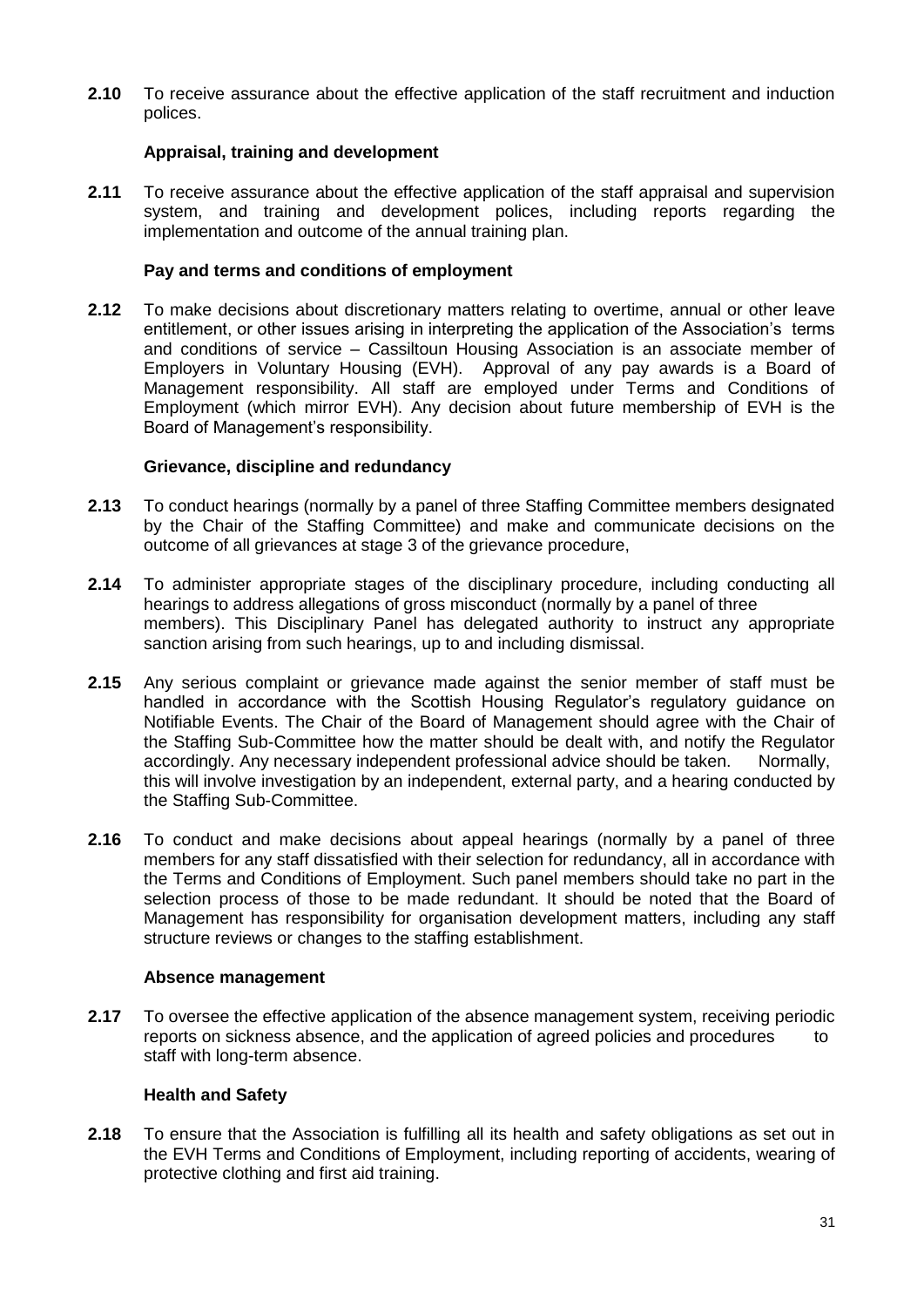**2.10** To receive assurance about the effective application of the staff recruitment and induction polices.

**Appraisal, training and development**

**2.11** To receive assurance about the effective application of the staff appraisal and supervision system, and training and development polices, including reports regarding the implementation and outcome of the annual training plan.

**Pay and terms and conditions of employment**

**2.12** To make decisions about discretionary matters relating to overtime, annual or other leave entitlement, or other issues arising in interpreting the application of the Association's terms and conditions of service – Cassiltoun Housing Association is an associate member of Employers in Voluntary Housing (EVH). Approval of any pay awards is a Board of Management responsibility. All staff are employed under Terms and Conditions of Employment (which mirror EVH). Any decision about future membership of EVH is the Board of Management's responsibility.

**Grievance, discipline and redundancy**

**2.13** To conduct hearings (normally by a panel of three Staffing Committee members designated by the Chair of the Staffing Committee) and make and communicate decisions on the outcome of all grievances at stage 3 of the grievance procedure,

**2.14** To administer appropriate stages of the disciplinary procedure, including conducting all hearings to address allegations of gross misconduct (normally by a panel of three members). This Disciplinary Panel has delegated authority to instruct any appropriate sanction arising from such hearings, up to and including dismissal.

**2.15** Any serious complaint or grievance made against the senior member of staff must be handled in accordance with the Scottish Housing Regulator's regulatory guidance on Notifiable Events. The Chair of the Board of Management should agree with the Chair of the Staffing Sub-Committee how the matter should be dealt with, and notify the Regulator accordingly. Any necessary independent professional advice should be taken. Normally, this will involve investigation by an independent, external party, and a hearing conducted by the Staffing Sub-Committee.

**2.16** To conduct and make decisions about appeal hearings (normally by a panel of three members for any staff dissatisfied with their selection for redundancy, all in accordance with the Terms and Conditions of Employment. Such panel members should take no part in the selection process of those to be made redundant. It should be noted that the Board of Management has responsibility for organisation development matters, including any staff structure reviews or changes to the staffing establishment.

**Absence management**

**2.17** To oversee the effective application of the absence management system, receiving periodic reports on sickness absence, and the application of agreed policies and procedures to staff with long-term absence.

**Health and Safety**

**2.18** To ensure that the Association is fulfilling all its health and safety obligations as set out in the EVH Terms and Conditions of Employment, including reporting of accidents, wearing of protective clothing and first aid training.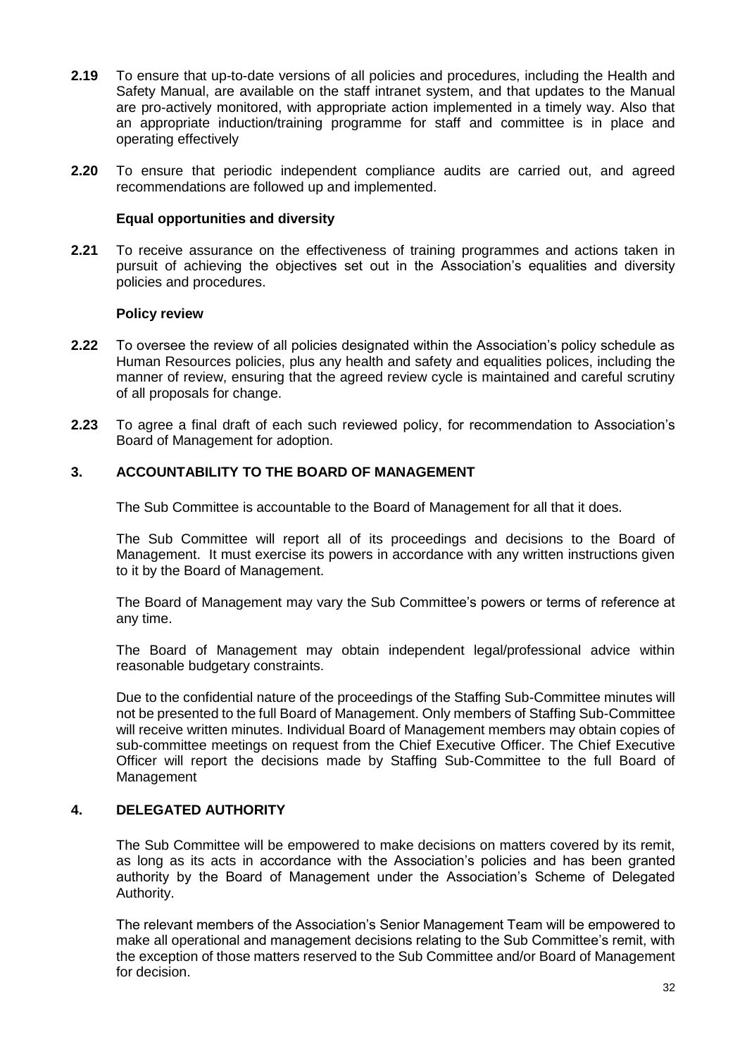**2.19** To ensure that up-to-date versions of all policies and procedures, including the Health and Safety Manual, are available on the staff intranet system, and that updates to the Manual are pro-actively monitored, with appropriate action implemented in a timely way. Also that an appropriate induction/training programme for staff and committee is in place and operating effectively

**2.20** To ensure that periodic independent compliance audits are carried out, and agreed recommendations are followed up and implemented.

**Equal opportunities and diversity**

**2.21** To receive assurance on the effectiveness of training programmes and actions taken in pursuit of achieving the objectives set out in the Association's equalities and diversity policies and procedures.

**Policy review**

**2.22** To oversee the review of all policies designated within the Association's policy schedule as Human Resources policies, plus any health and safety and equalities polices, including the manner of review, ensuring that the agreed review cycle is maintained and careful scrutiny of all proposals for change.

**2.23** To agree a final draft of each such reviewed policy, for recommendation to Association's Board of Management for adoption.

## 3. ACCOUNTABILITY TO THE BOARD OF MANAGEMENT

The Sub Committee is accountable to the Board of Management for all that it does.

The Sub Committee will report all of its proceedings and decisions to the Board of Management. It must exercise its powers in accordance with any written instructions given to it by the Board of Management.

The Board of Management may vary the Sub Committee's powers or terms of reference at any time.

The Board of Management may obtain independent legal/professional advice within reasonable budgetary constraints.

Due to the confidential nature of the proceedings of the Staffing Sub-Committee minutes will not be presented to the full Board of Management. Only members of Staffing Sub-Committee will receive written minutes. Individual Board of Management members may obtain copies of sub-committee meetings on request from the Chief Executive Officer. The Chief Executive Officer will report the decisions made by Staffing Sub-Committee to the full Board of Management

## 4. DELEGATED AUTHORITY

The Sub Committee will be empowered to make decisions on matters covered by its remit, as long as its acts in accordance with the Association's policies and has been granted authority by the Board of Management under the Association's Scheme of Delegated Authority.

The relevant members of the Association's Senior Management Team will be empowered to make all operational and management decisions relating to the Sub Committee's remit, with the exception of those matters reserved to the Sub Committee and/or Board of Management for decision.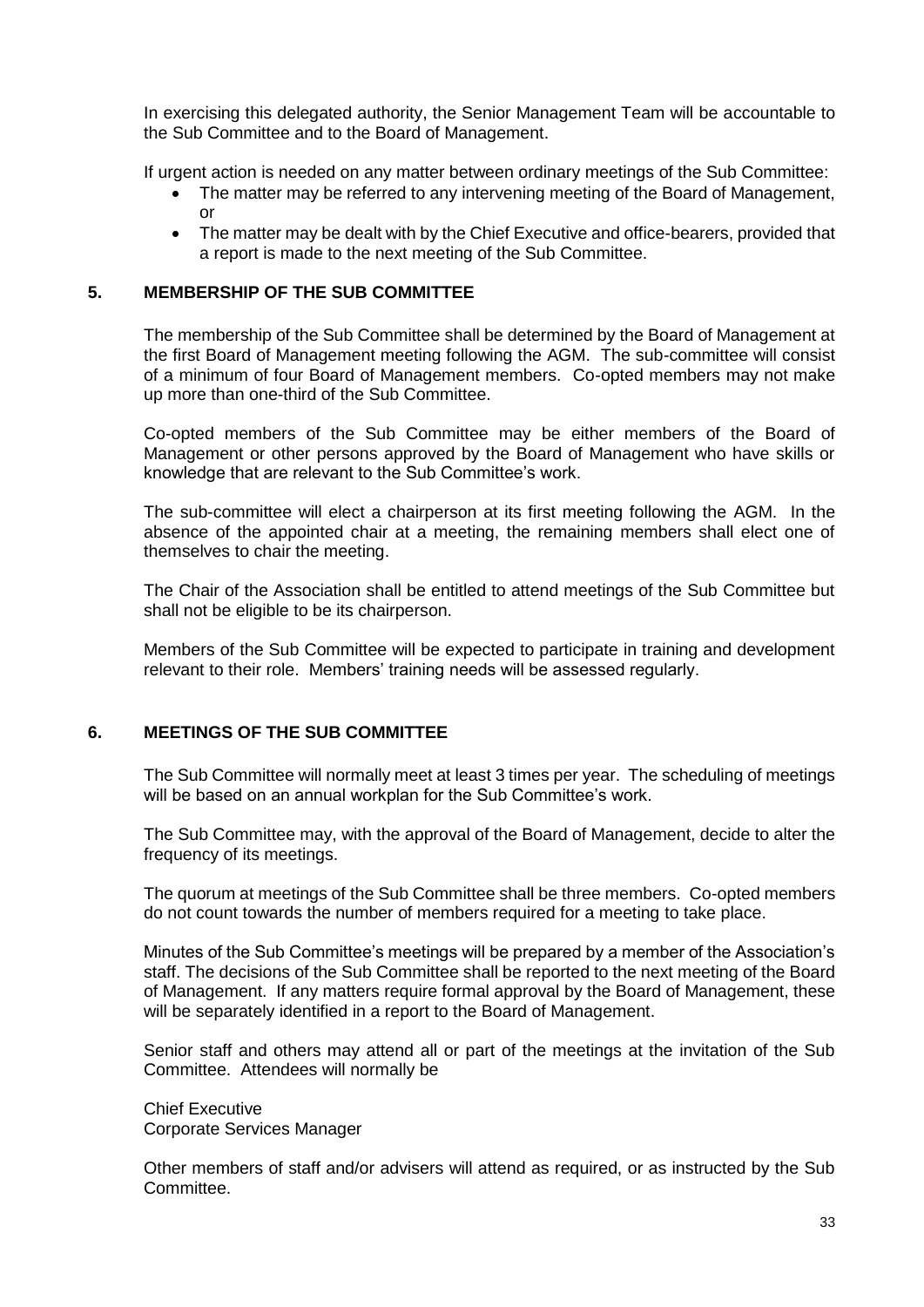In exercising this delegated authority, the Senior Management Team will be accountable to the Sub Committee and to the Board of Management.

If urgent action is needed on any matter between ordinary meetings of the Sub Committee:

- The matter may be referred to any intervening meeting of the Board of Management, or
- The matter may be dealt with by the Chief Executive and office-bearers, provided that a report is made to the next meeting of the Sub Committee.

## 5. MEMBERSHIP OF THE SUB COMMITTEE

The membership of the Sub Committee shall be determined by the Board of Management at the first Board of Management meeting following the AGM. The sub-committee will consist of a minimum of four Board of Management members. Co-opted members may not make up more than one-third of the Sub Committee.

Co-opted members of the Sub Committee may be either members of the Board of Management or other persons approved by the Board of Management who have skills or knowledge that are relevant to the Sub Committee's work.

The sub-committee will elect a chairperson at its first meeting following the AGM. In the absence of the appointed chair at a meeting, the remaining members shall elect one of themselves to chair the meeting.

The Chair of the Association shall be entitled to attend meetings of the Sub Committee but shall not be eligible to be its chairperson.

Members of the Sub Committee will be expected to participate in training and development relevant to their role. Members' training needs will be assessed regularly.

## 6. MEETINGS OF THE SUB COMMITTEE

The Sub Committee will normally meet at least 3 times per year. The scheduling of meetings will be based on an annual workplan for the Sub Committee's work.

The Sub Committee may, with the approval of the Board of Management, decide to alter the frequency of its meetings.

The quorum at meetings of the Sub Committee shall be three members. Co-opted members do not count towards the number of members required for a meeting to take place.

Minutes of the Sub Committee's meetings will be prepared by a member of the Association's staff. The decisions of the Sub Committee shall be reported to the next meeting of the Board of Management. If any matters require formal approval by the Board of Management, these will be separately identified in a report to the Board of Management.

Senior staff and others may attend all or part of the meetings at the invitation of the Sub Committee. Attendees will normally be

Chief Executive
Corporate Services Manager

Other members of staff and/or advisers will attend as required, or as instructed by the Sub Committee.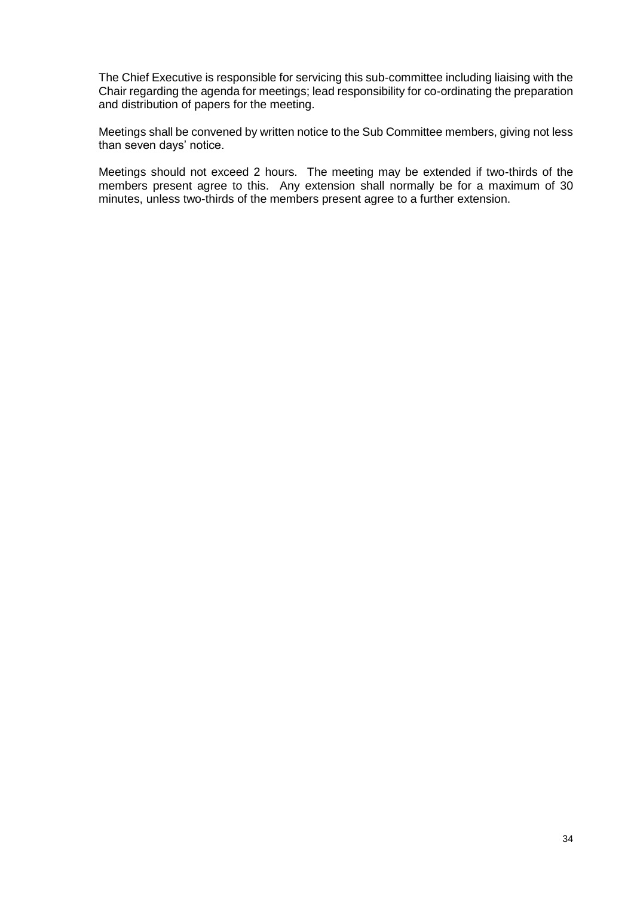The Chief Executive is responsible for servicing this sub-committee including liaising with the Chair regarding the agenda for meetings; lead responsibility for co-ordinating the preparation and distribution of papers for the meeting.

Meetings shall be convened by written notice to the Sub Committee members, giving not less than seven days' notice.

Meetings should not exceed 2 hours. The meeting may be extended if two-thirds of the members present agree to this. Any extension shall normally be for a maximum of 30 minutes, unless two-thirds of the members present agree to a further extension.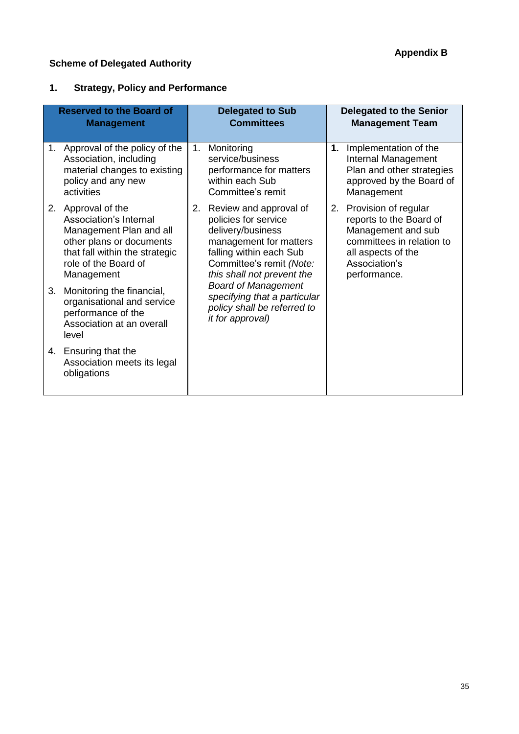**Appendix B**

**Scheme of Delegated Authority**

## 1. Strategy, Policy and Performance

| Reserved to the Board of Management | Delegated to Sub Committees | Delegated to the Senior Management Team |
|---|---|---|
| 1. Approval of the policy of the Association, including material changes to existing policy and any new activities<br><br>2. Approval of the Association's Internal Management Plan and all other plans or documents that fall within the strategic role of the Board of Management<br><br>3. Monitoring the financial, organisational and service performance of the Association at an overall level<br><br>4. Ensuring that the Association meets its legal obligations | 1. Monitoring service/business performance for matters within each Sub Committee's remit<br><br>2. Review and approval of policies for service delivery/business management for matters falling within each Sub Committee's remit *(Note: this shall not prevent the Board of Management specifying that a particular policy shall be referred to it for approval)* | **1.** Implementation of the Internal Management Plan and other strategies approved by the Board of Management<br><br>2. Provision of regular reports to the Board of Management and sub committees in relation to all aspects of the Association's performance. |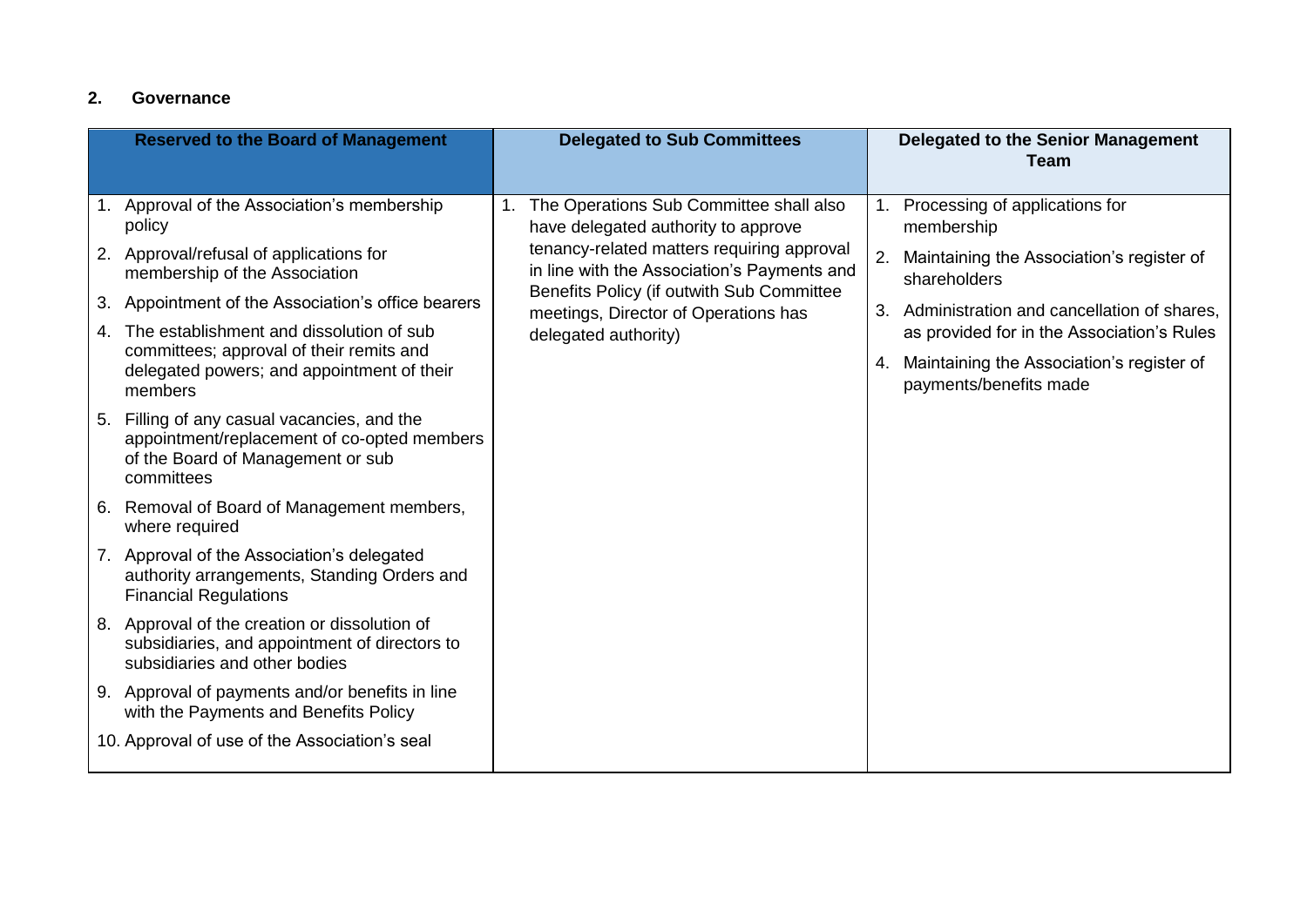## 2. Governance

| Reserved to the Board of Management | Delegated to Sub Committees | Delegated to the Senior Management Team |
|---|---|---|
| 1. Approval of the Association's membership policy<br>2. Approval/refusal of applications for membership of the Association<br>3. Appointment of the Association's office bearers<br>4. The establishment and dissolution of sub committees; approval of their remits and delegated powers; and appointment of their members<br>5. Filling of any casual vacancies, and the appointment/replacement of co-opted members of the Board of Management or sub committees<br>6. Removal of Board of Management members, where required<br>7. Approval of the Association's delegated authority arrangements, Standing Orders and Financial Regulations<br>8. Approval of the creation or dissolution of subsidiaries, and appointment of directors to subsidiaries and other bodies<br>9. Approval of payments and/or benefits in line with the Payments and Benefits Policy<br>10. Approval of use of the Association's seal | 1. The Operations Sub Committee shall also have delegated authority to approve tenancy-related matters requiring approval in line with the Association's Payments and Benefits Policy (if outwith Sub Committee meetings, Director of Operations has delegated authority) | 1. Processing of applications for membership<br>2. Maintaining the Association's register of shareholders<br>3. Administration and cancellation of shares, as provided for in the Association's Rules<br>4. Maintaining the Association's register of payments/benefits made |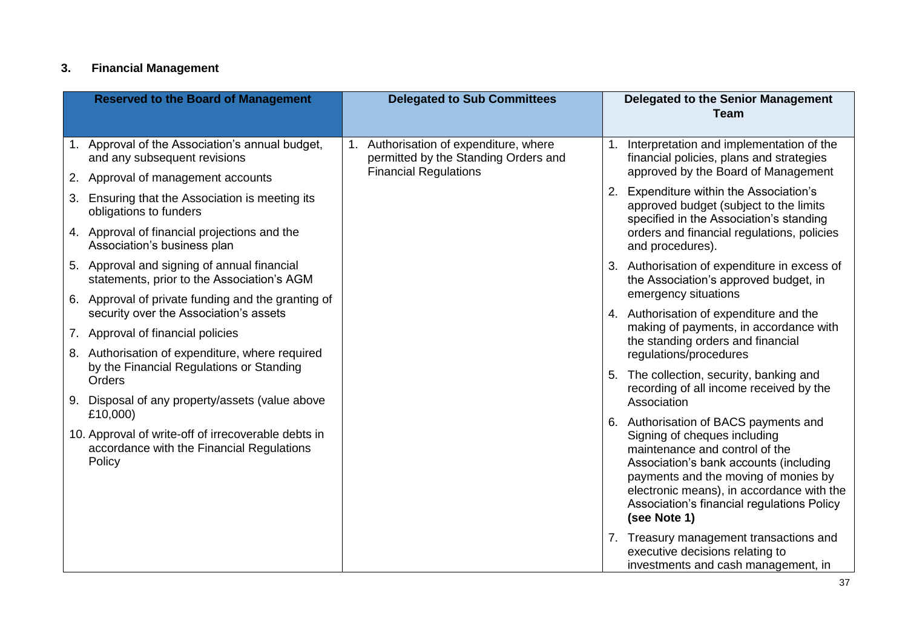## 3. Financial Management

| Reserved to the Board of Management | Delegated to Sub Committees | Delegated to the Senior Management Team |
|---|---|---|
| 1. Approval of the Association's annual budget, and any subsequent revisions<br>2. Approval of management accounts<br>3. Ensuring that the Association is meeting its obligations to funders<br>4. Approval of financial projections and the Association's business plan<br>5. Approval and signing of annual financial statements, prior to the Association's AGM<br>6. Approval of private funding and the granting of security over the Association's assets<br>7. Approval of financial policies<br>8. Authorisation of expenditure, where required by the Financial Regulations or Standing Orders<br>9. Disposal of any property/assets (value above £10,000)<br>10. Approval of write-off of irrecoverable debts in accordance with the Financial Regulations Policy | 1. Authorisation of expenditure, where permitted by the Standing Orders and Financial Regulations | 1. Interpretation and implementation of the financial policies, plans and strategies approved by the Board of Management<br>2. Expenditure within the Association's approved budget (subject to the limits specified in the Association's standing orders and financial regulations, policies and procedures).<br>3. Authorisation of expenditure in excess of the Association's approved budget, in emergency situations<br>4. Authorisation of expenditure and the making of payments, in accordance with the standing orders and financial regulations/procedures<br>5. The collection, security, banking and recording of all income received by the Association<br>6. Authorisation of BACS payments and Signing of cheques including maintenance and control of the Association's bank accounts (including payments and the moving of monies by electronic means), in accordance with the Association's financial regulations Policy **(see Note 1)**<br>7. Treasury management transactions and executive decisions relating to investments and cash management, in |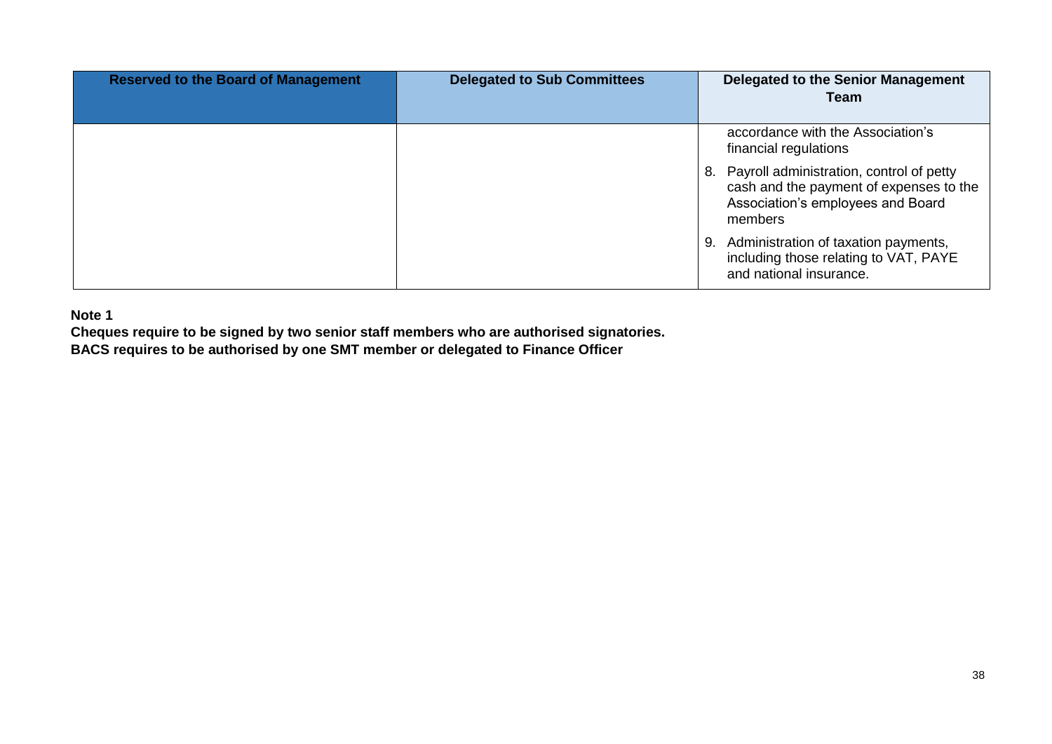| Reserved to the Board of Management | Delegated to Sub Committees | Delegated to the Senior Management Team |
|---|---|---|
| | | accordance with the Association's financial regulations<br>8. Payroll administration, control of petty cash and the payment of expenses to the Association's employees and Board members<br>9. Administration of taxation payments, including those relating to VAT, PAYE and national insurance. |

**Note 1**

**Cheques require to be signed by two senior staff members who are authorised signatories.**
**BACS requires to be authorised by one SMT member or delegated to Finance Officer**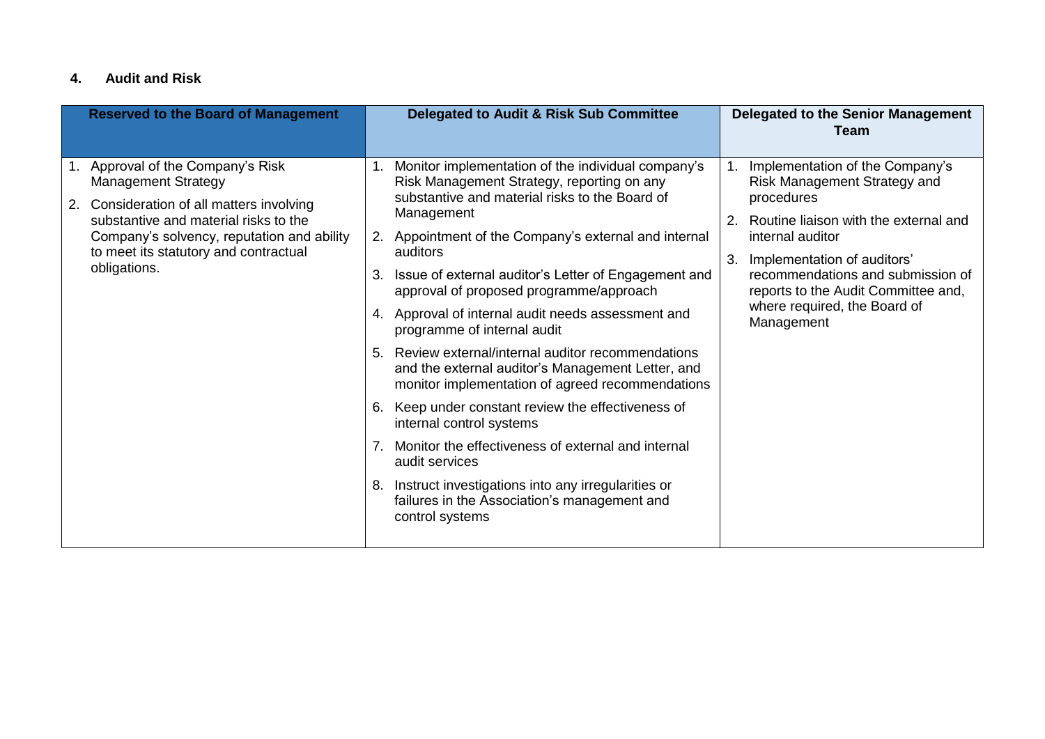## 4. Audit and Risk

| Reserved to the Board of Management | Delegated to Audit & Risk Sub Committee | Delegated to the Senior Management Team |
|---|---|---|
| 1. Approval of the Company's Risk Management Strategy<br>2. Consideration of all matters involving substantive and material risks to the Company's solvency, reputation and ability to meet its statutory and contractual obligations. | 1. Monitor implementation of the individual company's Risk Management Strategy, reporting on any substantive and material risks to the Board of Management<br>2. Appointment of the Company's external and internal auditors<br>3. Issue of external auditor's Letter of Engagement and approval of proposed programme/approach<br>4. Approval of internal audit needs assessment and programme of internal audit<br>5. Review external/internal auditor recommendations and the external auditor's Management Letter, and monitor implementation of agreed recommendations<br>6. Keep under constant review the effectiveness of internal control systems<br>7. Monitor the effectiveness of external and internal audit services<br>8. Instruct investigations into any irregularities or failures in the Association's management and control systems | 1. Implementation of the Company's Risk Management Strategy and procedures<br>2. Routine liaison with the external and internal auditor<br>3. Implementation of auditors' recommendations and submission of reports to the Audit Committee and, where required, the Board of Management |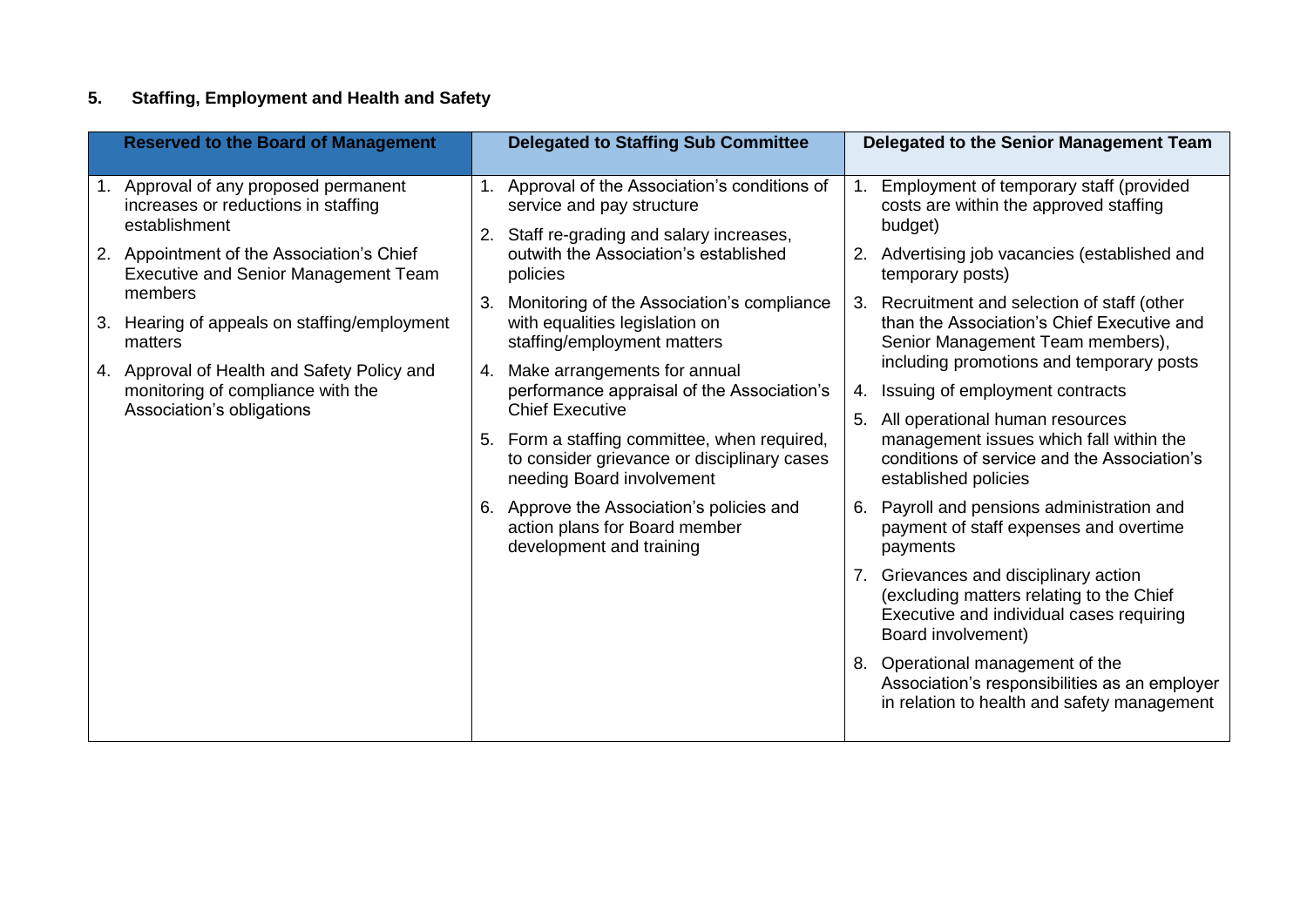## 5. Staffing, Employment and Health and Safety

| Reserved to the Board of Management | Delegated to Staffing Sub Committee | Delegated to the Senior Management Team |
|---|---|---|
| 1. Approval of any proposed permanent increases or reductions in staffing establishment<br>2. Appointment of the Association's Chief Executive and Senior Management Team members<br>3. Hearing of appeals on staffing/employment matters<br>4. Approval of Health and Safety Policy and monitoring of compliance with the Association's obligations | 1. Approval of the Association's conditions of service and pay structure<br>2. Staff re-grading and salary increases, outwith the Association's established policies<br>3. Monitoring of the Association's compliance with equalities legislation on staffing/employment matters<br>4. Make arrangements for annual performance appraisal of the Association's Chief Executive<br>5. Form a staffing committee, when required, to consider grievance or disciplinary cases needing Board involvement<br>6. Approve the Association's policies and action plans for Board member development and training | 1. Employment of temporary staff (provided costs are within the approved staffing budget)<br>2. Advertising job vacancies (established and temporary posts)<br>3. Recruitment and selection of staff (other than the Association's Chief Executive and Senior Management Team members), including promotions and temporary posts<br>4. Issuing of employment contracts<br>5. All operational human resources management issues which fall within the conditions of service and the Association's established policies<br>6. Payroll and pensions administration and payment of staff expenses and overtime payments<br>7. Grievances and disciplinary action (excluding matters relating to the Chief Executive and individual cases requiring Board involvement)<br>8. Operational management of the Association's responsibilities as an employer in relation to health and safety management |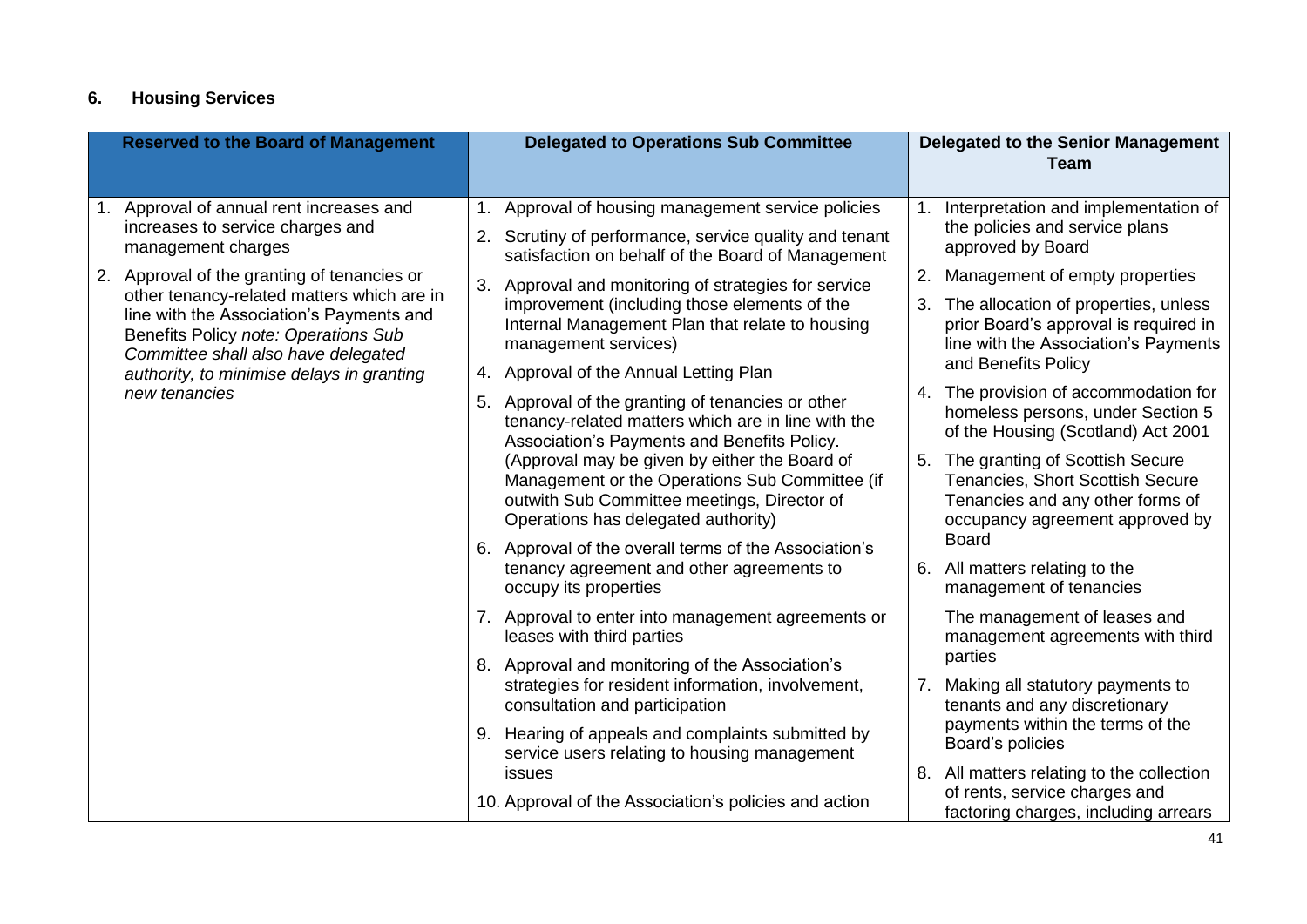## 6. Housing Services

| Reserved to the Board of Management | Delegated to Operations Sub Committee | Delegated to the Senior Management Team |
|---|---|---|
| 1. Approval of annual rent increases and increases to service charges and management charges<br><br>2. Approval of the granting of tenancies or other tenancy-related matters which are in line with the Association's Payments and Benefits Policy *note: Operations Sub Committee shall also have delegated authority, to minimise delays in granting new tenancies* | 1. Approval of housing management service policies<br><br>2. Scrutiny of performance, service quality and tenant satisfaction on behalf of the Board of Management<br><br>3. Approval and monitoring of strategies for service improvement (including those elements of the Internal Management Plan that relate to housing management services)<br><br>4. Approval of the Annual Letting Plan<br><br>5. Approval of the granting of tenancies or other tenancy-related matters which are in line with the Association's Payments and Benefits Policy. (Approval may be given by either the Board of Management or the Operations Sub Committee (if outwith Sub Committee meetings, Director of Operations has delegated authority)<br><br>6. Approval of the overall terms of the Association's tenancy agreement and other agreements to occupy its properties<br><br>7. Approval to enter into management agreements or leases with third parties<br><br>8. Approval and monitoring of the Association's strategies for resident information, involvement, consultation and participation<br><br>9. Hearing of appeals and complaints submitted by service users relating to housing management issues<br><br>10. Approval of the Association's policies and action | 1. Interpretation and implementation of the policies and service plans approved by Board<br><br>2. Management of empty properties<br><br>3. The allocation of properties, unless prior Board's approval is required in line with the Association's Payments and Benefits Policy<br><br>4. The provision of accommodation for homeless persons, under Section 5 of the Housing (Scotland) Act 2001<br><br>5. The granting of Scottish Secure Tenancies, Short Scottish Secure Tenancies and any other forms of occupancy agreement approved by Board<br><br>6. All matters relating to the management of tenancies<br><br>The management of leases and management agreements with third parties<br><br>7. Making all statutory payments to tenants and any discretionary payments within the terms of the Board's policies<br><br>8. All matters relating to the collection of rents, service charges and factoring charges, including arrears |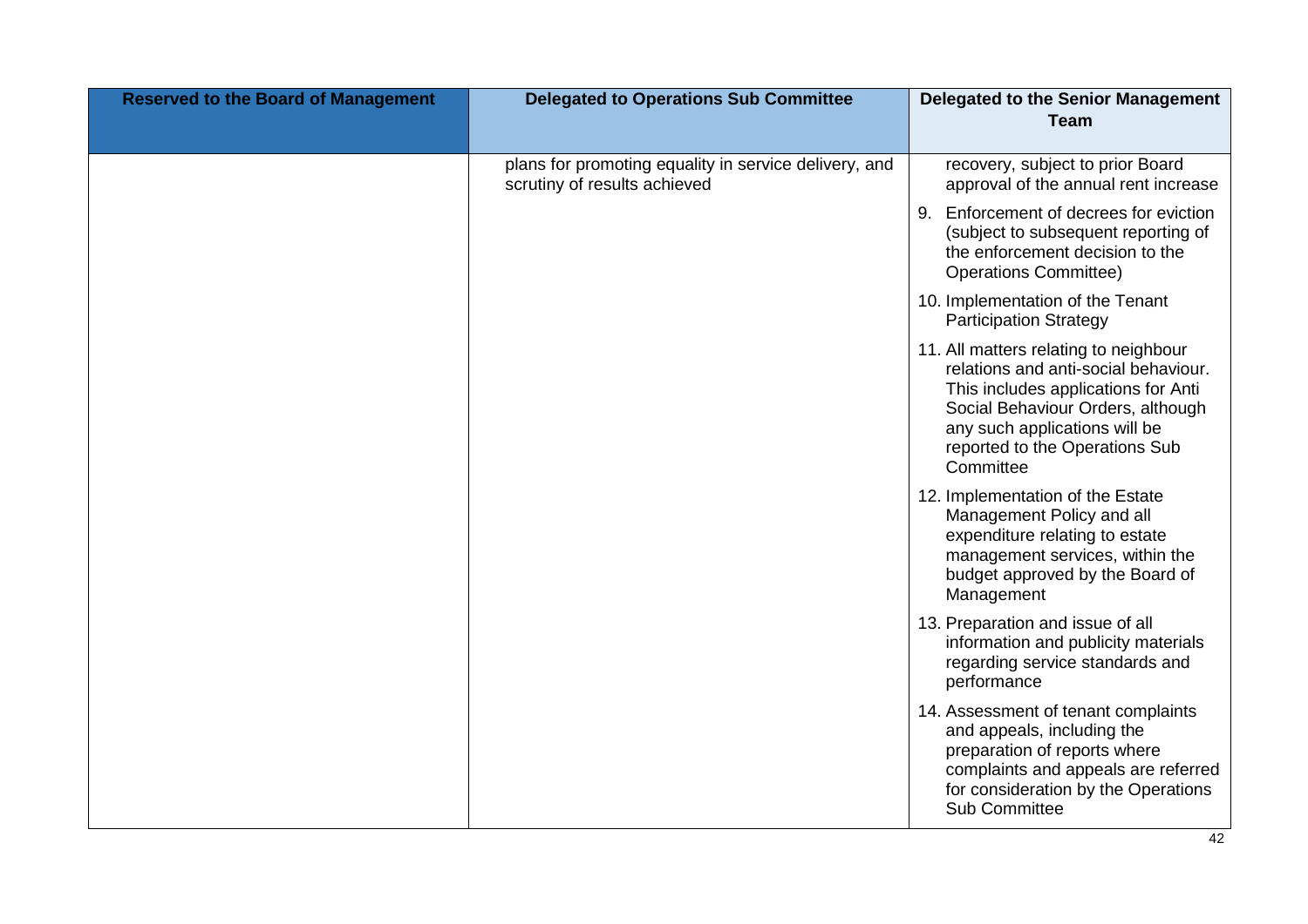| Reserved to the Board of Management | Delegated to Operations Sub Committee | Delegated to the Senior Management Team |
|---|---|---|
| | plans for promoting equality in service delivery, and scrutiny of results achieved | recovery, subject to prior Board approval of the annual rent increase |
| | | 9. Enforcement of decrees for eviction (subject to subsequent reporting of the enforcement decision to the Operations Committee) |
| | | 10. Implementation of the Tenant Participation Strategy |
| | | 11. All matters relating to neighbour relations and anti-social behaviour. This includes applications for Anti Social Behaviour Orders, although any such applications will be reported to the Operations Sub Committee |
| | | 12. Implementation of the Estate Management Policy and all expenditure relating to estate management services, within the budget approved by the Board of Management |
| | | 13. Preparation and issue of all information and publicity materials regarding service standards and performance |
| | | 14. Assessment of tenant complaints and appeals, including the preparation of reports where complaints and appeals are referred for consideration by the Operations Sub Committee |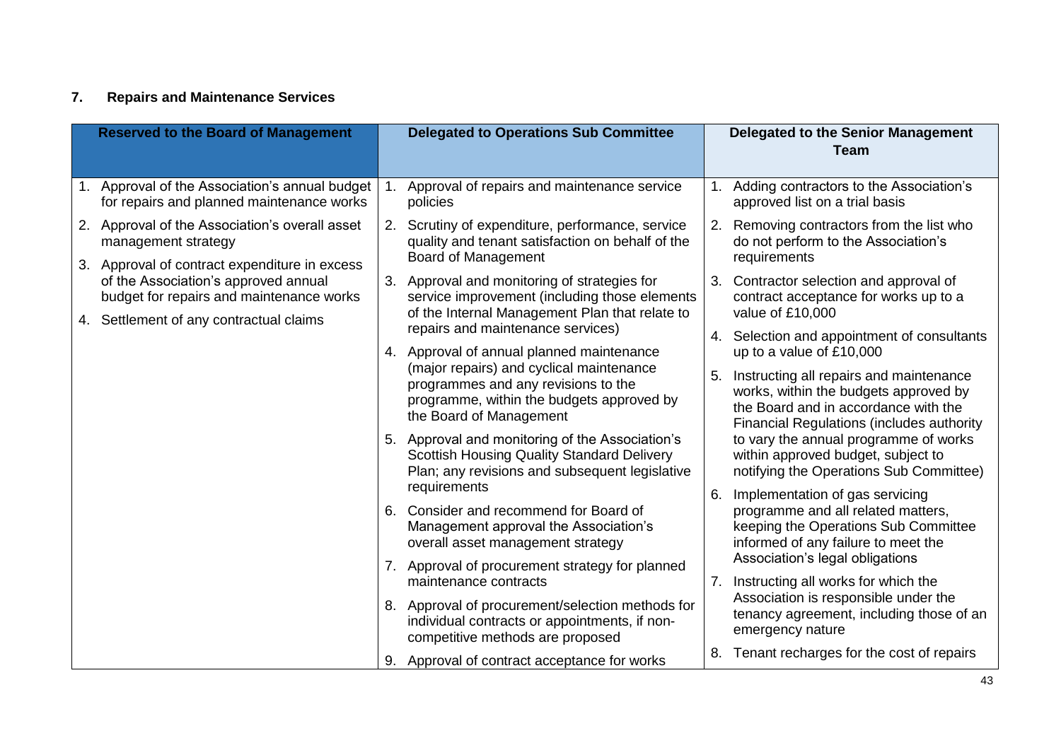## 7. Repairs and Maintenance Services

| Reserved to the Board of Management | Delegated to Operations Sub Committee | Delegated to the Senior Management Team |
|---|---|---|
| 1. Approval of the Association's annual budget for repairs and planned maintenance works<br>2. Approval of the Association's overall asset management strategy<br>3. Approval of contract expenditure in excess of the Association's approved annual budget for repairs and maintenance works<br>4. Settlement of any contractual claims | 1. Approval of repairs and maintenance service policies<br>2. Scrutiny of expenditure, performance, service quality and tenant satisfaction on behalf of the Board of Management<br>3. Approval and monitoring of strategies for service improvement (including those elements of the Internal Management Plan that relate to repairs and maintenance services)<br>4. Approval of annual planned maintenance (major repairs) and cyclical maintenance programmes and any revisions to the programme, within the budgets approved by the Board of Management<br>5. Approval and monitoring of the Association's Scottish Housing Quality Standard Delivery Plan; any revisions and subsequent legislative requirements<br>6. Consider and recommend for Board of Management approval the Association's overall asset management strategy<br>7. Approval of procurement strategy for planned maintenance contracts<br>8. Approval of procurement/selection methods for individual contracts or appointments, if non-competitive methods are proposed<br>9. Approval of contract acceptance for works | 1. Adding contractors to the Association's approved list on a trial basis<br>2. Removing contractors from the list who do not perform to the Association's requirements<br>3. Contractor selection and approval of contract acceptance for works up to a value of £10,000<br>4. Selection and appointment of consultants up to a value of £10,000<br>5. Instructing all repairs and maintenance works, within the budgets approved by the Board and in accordance with the Financial Regulations (includes authority to vary the annual programme of works within approved budget, subject to notifying the Operations Sub Committee)<br>6. Implementation of gas servicing programme and all related matters, keeping the Operations Sub Committee informed of any failure to meet the Association's legal obligations<br>7. Instructing all works for which the Association is responsible under the tenancy agreement, including those of an emergency nature<br>8. Tenant recharges for the cost of repairs |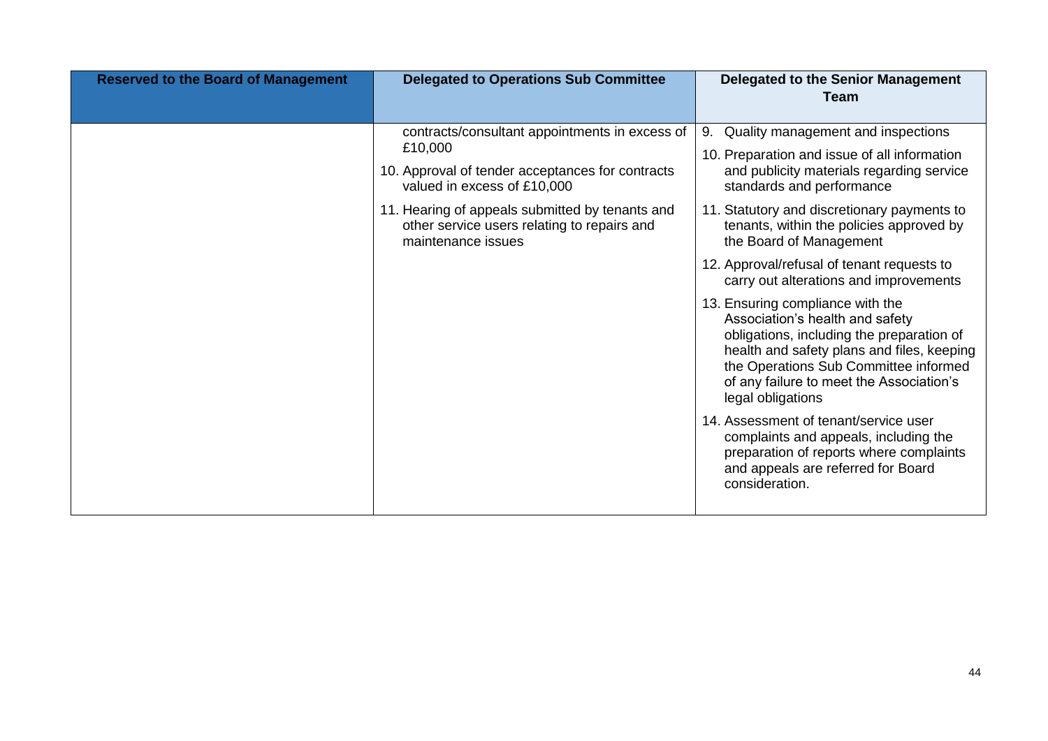| Reserved to the Board of Management | Delegated to Operations Sub Committee | Delegated to the Senior Management Team |
|---|---|---|
| | contracts/consultant appointments in excess of £10,000<br><br>10. Approval of tender acceptances for contracts valued in excess of £10,000<br><br>11. Hearing of appeals submitted by tenants and other service users relating to repairs and maintenance issues | 9. Quality management and inspections<br><br>10. Preparation and issue of all information and publicity materials regarding service standards and performance<br><br>11. Statutory and discretionary payments to tenants, within the policies approved by the Board of Management<br><br>12. Approval/refusal of tenant requests to carry out alterations and improvements<br><br>13. Ensuring compliance with the Association's health and safety obligations, including the preparation of health and safety plans and files, keeping the Operations Sub Committee informed of any failure to meet the Association's legal obligations<br><br>14. Assessment of tenant/service user complaints and appeals, including the preparation of reports where complaints and appeals are referred for Board consideration. |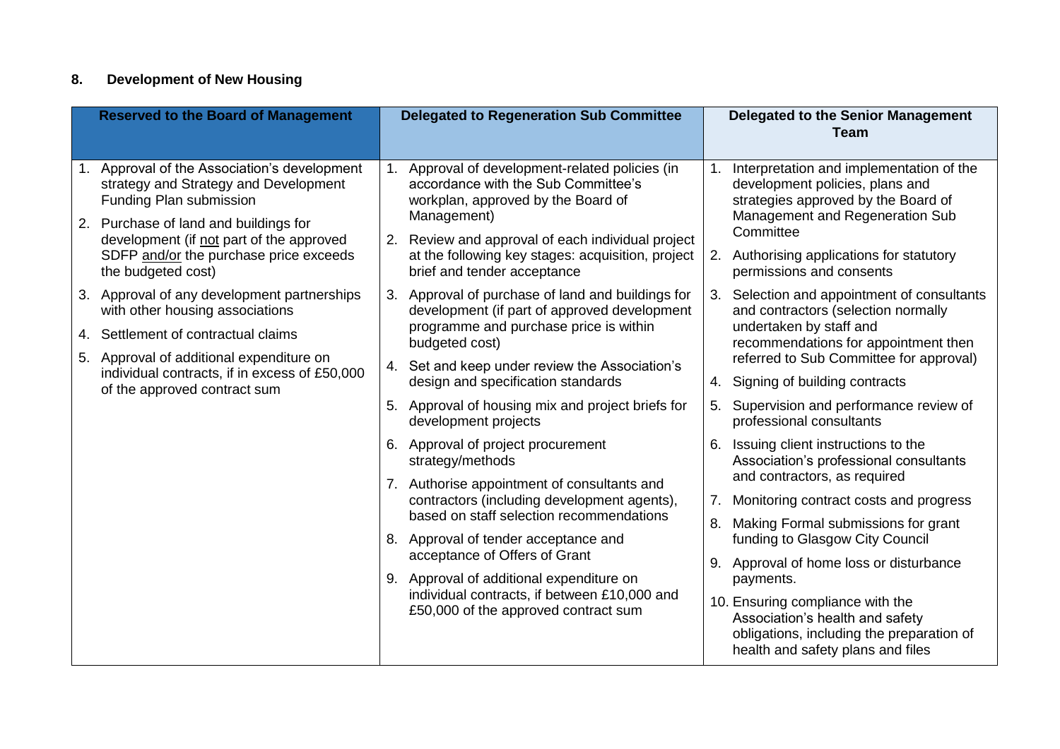## 8. Development of New Housing

| Reserved to the Board of Management | Delegated to Regeneration Sub Committee | Delegated to the Senior Management Team |
|---|---|---|
| 1. Approval of the Association's development strategy and Strategy and Development Funding Plan submission<br>2. Purchase of land and buildings for development (if <u>not</u> part of the approved SDFP <u>and/or</u> the purchase price exceeds the budgeted cost)<br>3. Approval of any development partnerships with other housing associations<br>4. Settlement of contractual claims<br>5. Approval of additional expenditure on individual contracts, if in excess of £50,000 of the approved contract sum | 1. Approval of development-related policies (in accordance with the Sub Committee's workplan, approved by the Board of Management)<br>2. Review and approval of each individual project at the following key stages: acquisition, project brief and tender acceptance<br>3. Approval of purchase of land and buildings for development (if part of approved development programme and purchase price is within budgeted cost)<br>4. Set and keep under review the Association's design and specification standards<br>5. Approval of housing mix and project briefs for development projects<br>6. Approval of project procurement strategy/methods<br>7. Authorise appointment of consultants and contractors (including development agents), based on staff selection recommendations<br>8. Approval of tender acceptance and acceptance of Offers of Grant<br>9. Approval of additional expenditure on individual contracts, if between £10,000 and £50,000 of the approved contract sum | 1. Interpretation and implementation of the development policies, plans and strategies approved by the Board of Management and Regeneration Sub Committee<br>2. Authorising applications for statutory permissions and consents<br>3. Selection and appointment of consultants and contractors (selection normally undertaken by staff and recommendations for appointment then referred to Sub Committee for approval)<br>4. Signing of building contracts<br>5. Supervision and performance review of professional consultants<br>6. Issuing client instructions to the Association's professional consultants and contractors, as required<br>7. Monitoring contract costs and progress<br>8. Making Formal submissions for grant funding to Glasgow City Council<br>9. Approval of home loss or disturbance payments.<br>10. Ensuring compliance with the Association's health and safety obligations, including the preparation of health and safety plans and files |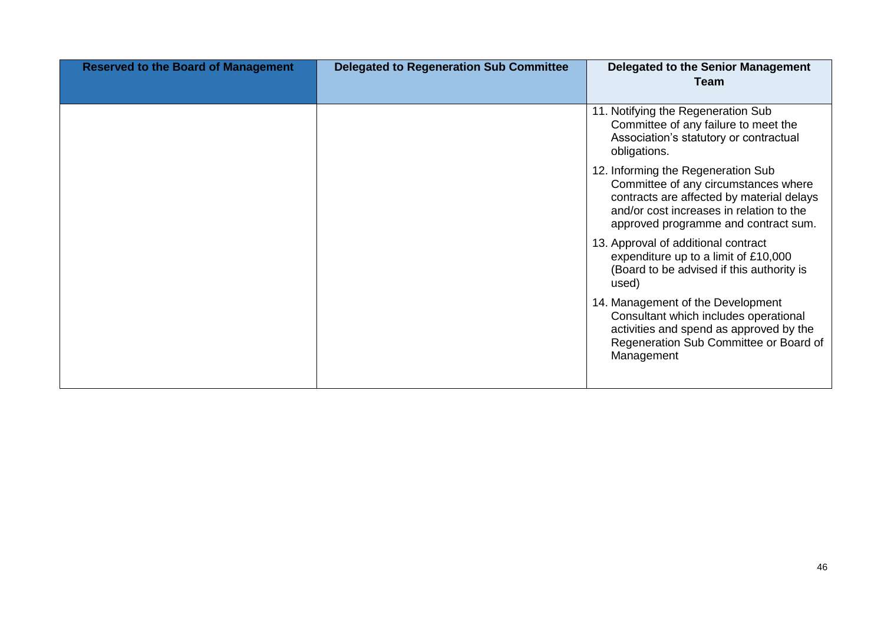| Reserved to the Board of Management | Delegated to Regeneration Sub Committee | Delegated to the Senior Management Team |
|---|---|---|
| | | 11. Notifying the Regeneration Sub Committee of any failure to meet the Association's statutory or contractual obligations.<br><br>12. Informing the Regeneration Sub Committee of any circumstances where contracts are affected by material delays and/or cost increases in relation to the approved programme and contract sum.<br><br>13. Approval of additional contract expenditure up to a limit of £10,000 (Board to be advised if this authority is used)<br><br>14. Management of the Development Consultant which includes operational activities and spend as approved by the Regeneration Sub Committee or Board of Management |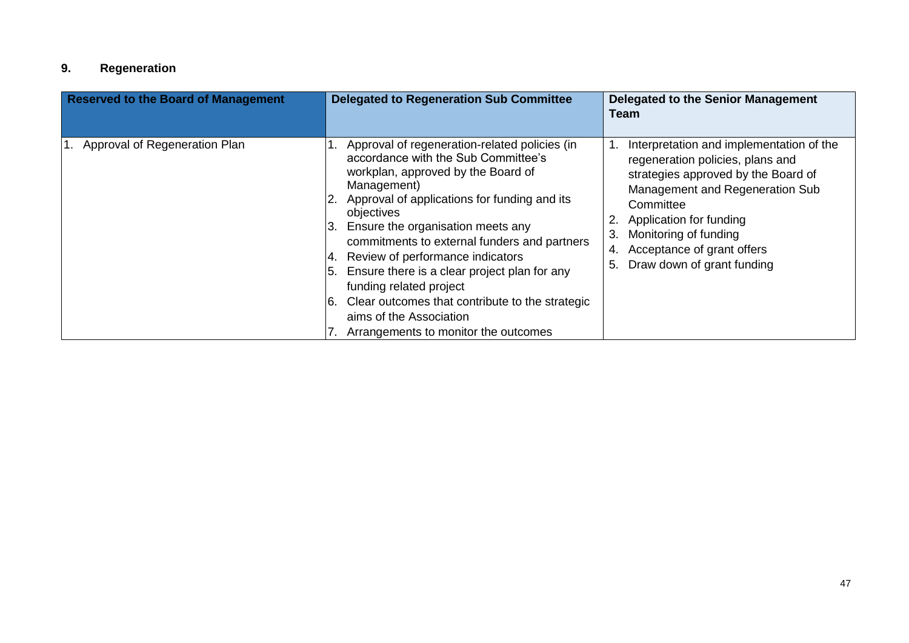## 9. Regeneration

| Reserved to the Board of Management | Delegated to Regeneration Sub Committee | Delegated to the Senior Management Team |
|---|---|---|
| 1. Approval of Regeneration Plan | 1. Approval of regeneration-related policies (in accordance with the Sub Committee's workplan, approved by the Board of Management)<br>2. Approval of applications for funding and its objectives<br>3. Ensure the organisation meets any commitments to external funders and partners<br>4. Review of performance indicators<br>5. Ensure there is a clear project plan for any funding related project<br>6. Clear outcomes that contribute to the strategic aims of the Association<br>7. Arrangements to monitor the outcomes | 1. Interpretation and implementation of the regeneration policies, plans and strategies approved by the Board of Management and Regeneration Sub Committee<br>2. Application for funding<br>3. Monitoring of funding<br>4. Acceptance of grant offers<br>5. Draw down of grant funding |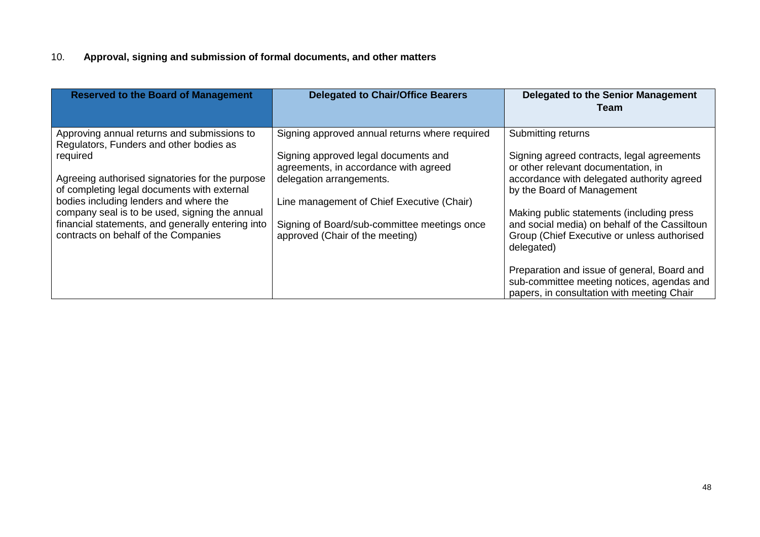## 10. **Approval, signing and submission of formal documents, and other matters**

| Reserved to the Board of Management | Delegated to Chair/Office Bearers | Delegated to the Senior Management Team |
|---|---|---|
| Approving annual returns and submissions to Regulators, Funders and other bodies as required<br><br>Agreeing authorised signatories for the purpose of completing legal documents with external bodies including lenders and where the company seal is to be used, signing the annual financial statements, and generally entering into contracts on behalf of the Companies | Signing approved annual returns where required<br><br>Signing approved legal documents and agreements, in accordance with agreed delegation arrangements.<br><br>Line management of Chief Executive (Chair)<br><br>Signing of Board/sub-committee meetings once approved (Chair of the meeting) | Submitting returns<br><br>Signing agreed contracts, legal agreements or other relevant documentation, in accordance with delegated authority agreed by the Board of Management<br><br>Making public statements (including press and social media) on behalf of the Cassiltoun Group (Chief Executive or unless authorised delegated)<br><br>Preparation and issue of general, Board and sub-committee meeting notices, agendas and papers, in consultation with meeting Chair |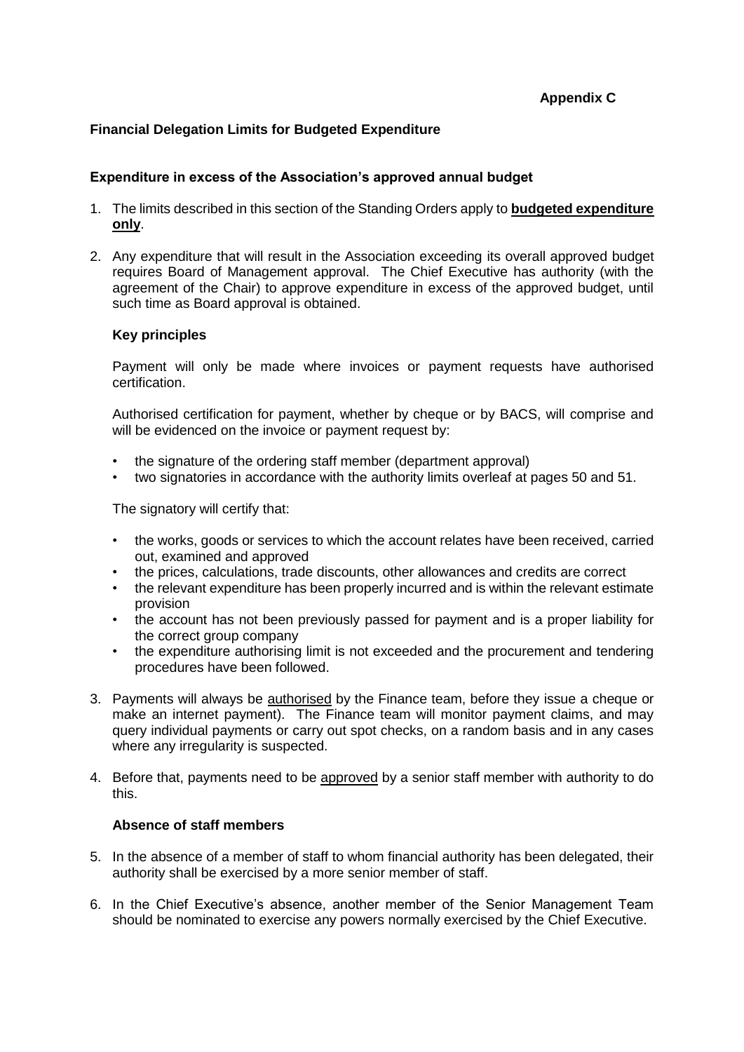**Appendix C**

## Financial Delegation Limits for Budgeted Expenditure

### Expenditure in excess of the Association's approved annual budget

1. The limits described in this section of the Standing Orders apply to **budgeted expenditure only**.

2. Any expenditure that will result in the Association exceeding its overall approved budget requires Board of Management approval. The Chief Executive has authority (with the agreement of the Chair) to approve expenditure in excess of the approved budget, until such time as Board approval is obtained.

   **Key principles**

   Payment will only be made where invoices or payment requests have authorised certification.

   Authorised certification for payment, whether by cheque or by BACS, will comprise and will be evidenced on the invoice or payment request by:

   - the signature of the ordering staff member (department approval)
   - two signatories in accordance with the authority limits overleaf at pages 50 and 51.

   The signatory will certify that:

   - the works, goods or services to which the account relates have been received, carried out, examined and approved
   - the prices, calculations, trade discounts, other allowances and credits are correct
   - the relevant expenditure has been properly incurred and is within the relevant estimate provision
   - the account has not been previously passed for payment and is a proper liability for the correct group company
   - the expenditure authorising limit is not exceeded and the procurement and tendering procedures have been followed.

3. Payments will always be authorised by the Finance team, before they issue a cheque or make an internet payment). The Finance team will monitor payment claims, and may query individual payments or carry out spot checks, on a random basis and in any cases where any irregularity is suspected.

4. Before that, payments need to be approved by a senior staff member with authority to do this.

   **Absence of staff members**

5. In the absence of a member of staff to whom financial authority has been delegated, their authority shall be exercised by a more senior member of staff.

6. In the Chief Executive's absence, another member of the Senior Management Team should be nominated to exercise any powers normally exercised by the Chief Executive.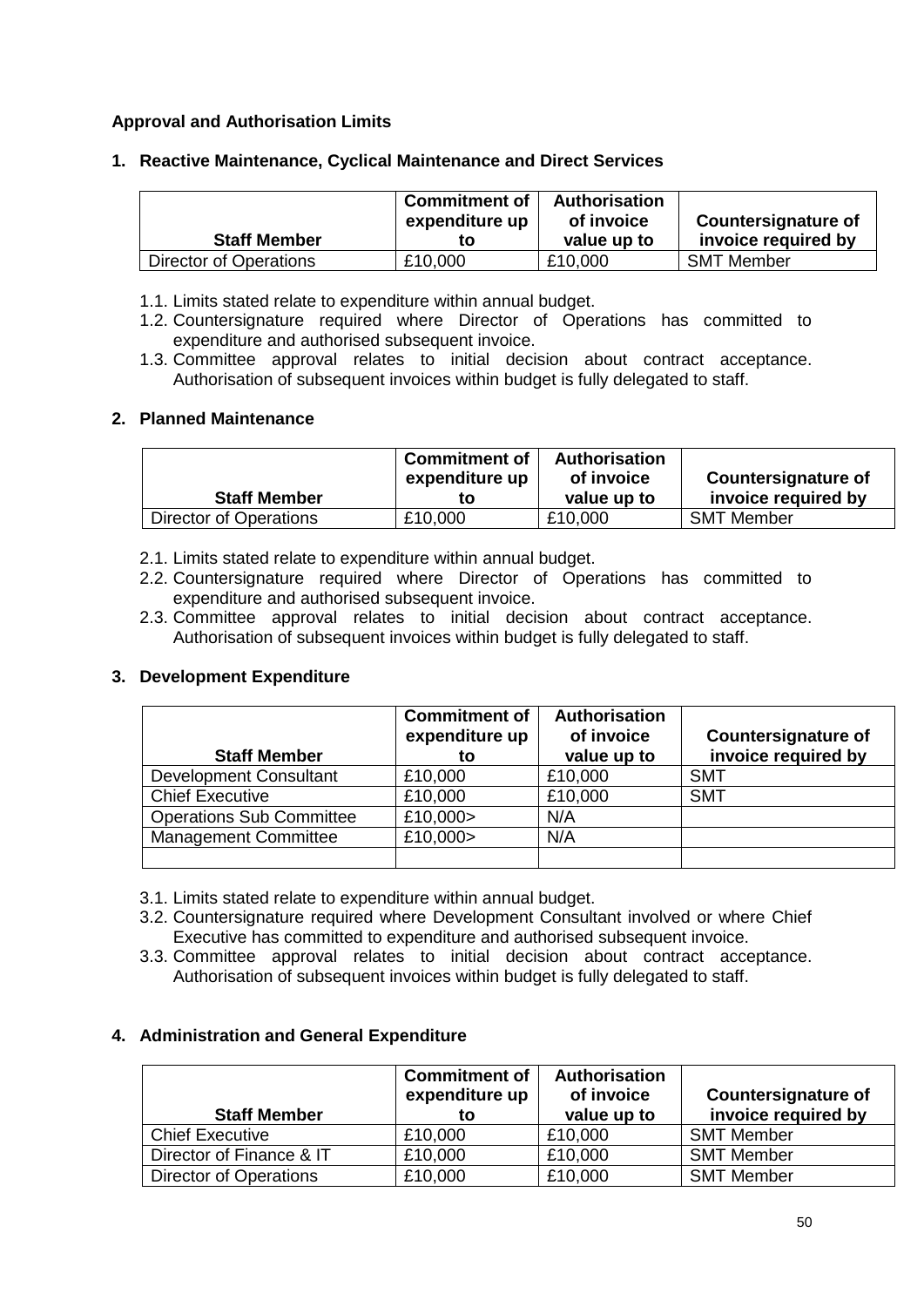**Approval and Authorisation Limits**

1. **Reactive Maintenance, Cyclical Maintenance and Direct Services**

| Staff Member | Commitment of expenditure up to | Authorisation of invoice value up to | Countersignature of invoice required by |
|---|---|---|---|
| Director of Operations | £10,000 | £10,000 | SMT Member |

1.1. Limits stated relate to expenditure within annual budget.
1.2. Countersignature required where Director of Operations has committed to expenditure and authorised subsequent invoice.
1.3. Committee approval relates to initial decision about contract acceptance. Authorisation of subsequent invoices within budget is fully delegated to staff.

2. **Planned Maintenance**

| Staff Member | Commitment of expenditure up to | Authorisation of invoice value up to | Countersignature of invoice required by |
|---|---|---|---|
| Director of Operations | £10,000 | £10,000 | SMT Member |

2.1. Limits stated relate to expenditure within annual budget.
2.2. Countersignature required where Director of Operations has committed to expenditure and authorised subsequent invoice.
2.3. Committee approval relates to initial decision about contract acceptance. Authorisation of subsequent invoices within budget is fully delegated to staff.

3. **Development Expenditure**

| Staff Member | Commitment of expenditure up to | Authorisation of invoice value up to | Countersignature of invoice required by |
|---|---|---|---|
| Development Consultant | £10,000 | £10,000 | SMT |
| Chief Executive | £10,000 | £10,000 | SMT |
| Operations Sub Committee | £10,000> | N/A | |
| Management Committee | £10,000> | N/A | |
| | | | |

3.1. Limits stated relate to expenditure within annual budget.
3.2. Countersignature required where Development Consultant involved or where Chief Executive has committed to expenditure and authorised subsequent invoice.
3.3. Committee approval relates to initial decision about contract acceptance. Authorisation of subsequent invoices within budget is fully delegated to staff.

4. **Administration and General Expenditure**

| Staff Member | Commitment of expenditure up to | Authorisation of invoice value up to | Countersignature of invoice required by |
|---|---|---|---|
| Chief Executive | £10,000 | £10,000 | SMT Member |
| Director of Finance & IT | £10,000 | £10,000 | SMT Member |
| Director of Operations | £10,000 | £10,000 | SMT Member |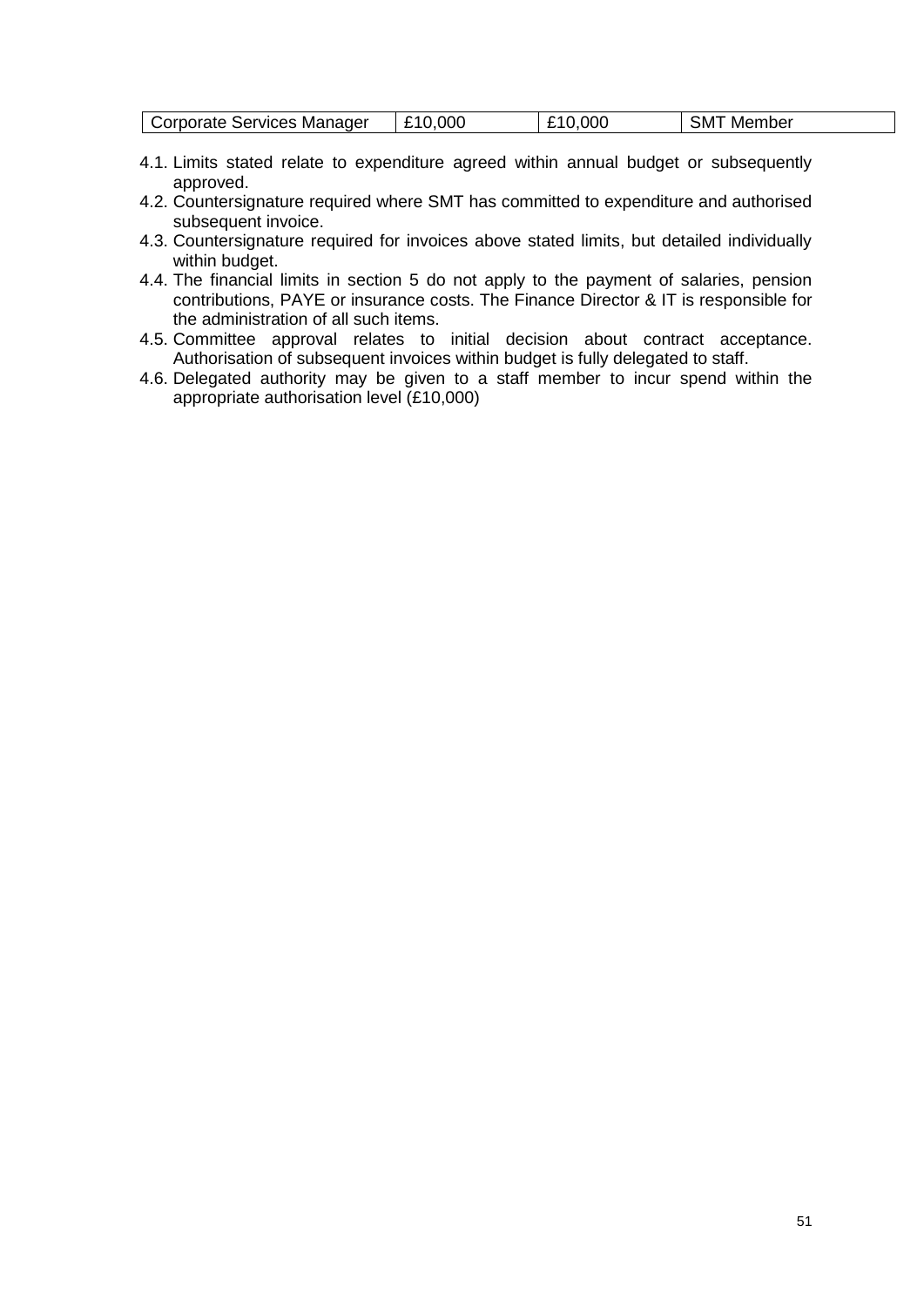| Corporate Services Manager | £10,000 | £10,000 | SMT Member |
|---|---|---|---|

4.1. Limits stated relate to expenditure agreed within annual budget or subsequently approved.
4.2. Countersignature required where SMT has committed to expenditure and authorised subsequent invoice.
4.3. Countersignature required for invoices above stated limits, but detailed individually within budget.
4.4. The financial limits in section 5 do not apply to the payment of salaries, pension contributions, PAYE or insurance costs. The Finance Director & IT is responsible for the administration of all such items.
4.5. Committee approval relates to initial decision about contract acceptance. Authorisation of subsequent invoices within budget is fully delegated to staff.
4.6. Delegated authority may be given to a staff member to incur spend within the appropriate authorisation level (£10,000)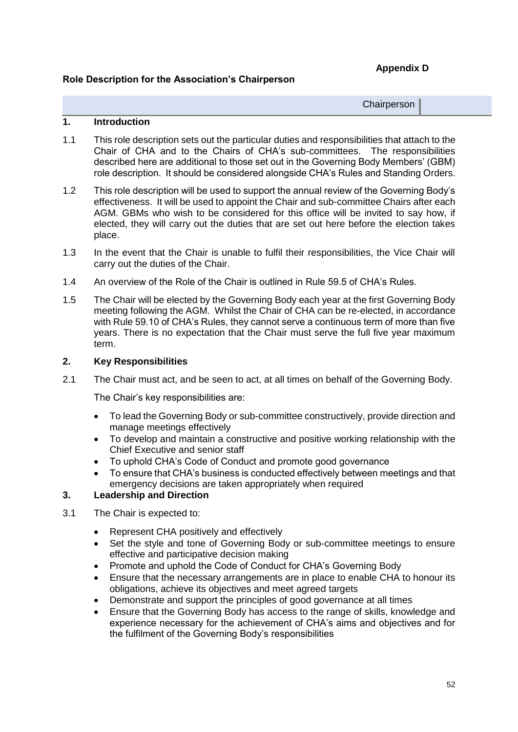**Appendix D**

**Role Description for the Association's Chairperson**

Chairperson

## 1. Introduction

1.1 This role description sets out the particular duties and responsibilities that attach to the Chair of CHA and to the Chairs of CHA's sub-committees. The responsibilities described here are additional to those set out in the Governing Body Members' (GBM) role description. It should be considered alongside CHA's Rules and Standing Orders.

1.2 This role description will be used to support the annual review of the Governing Body's effectiveness. It will be used to appoint the Chair and sub-committee Chairs after each AGM. GBMs who wish to be considered for this office will be invited to say how, if elected, they will carry out the duties that are set out here before the election takes place.

1.3 In the event that the Chair is unable to fulfil their responsibilities, the Vice Chair will carry out the duties of the Chair.

1.4 An overview of the Role of the Chair is outlined in Rule 59.5 of CHA's Rules.

1.5 The Chair will be elected by the Governing Body each year at the first Governing Body meeting following the AGM. Whilst the Chair of CHA can be re-elected, in accordance with Rule 59.10 of CHA's Rules, they cannot serve a continuous term of more than five years. There is no expectation that the Chair must serve the full five year maximum term.

## 2. Key Responsibilities

2.1 The Chair must act, and be seen to act, at all times on behalf of the Governing Body.

The Chair's key responsibilities are:

- To lead the Governing Body or sub-committee constructively, provide direction and manage meetings effectively
- To develop and maintain a constructive and positive working relationship with the Chief Executive and senior staff
- To uphold CHA's Code of Conduct and promote good governance
- To ensure that CHA's business is conducted effectively between meetings and that emergency decisions are taken appropriately when required

## 3. Leadership and Direction

3.1 The Chair is expected to:

- Represent CHA positively and effectively
- Set the style and tone of Governing Body or sub-committee meetings to ensure effective and participative decision making
- Promote and uphold the Code of Conduct for CHA's Governing Body
- Ensure that the necessary arrangements are in place to enable CHA to honour its obligations, achieve its objectives and meet agreed targets
- Demonstrate and support the principles of good governance at all times
- Ensure that the Governing Body has access to the range of skills, knowledge and experience necessary for the achievement of CHA's aims and objectives and for the fulfilment of the Governing Body's responsibilities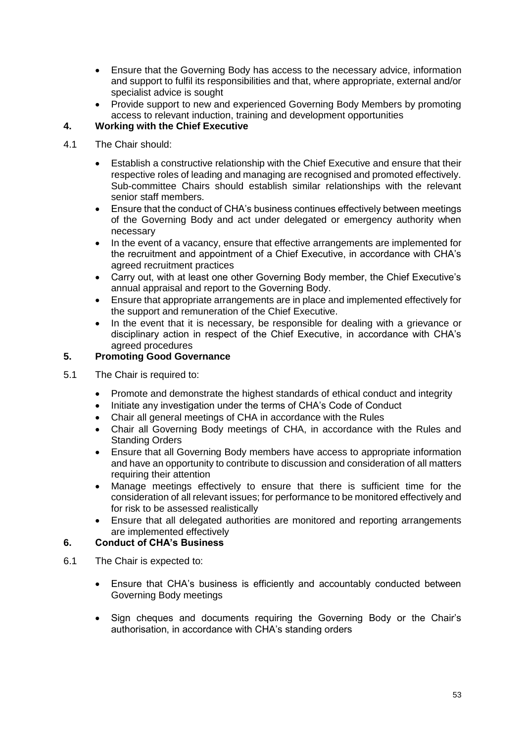- Ensure that the Governing Body has access to the necessary advice, information and support to fulfil its responsibilities and that, where appropriate, external and/or specialist advice is sought
- Provide support to new and experienced Governing Body Members by promoting access to relevant induction, training and development opportunities

## 4. Working with the Chief Executive

4.1 The Chair should:

- Establish a constructive relationship with the Chief Executive and ensure that their respective roles of leading and managing are recognised and promoted effectively. Sub-committee Chairs should establish similar relationships with the relevant senior staff members.
- Ensure that the conduct of CHA's business continues effectively between meetings of the Governing Body and act under delegated or emergency authority when necessary
- In the event of a vacancy, ensure that effective arrangements are implemented for the recruitment and appointment of a Chief Executive, in accordance with CHA's agreed recruitment practices
- Carry out, with at least one other Governing Body member, the Chief Executive's annual appraisal and report to the Governing Body.
- Ensure that appropriate arrangements are in place and implemented effectively for the support and remuneration of the Chief Executive.
- In the event that it is necessary, be responsible for dealing with a grievance or disciplinary action in respect of the Chief Executive, in accordance with CHA's agreed procedures

## 5. Promoting Good Governance

5.1 The Chair is required to:

- Promote and demonstrate the highest standards of ethical conduct and integrity
- Initiate any investigation under the terms of CHA's Code of Conduct
- Chair all general meetings of CHA in accordance with the Rules
- Chair all Governing Body meetings of CHA, in accordance with the Rules and Standing Orders
- Ensure that all Governing Body members have access to appropriate information and have an opportunity to contribute to discussion and consideration of all matters requiring their attention
- Manage meetings effectively to ensure that there is sufficient time for the consideration of all relevant issues; for performance to be monitored effectively and for risk to be assessed realistically
- Ensure that all delegated authorities are monitored and reporting arrangements are implemented effectively

## 6. Conduct of CHA's Business

6.1 The Chair is expected to:

- Ensure that CHA's business is efficiently and accountably conducted between Governing Body meetings
- Sign cheques and documents requiring the Governing Body or the Chair's authorisation, in accordance with CHA's standing orders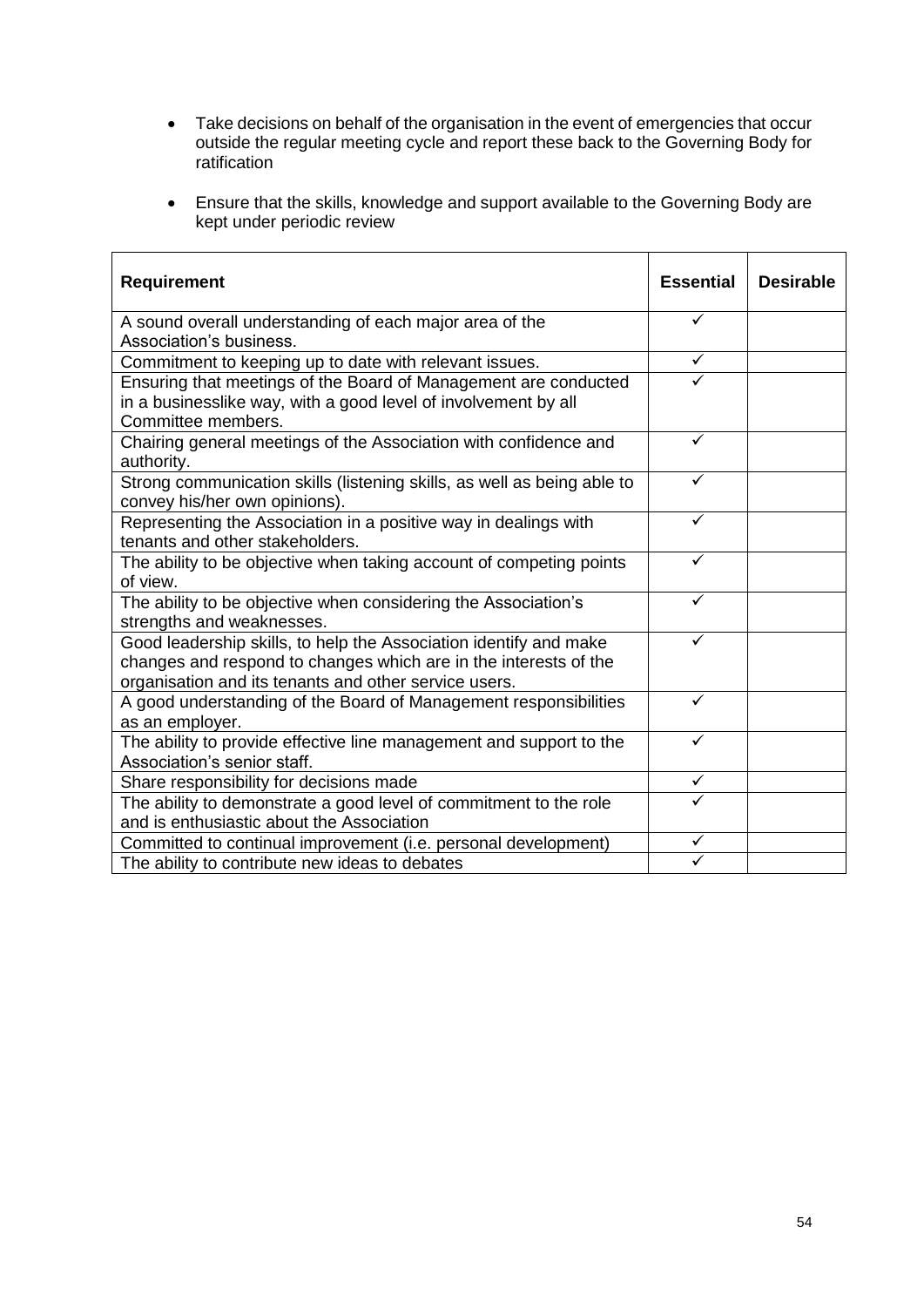- Take decisions on behalf of the organisation in the event of emergencies that occur outside the regular meeting cycle and report these back to the Governing Body for ratification

- Ensure that the skills, knowledge and support available to the Governing Body are kept under periodic review

| **Requirement** | **Essential** | **Desirable** |
|---|---|---|
| A sound overall understanding of each major area of the Association's business. | ✓ | |
| Commitment to keeping up to date with relevant issues. | ✓ | |
| Ensuring that meetings of the Board of Management are conducted in a businesslike way, with a good level of involvement by all Committee members. | ✓ | |
| Chairing general meetings of the Association with confidence and authority. | ✓ | |
| Strong communication skills (listening skills, as well as being able to convey his/her own opinions). | ✓ | |
| Representing the Association in a positive way in dealings with tenants and other stakeholders. | ✓ | |
| The ability to be objective when taking account of competing points of view. | ✓ | |
| The ability to be objective when considering the Association's strengths and weaknesses. | ✓ | |
| Good leadership skills, to help the Association identify and make changes and respond to changes which are in the interests of the organisation and its tenants and other service users. | ✓ | |
| A good understanding of the Board of Management responsibilities as an employer. | ✓ | |
| The ability to provide effective line management and support to the Association's senior staff. | ✓ | |
| Share responsibility for decisions made | ✓ | |
| The ability to demonstrate a good level of commitment to the role and is enthusiastic about the Association | ✓ | |
| Committed to continual improvement (i.e. personal development) | ✓ | |
| The ability to contribute new ideas to debates | ✓ | |